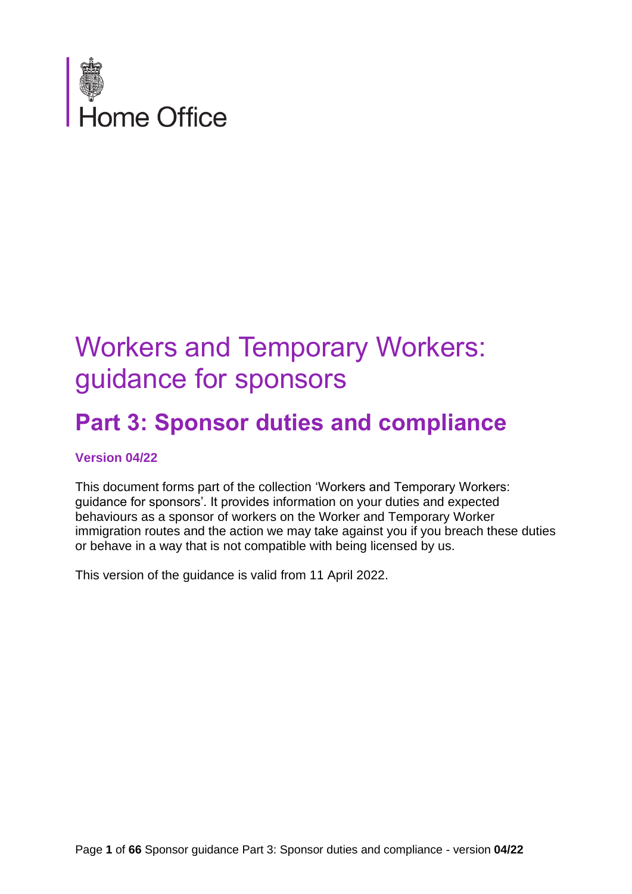Home Office

# Workers and Temporary Workers: guidance for sponsors

## Part 3: Sponsor duties and compliance

**Version 04/22**

This document forms part of the collection 'Workers and Temporary Workers: guidance for sponsors'. It provides information on your duties and expected behaviours as a sponsor of workers on the Worker and Temporary Worker immigration routes and the action we may take against you if you breach these duties or behave in a way that is not compatible with being licensed by us.

This version of the guidance is valid from 11 April 2022.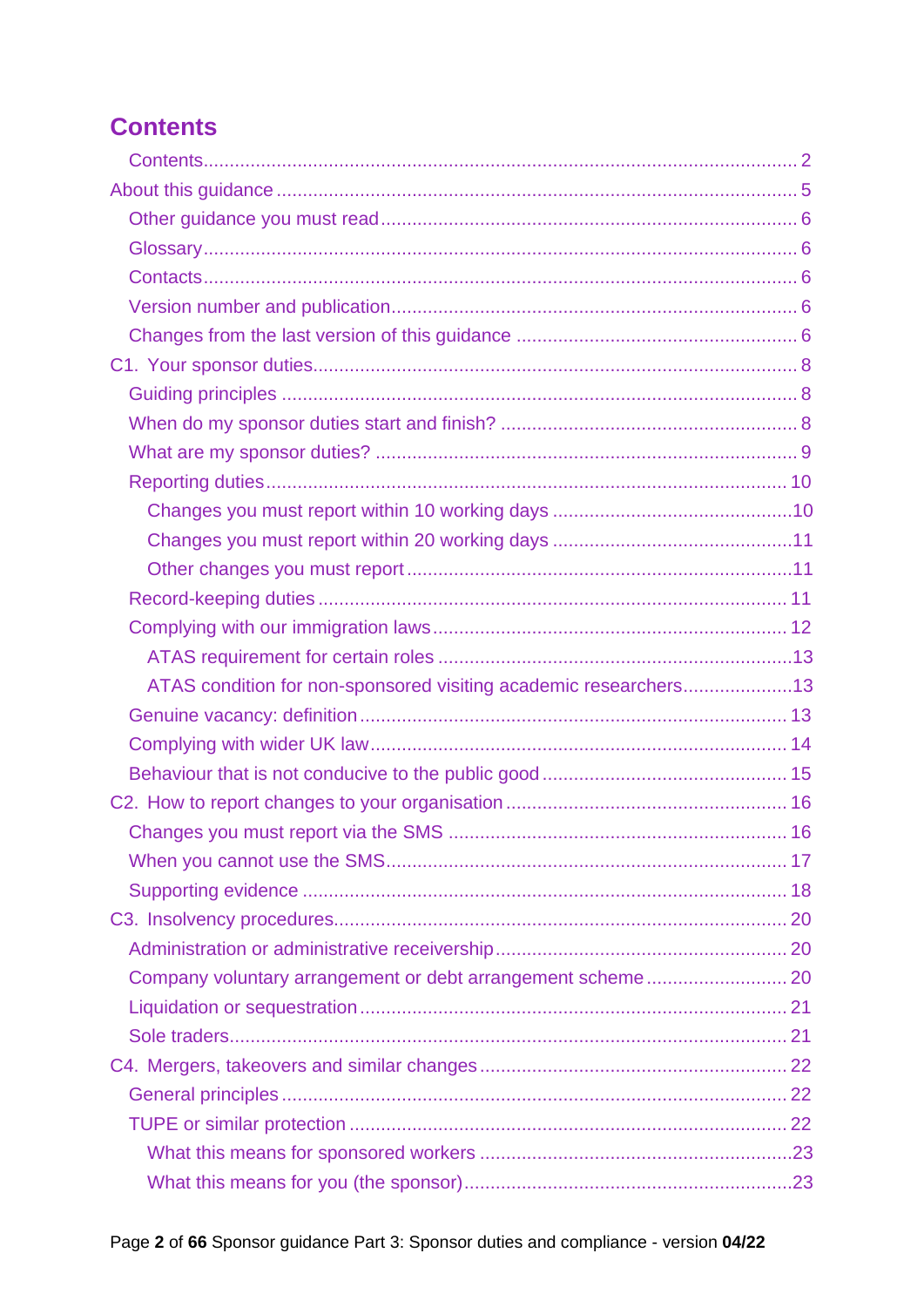## Contents

- Contents 2
- About this guidance 5
  - Other guidance you must read 6
  - Glossary 6
  - Contacts 6
  - Version number and publication 6
  - Changes from the last version of this guidance 6
- C1. Your sponsor duties 8
  - Guiding principles 8
  - When do my sponsor duties start and finish? 8
  - What are my sponsor duties? 9
  - Reporting duties 10
    - Changes you must report within 10 working days 10
    - Changes you must report within 20 working days 11
    - Other changes you must report 11
  - Record-keeping duties 11
  - Complying with our immigration laws 12
    - ATAS requirement for certain roles 13
    - ATAS condition for non-sponsored visiting academic researchers 13
  - Genuine vacancy: definition 13
  - Complying with wider UK law 14
  - Behaviour that is not conducive to the public good 15
- C2. How to report changes to your organisation 16
  - Changes you must report via the SMS 16
  - When you cannot use the SMS 17
  - Supporting evidence 18
- C3. Insolvency procedures 20
  - Administration or administrative receivership 20
  - Company voluntary arrangement or debt arrangement scheme 20
  - Liquidation or sequestration 21
  - Sole traders 21
- C4. Mergers, takeovers and similar changes 22
  - General principles 22
  - TUPE or similar protection 22
    - What this means for sponsored workers 23
    - What this means for you (the sponsor) 23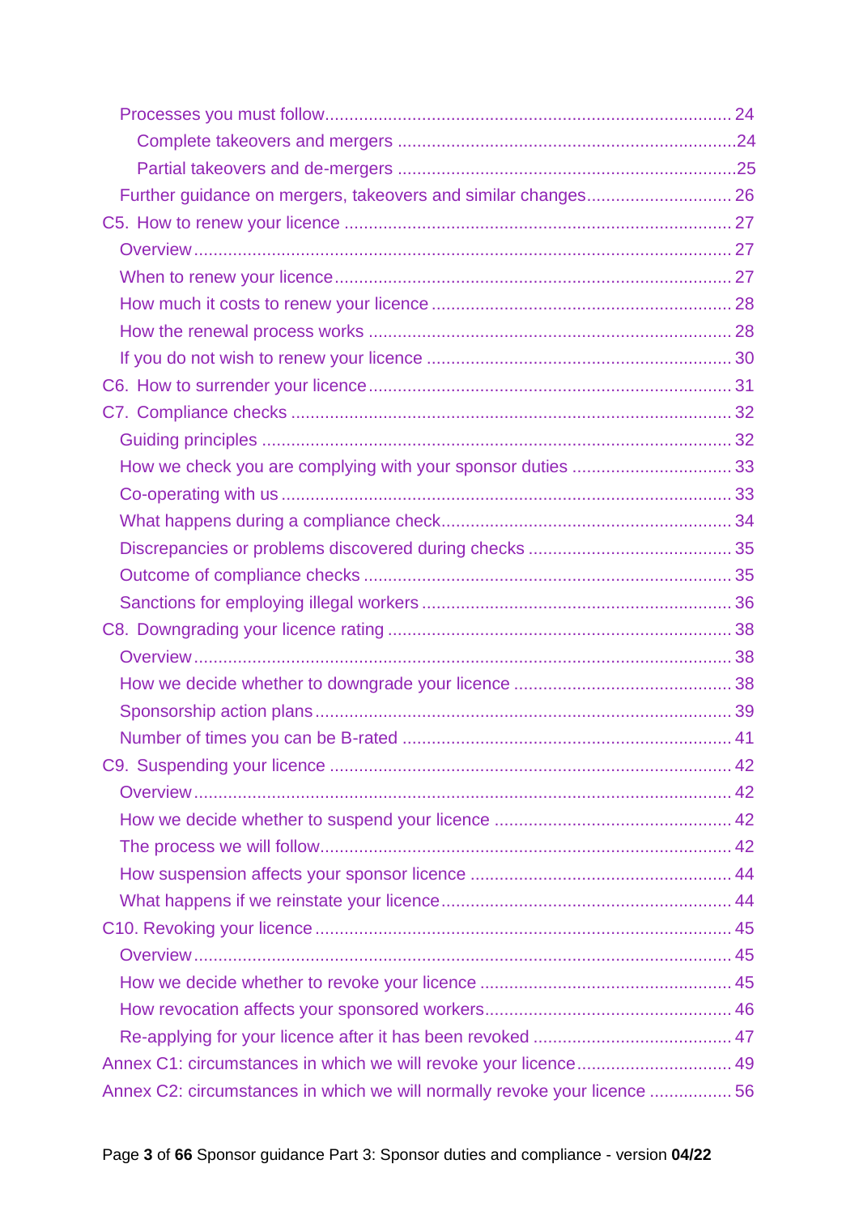- Processes you must follow ... 24
  - Complete takeovers and mergers ... 24
  - Partial takeovers and de-mergers ... 25
- Further guidance on mergers, takeovers and similar changes ... 26

C5. How to renew your licence ... 27
- Overview ... 27
- When to renew your licence ... 27
- How much it costs to renew your licence ... 28
- How the renewal process works ... 28
- If you do not wish to renew your licence ... 30

C6. How to surrender your licence ... 31

C7. Compliance checks ... 32
- Guiding principles ... 32
- How we check you are complying with your sponsor duties ... 33
- Co-operating with us ... 33
- What happens during a compliance check ... 34
- Discrepancies or problems discovered during checks ... 35
- Outcome of compliance checks ... 35
- Sanctions for employing illegal workers ... 36

C8. Downgrading your licence rating ... 38
- Overview ... 38
- How we decide whether to downgrade your licence ... 38
- Sponsorship action plans ... 39
- Number of times you can be B-rated ... 41

C9. Suspending your licence ... 42
- Overview ... 42
- How we decide whether to suspend your licence ... 42
- The process we will follow ... 42
- How suspension affects your sponsor licence ... 44
- What happens if we reinstate your licence ... 44

C10. Revoking your licence ... 45
- Overview ... 45
- How we decide whether to revoke your licence ... 45
- How revocation affects your sponsored workers ... 46
- Re-applying for your licence after it has been revoked ... 47

Annex C1: circumstances in which we will revoke your licence ... 49

Annex C2: circumstances in which we will normally revoke your licence ... 56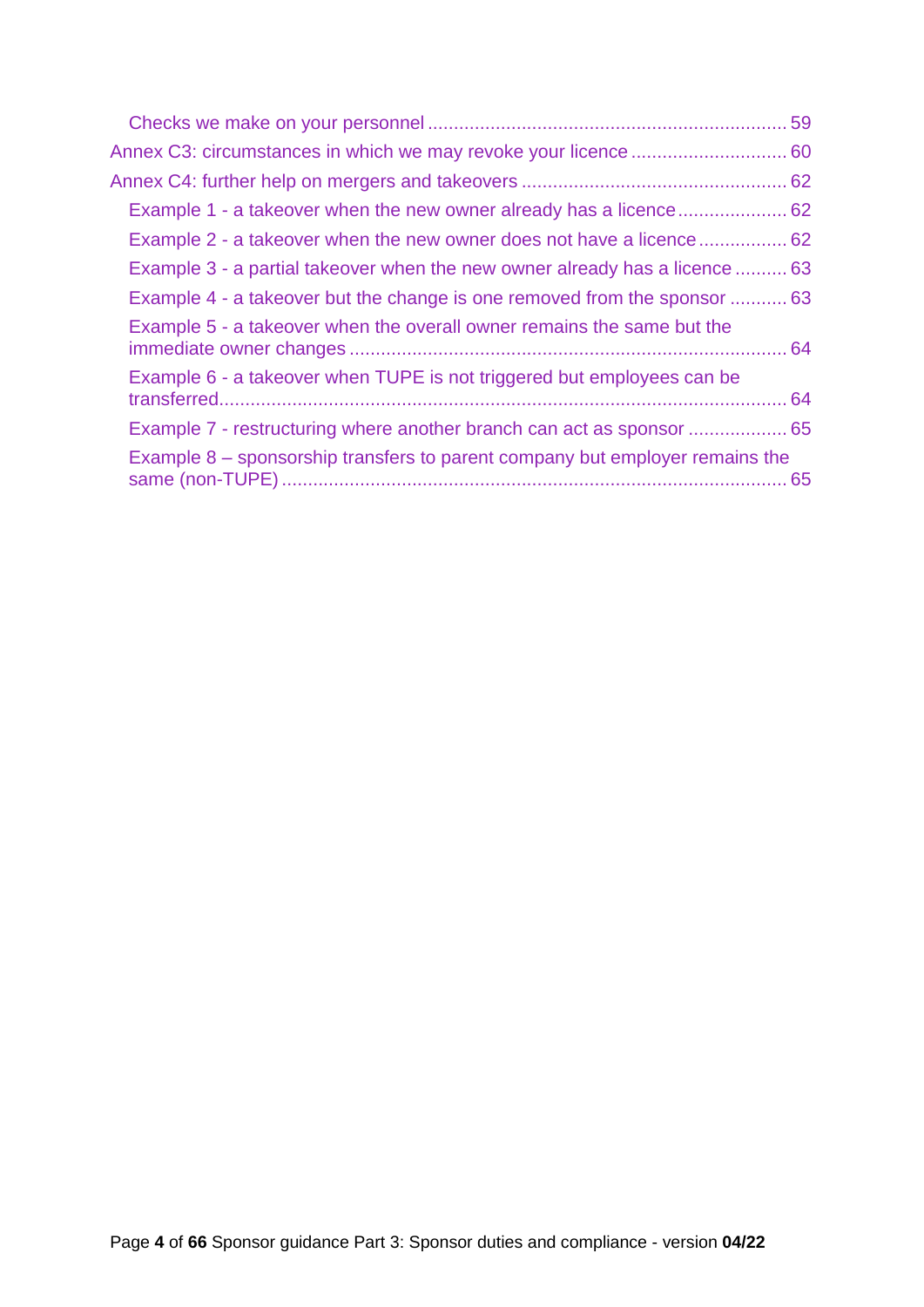- Checks we make on your personnel ..................................................................... 59

Annex C3: circumstances in which we may revoke your licence ............................. 60

Annex C4: further help on mergers and takeovers .................................................. 62

- Example 1 - a takeover when the new owner already has a licence ..................... 62
- Example 2 - a takeover when the new owner does not have a licence ................. 62
- Example 3 - a partial takeover when the new owner already has a licence .......... 63
- Example 4 - a takeover but the change is one removed from the sponsor ........... 63
- Example 5 - a takeover when the overall owner remains the same but the immediate owner changes .................................................................................... 64
- Example 6 - a takeover when TUPE is not triggered but employees can be transferred.......................................................................................................... 64
- Example 7 - restructuring where another branch can act as sponsor ................... 65
- Example 8 – sponsorship transfers to parent company but employer remains the same (non-TUPE) ................................................................................................ 65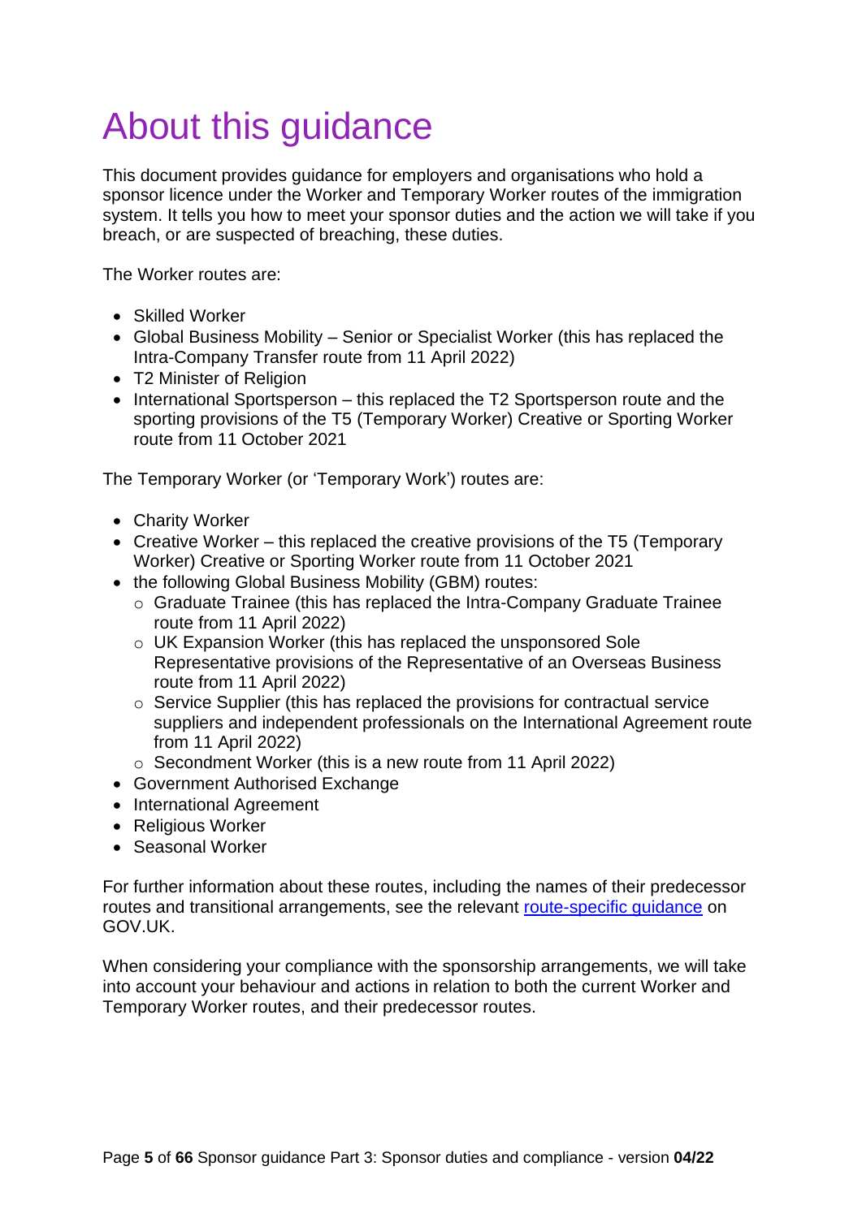# About this guidance

This document provides guidance for employers and organisations who hold a sponsor licence under the Worker and Temporary Worker routes of the immigration system. It tells you how to meet your sponsor duties and the action we will take if you breach, or are suspected of breaching, these duties.

The Worker routes are:

- Skilled Worker
- Global Business Mobility – Senior or Specialist Worker (this has replaced the Intra-Company Transfer route from 11 April 2022)
- T2 Minister of Religion
- International Sportsperson – this replaced the T2 Sportsperson route and the sporting provisions of the T5 (Temporary Worker) Creative or Sporting Worker route from 11 October 2021

The Temporary Worker (or 'Temporary Work') routes are:

- Charity Worker
- Creative Worker – this replaced the creative provisions of the T5 (Temporary Worker) Creative or Sporting Worker route from 11 October 2021
- the following Global Business Mobility (GBM) routes:
  - Graduate Trainee (this has replaced the Intra-Company Graduate Trainee route from 11 April 2022)
  - UK Expansion Worker (this has replaced the unsponsored Sole Representative provisions of the Representative of an Overseas Business route from 11 April 2022)
  - Service Supplier (this has replaced the provisions for contractual service suppliers and independent professionals on the International Agreement route from 11 April 2022)
  - Secondment Worker (this is a new route from 11 April 2022)
- Government Authorised Exchange
- International Agreement
- Religious Worker
- Seasonal Worker

For further information about these routes, including the names of their predecessor routes and transitional arrangements, see the relevant route-specific guidance on GOV.UK.

When considering your compliance with the sponsorship arrangements, we will take into account your behaviour and actions in relation to both the current Worker and Temporary Worker routes, and their predecessor routes.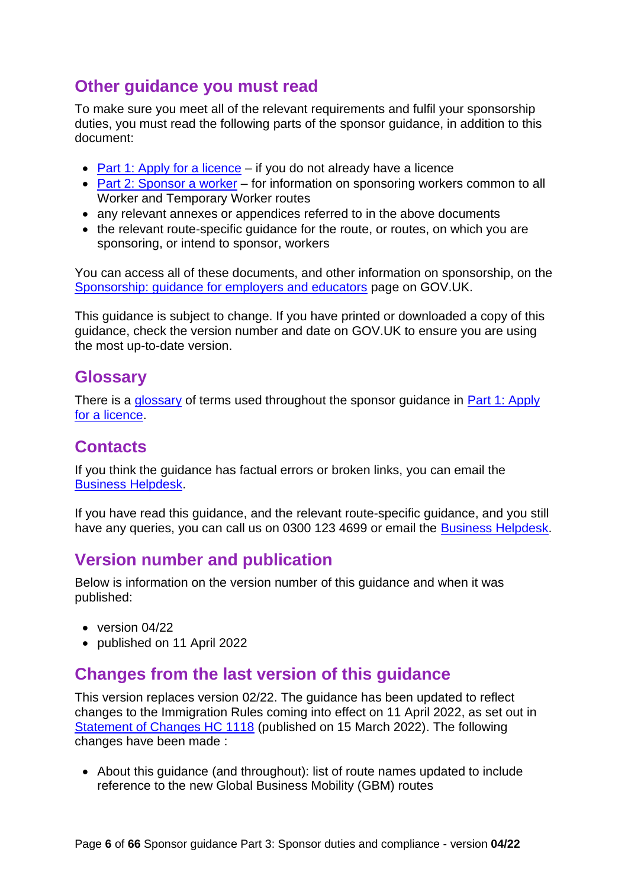## Other guidance you must read

To make sure you meet all of the relevant requirements and fulfil your sponsorship duties, you must read the following parts of the sponsor guidance, in addition to this document:

- Part 1: Apply for a licence – if you do not already have a licence
- Part 2: Sponsor a worker – for information on sponsoring workers common to all Worker and Temporary Worker routes
- any relevant annexes or appendices referred to in the above documents
- the relevant route-specific guidance for the route, or routes, on which you are sponsoring, or intend to sponsor, workers

You can access all of these documents, and other information on sponsorship, on the Sponsorship: guidance for employers and educators page on GOV.UK.

This guidance is subject to change. If you have printed or downloaded a copy of this guidance, check the version number and date on GOV.UK to ensure you are using the most up-to-date version.

## Glossary

There is a glossary of terms used throughout the sponsor guidance in Part 1: Apply for a licence.

## Contacts

If you think the guidance has factual errors or broken links, you can email the Business Helpdesk.

If you have read this guidance, and the relevant route-specific guidance, and you still have any queries, you can call us on 0300 123 4699 or email the Business Helpdesk.

## Version number and publication

Below is information on the version number of this guidance and when it was published:

- version 04/22
- published on 11 April 2022

## Changes from the last version of this guidance

This version replaces version 02/22. The guidance has been updated to reflect changes to the Immigration Rules coming into effect on 11 April 2022, as set out in Statement of Changes HC 1118 (published on 15 March 2022). The following changes have been made :

- About this guidance (and throughout): list of route names updated to include reference to the new Global Business Mobility (GBM) routes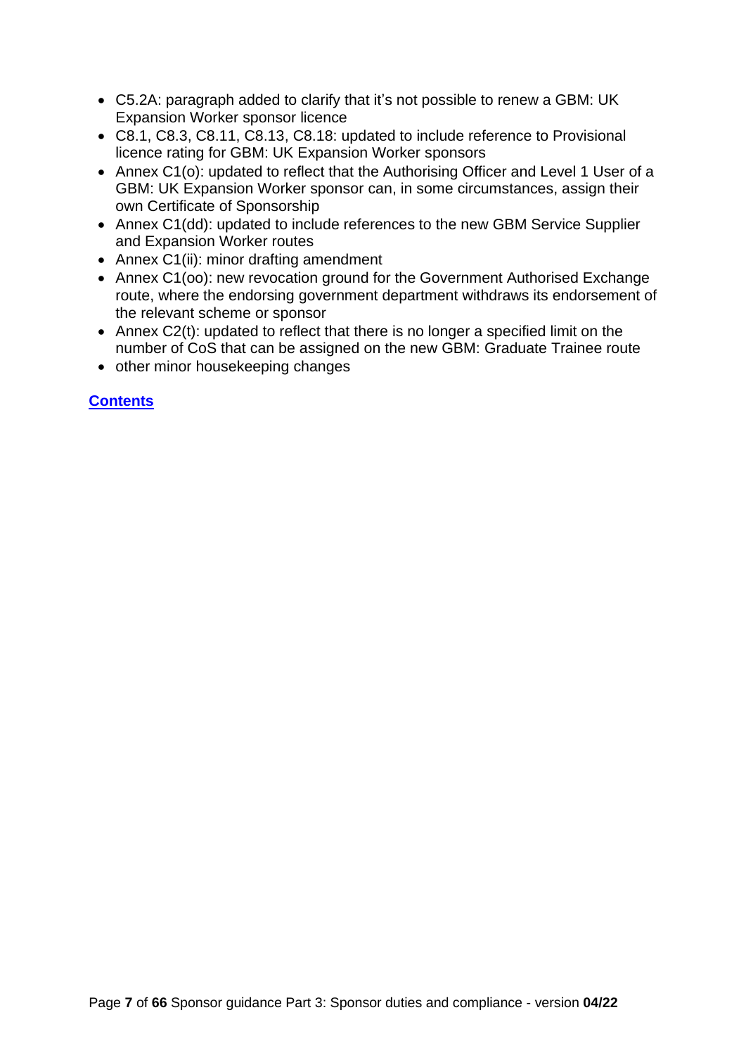- C5.2A: paragraph added to clarify that it's not possible to renew a GBM: UK Expansion Worker sponsor licence
- C8.1, C8.3, C8.11, C8.13, C8.18: updated to include reference to Provisional licence rating for GBM: UK Expansion Worker sponsors
- Annex C1(o): updated to reflect that the Authorising Officer and Level 1 User of a GBM: UK Expansion Worker sponsor can, in some circumstances, assign their own Certificate of Sponsorship
- Annex C1(dd): updated to include references to the new GBM Service Supplier and Expansion Worker routes
- Annex C1(ii): minor drafting amendment
- Annex C1(oo): new revocation ground for the Government Authorised Exchange route, where the endorsing government department withdraws its endorsement of the relevant scheme or sponsor
- Annex C2(t): updated to reflect that there is no longer a specified limit on the number of CoS that can be assigned on the new GBM: Graduate Trainee route
- other minor housekeeping changes

**Contents**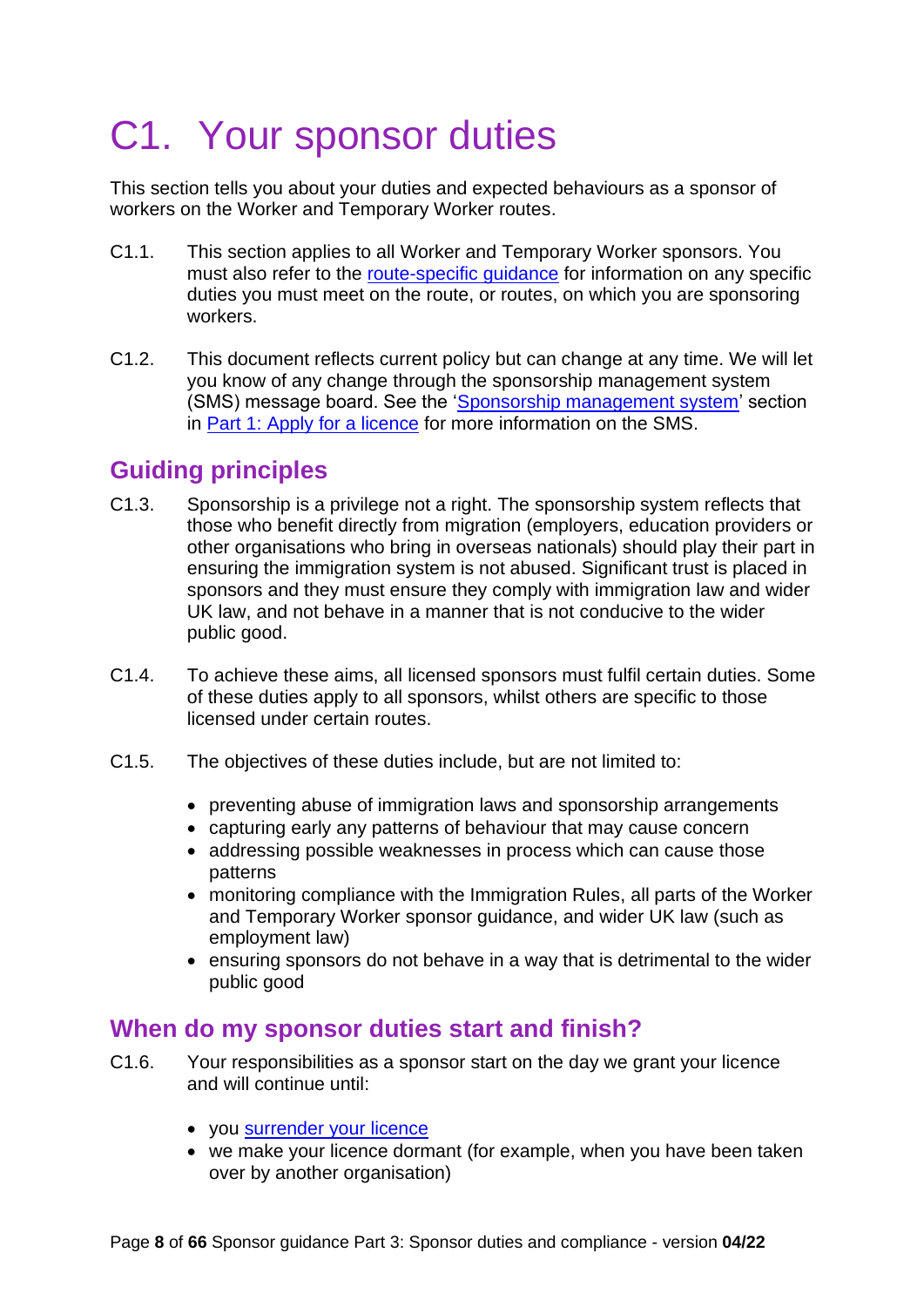# C1. Your sponsor duties

This section tells you about your duties and expected behaviours as a sponsor of workers on the Worker and Temporary Worker routes.

C1.1. This section applies to all Worker and Temporary Worker sponsors. You must also refer to the route-specific guidance for information on any specific duties you must meet on the route, or routes, on which you are sponsoring workers.

C1.2. This document reflects current policy but can change at any time. We will let you know of any change through the sponsorship management system (SMS) message board. See the 'Sponsorship management system' section in Part 1: Apply for a licence for more information on the SMS.

## Guiding principles

C1.3. Sponsorship is a privilege not a right. The sponsorship system reflects that those who benefit directly from migration (employers, education providers or other organisations who bring in overseas nationals) should play their part in ensuring the immigration system is not abused. Significant trust is placed in sponsors and they must ensure they comply with immigration law and wider UK law, and not behave in a manner that is not conducive to the wider public good.

C1.4. To achieve these aims, all licensed sponsors must fulfil certain duties. Some of these duties apply to all sponsors, whilst others are specific to those licensed under certain routes.

C1.5. The objectives of these duties include, but are not limited to:

- preventing abuse of immigration laws and sponsorship arrangements
- capturing early any patterns of behaviour that may cause concern
- addressing possible weaknesses in process which can cause those patterns
- monitoring compliance with the Immigration Rules, all parts of the Worker and Temporary Worker sponsor guidance, and wider UK law (such as employment law)
- ensuring sponsors do not behave in a way that is detrimental to the wider public good

## When do my sponsor duties start and finish?

C1.6. Your responsibilities as a sponsor start on the day we grant your licence and will continue until:

- you surrender your licence
- we make your licence dormant (for example, when you have been taken over by another organisation)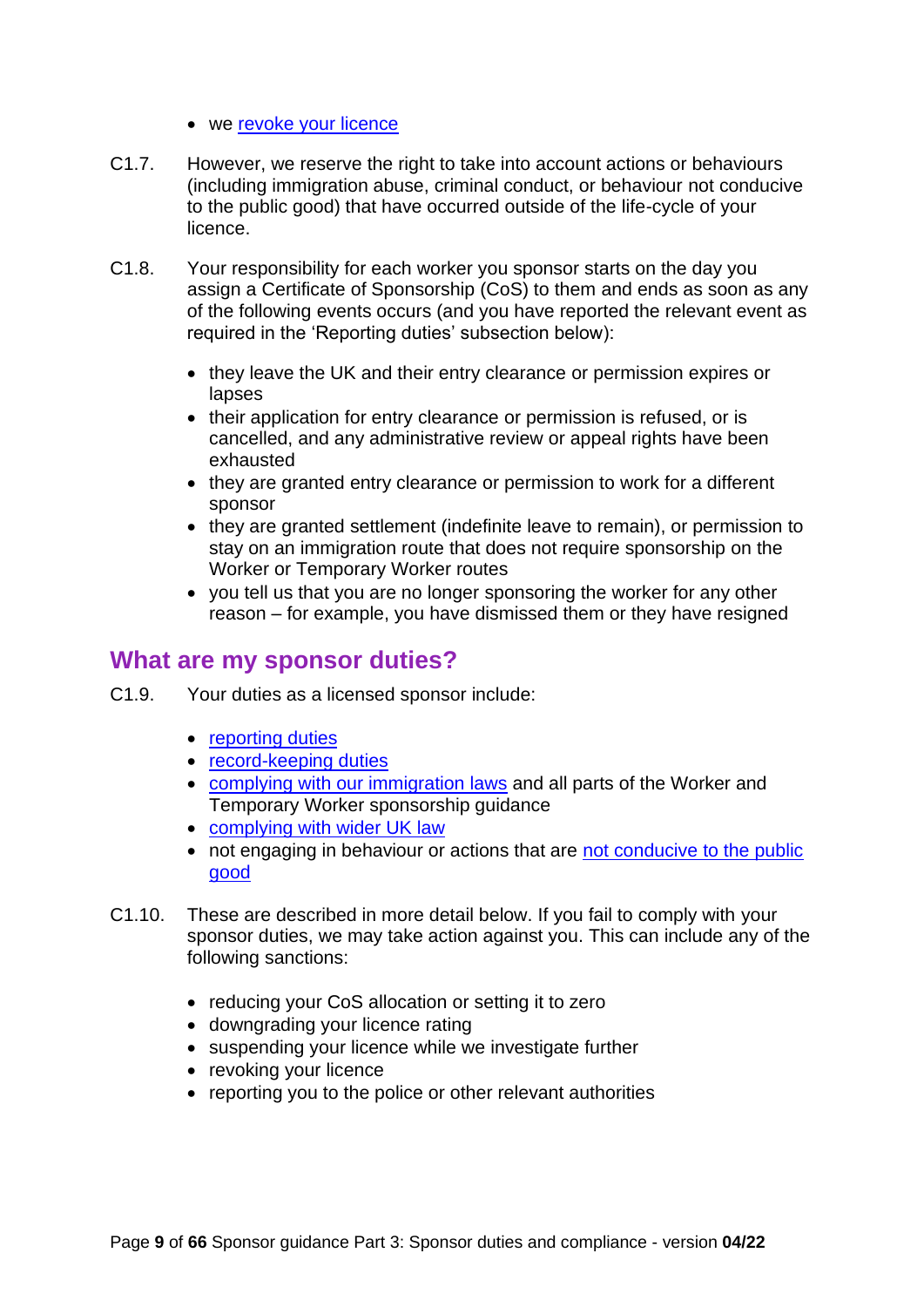- we revoke your licence

C1.7. However, we reserve the right to take into account actions or behaviours (including immigration abuse, criminal conduct, or behaviour not conducive to the public good) that have occurred outside of the life-cycle of your licence.

C1.8. Your responsibility for each worker you sponsor starts on the day you assign a Certificate of Sponsorship (CoS) to them and ends as soon as any of the following events occurs (and you have reported the relevant event as required in the 'Reporting duties' subsection below):

- they leave the UK and their entry clearance or permission expires or lapses
- their application for entry clearance or permission is refused, or is cancelled, and any administrative review or appeal rights have been exhausted
- they are granted entry clearance or permission to work for a different sponsor
- they are granted settlement (indefinite leave to remain), or permission to stay on an immigration route that does not require sponsorship on the Worker or Temporary Worker routes
- you tell us that you are no longer sponsoring the worker for any other reason – for example, you have dismissed them or they have resigned

## What are my sponsor duties?

C1.9. Your duties as a licensed sponsor include:

- reporting duties
- record-keeping duties
- complying with our immigration laws and all parts of the Worker and Temporary Worker sponsorship guidance
- complying with wider UK law
- not engaging in behaviour or actions that are not conducive to the public good

C1.10. These are described in more detail below. If you fail to comply with your sponsor duties, we may take action against you. This can include any of the following sanctions:

- reducing your CoS allocation or setting it to zero
- downgrading your licence rating
- suspending your licence while we investigate further
- revoking your licence
- reporting you to the police or other relevant authorities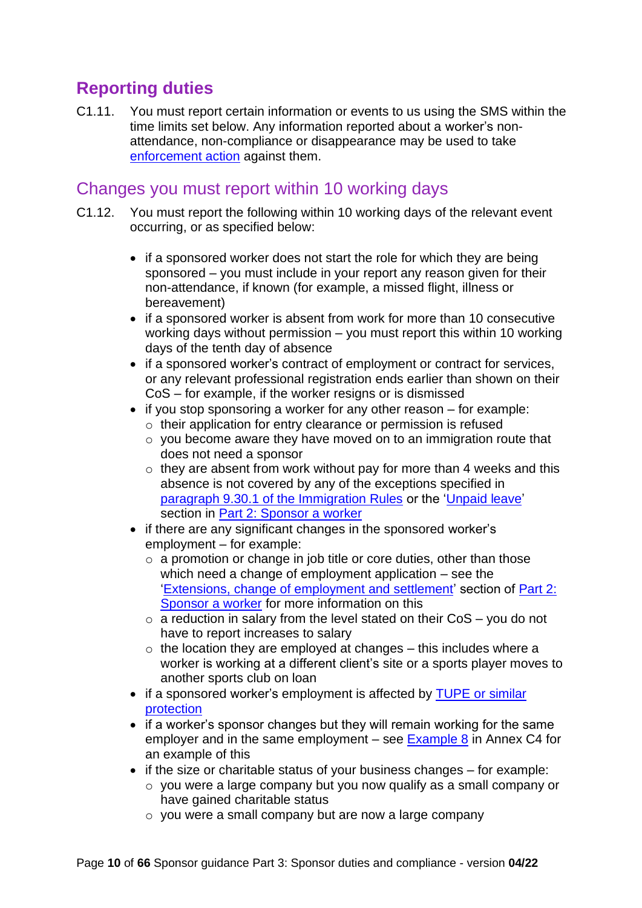## Reporting duties

C1.11. You must report certain information or events to us using the SMS within the time limits set below. Any information reported about a worker's non-attendance, non-compliance or disappearance may be used to take enforcement action against them.

### Changes you must report within 10 working days

C1.12. You must report the following within 10 working days of the relevant event occurring, or as specified below:

- if a sponsored worker does not start the role for which they are being sponsored – you must include in your report any reason given for their non-attendance, if known (for example, a missed flight, illness or bereavement)
- if a sponsored worker is absent from work for more than 10 consecutive working days without permission – you must report this within 10 working days of the tenth day of absence
- if a sponsored worker's contract of employment or contract for services, or any relevant professional registration ends earlier than shown on their CoS – for example, if the worker resigns or is dismissed
- if you stop sponsoring a worker for any other reason – for example:
  - their application for entry clearance or permission is refused
  - you become aware they have moved on to an immigration route that does not need a sponsor
  - they are absent from work without pay for more than 4 weeks and this absence is not covered by any of the exceptions specified in paragraph 9.30.1 of the Immigration Rules or the 'Unpaid leave' section in Part 2: Sponsor a worker
- if there are any significant changes in the sponsored worker's employment – for example:
  - a promotion or change in job title or core duties, other than those which need a change of employment application – see the 'Extensions, change of employment and settlement' section of Part 2: Sponsor a worker for more information on this
  - a reduction in salary from the level stated on their CoS – you do not have to report increases to salary
  - the location they are employed at changes – this includes where a worker is working at a different client's site or a sports player moves to another sports club on loan
- if a sponsored worker's employment is affected by TUPE or similar protection
- if a worker's sponsor changes but they will remain working for the same employer and in the same employment – see Example 8 in Annex C4 for an example of this
- if the size or charitable status of your business changes – for example:
  - you were a large company but you now qualify as a small company or have gained charitable status
  - you were a small company but are now a large company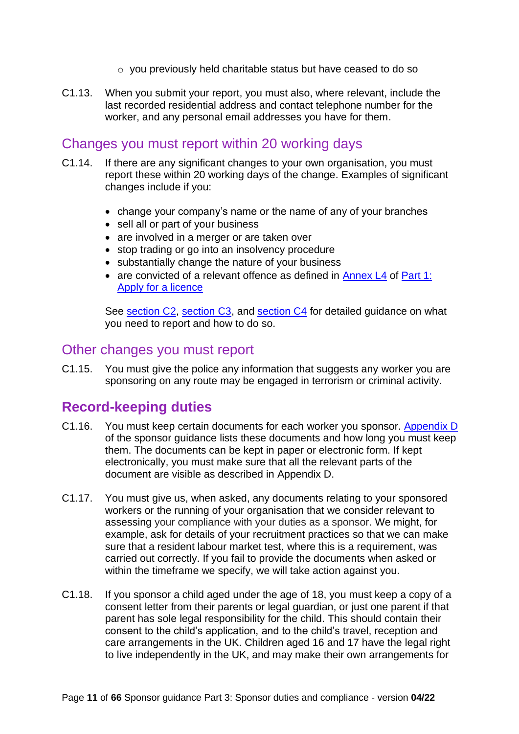- you previously held charitable status but have ceased to do so

C1.13. When you submit your report, you must also, where relevant, include the last recorded residential address and contact telephone number for the worker, and any personal email addresses you have for them.

### Changes you must report within 20 working days

C1.14. If there are any significant changes to your own organisation, you must report these within 20 working days of the change. Examples of significant changes include if you:

- change your company's name or the name of any of your branches
- sell all or part of your business
- are involved in a merger or are taken over
- stop trading or go into an insolvency procedure
- substantially change the nature of your business
- are convicted of a relevant offence as defined in Annex L4 of Part 1: Apply for a licence

See section C2, section C3, and section C4 for detailed guidance on what you need to report and how to do so.

### Other changes you must report

C1.15. You must give the police any information that suggests any worker you are sponsoring on any route may be engaged in terrorism or criminal activity.

## Record-keeping duties

C1.16. You must keep certain documents for each worker you sponsor. Appendix D of the sponsor guidance lists these documents and how long you must keep them. The documents can be kept in paper or electronic form. If kept electronically, you must make sure that all the relevant parts of the document are visible as described in Appendix D.

C1.17. You must give us, when asked, any documents relating to your sponsored workers or the running of your organisation that we consider relevant to assessing your compliance with your duties as a sponsor. We might, for example, ask for details of your recruitment practices so that we can make sure that a resident labour market test, where this is a requirement, was carried out correctly. If you fail to provide the documents when asked or within the timeframe we specify, we will take action against you.

C1.18. If you sponsor a child aged under the age of 18, you must keep a copy of a consent letter from their parents or legal guardian, or just one parent if that parent has sole legal responsibility for the child. This should contain their consent to the child's application, and to the child's travel, reception and care arrangements in the UK. Children aged 16 and 17 have the legal right to live independently in the UK, and may make their own arrangements for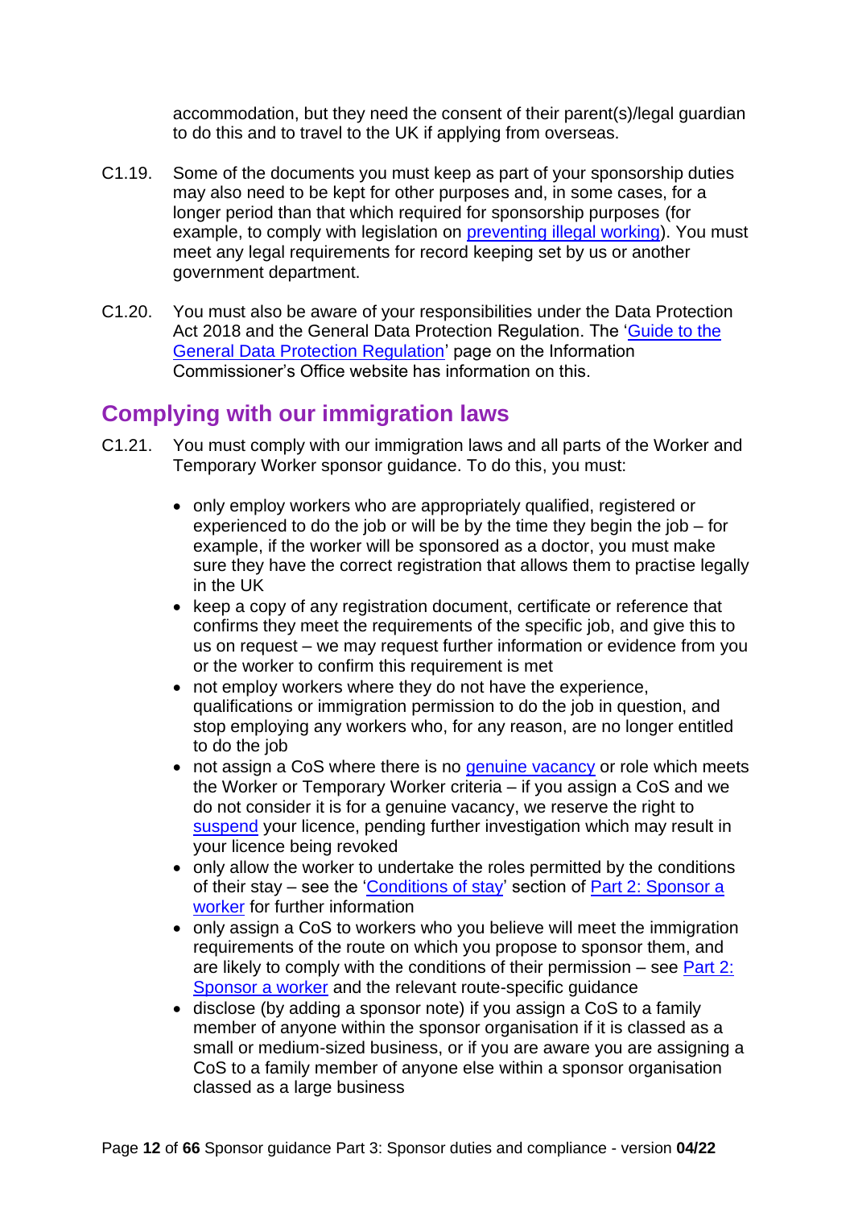accommodation, but they need the consent of their parent(s)/legal guardian to do this and to travel to the UK if applying from overseas.

C1.19. Some of the documents you must keep as part of your sponsorship duties may also need to be kept for other purposes and, in some cases, for a longer period than that which required for sponsorship purposes (for example, to comply with legislation on preventing illegal working). You must meet any legal requirements for record keeping set by us or another government department.

C1.20. You must also be aware of your responsibilities under the Data Protection Act 2018 and the General Data Protection Regulation. The 'Guide to the General Data Protection Regulation' page on the Information Commissioner's Office website has information on this.

## Complying with our immigration laws

C1.21. You must comply with our immigration laws and all parts of the Worker and Temporary Worker sponsor guidance. To do this, you must:

- only employ workers who are appropriately qualified, registered or experienced to do the job or will be by the time they begin the job – for example, if the worker will be sponsored as a doctor, you must make sure they have the correct registration that allows them to practise legally in the UK
- keep a copy of any registration document, certificate or reference that confirms they meet the requirements of the specific job, and give this to us on request – we may request further information or evidence from you or the worker to confirm this requirement is met
- not employ workers where they do not have the experience, qualifications or immigration permission to do the job in question, and stop employing any workers who, for any reason, are no longer entitled to do the job
- not assign a CoS where there is no genuine vacancy or role which meets the Worker or Temporary Worker criteria – if you assign a CoS and we do not consider it is for a genuine vacancy, we reserve the right to suspend your licence, pending further investigation which may result in your licence being revoked
- only allow the worker to undertake the roles permitted by the conditions of their stay – see the 'Conditions of stay' section of Part 2: Sponsor a worker for further information
- only assign a CoS to workers who you believe will meet the immigration requirements of the route on which you propose to sponsor them, and are likely to comply with the conditions of their permission – see Part 2: Sponsor a worker and the relevant route-specific guidance
- disclose (by adding a sponsor note) if you assign a CoS to a family member of anyone within the sponsor organisation if it is classed as a small or medium-sized business, or if you are aware you are assigning a CoS to a family member of anyone else within a sponsor organisation classed as a large business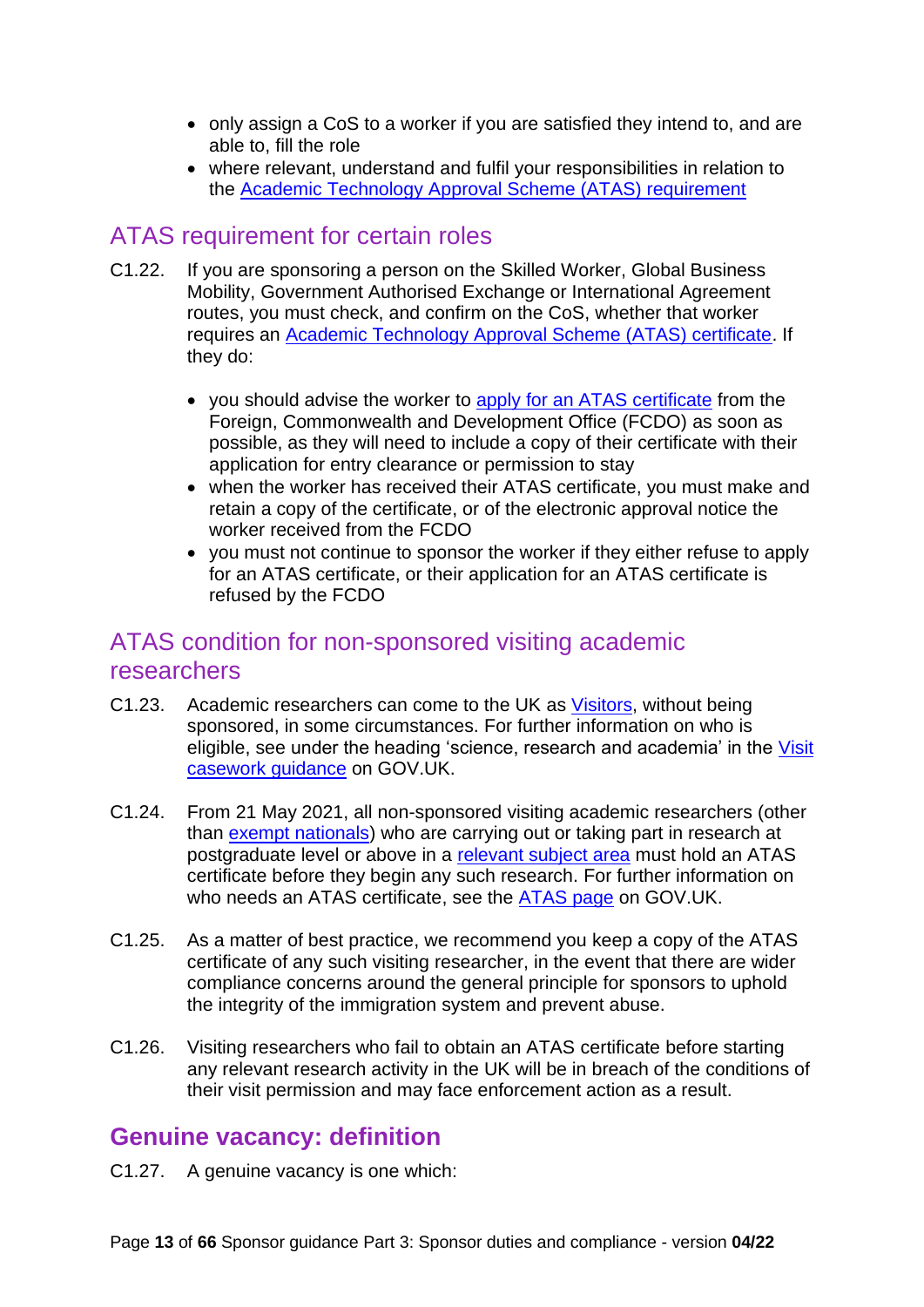- only assign a CoS to a worker if you are satisfied they intend to, and are able to, fill the role
- where relevant, understand and fulfil your responsibilities in relation to the Academic Technology Approval Scheme (ATAS) requirement

## ATAS requirement for certain roles

C1.22. If you are sponsoring a person on the Skilled Worker, Global Business Mobility, Government Authorised Exchange or International Agreement routes, you must check, and confirm on the CoS, whether that worker requires an Academic Technology Approval Scheme (ATAS) certificate. If they do:

- you should advise the worker to apply for an ATAS certificate from the Foreign, Commonwealth and Development Office (FCDO) as soon as possible, as they will need to include a copy of their certificate with their application for entry clearance or permission to stay
- when the worker has received their ATAS certificate, you must make and retain a copy of the certificate, or of the electronic approval notice the worker received from the FCDO
- you must not continue to sponsor the worker if they either refuse to apply for an ATAS certificate, or their application for an ATAS certificate is refused by the FCDO

## ATAS condition for non-sponsored visiting academic researchers

C1.23. Academic researchers can come to the UK as Visitors, without being sponsored, in some circumstances. For further information on who is eligible, see under the heading 'science, research and academia' in the Visit casework guidance on GOV.UK.

C1.24. From 21 May 2021, all non-sponsored visiting academic researchers (other than exempt nationals) who are carrying out or taking part in research at postgraduate level or above in a relevant subject area must hold an ATAS certificate before they begin any such research. For further information on who needs an ATAS certificate, see the ATAS page on GOV.UK.

C1.25. As a matter of best practice, we recommend you keep a copy of the ATAS certificate of any such visiting researcher, in the event that there are wider compliance concerns around the general principle for sponsors to uphold the integrity of the immigration system and prevent abuse.

C1.26. Visiting researchers who fail to obtain an ATAS certificate before starting any relevant research activity in the UK will be in breach of the conditions of their visit permission and may face enforcement action as a result.

## **Genuine vacancy: definition**

C1.27. A genuine vacancy is one which: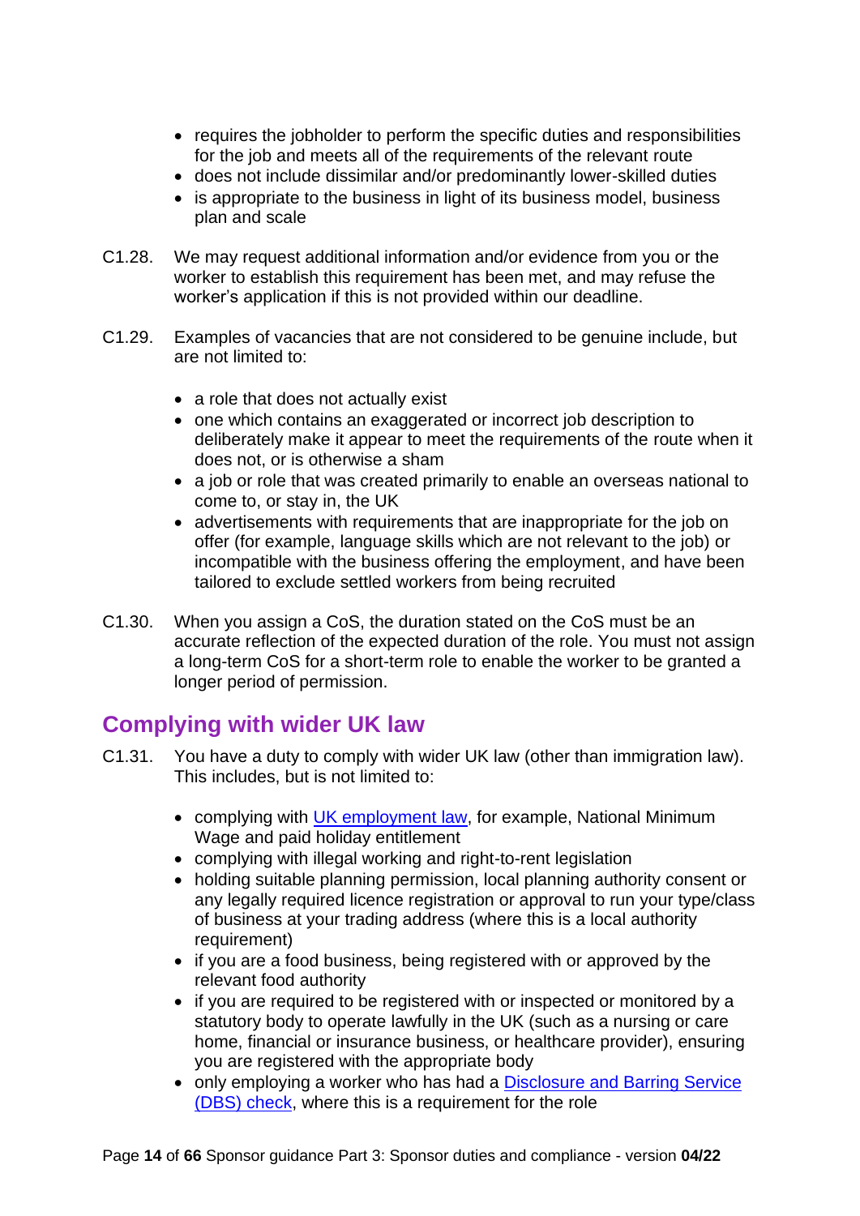- requires the jobholder to perform the specific duties and responsibilities for the job and meets all of the requirements of the relevant route
- does not include dissimilar and/or predominantly lower-skilled duties
- is appropriate to the business in light of its business model, business plan and scale

C1.28. We may request additional information and/or evidence from you or the worker to establish this requirement has been met, and may refuse the worker's application if this is not provided within our deadline.

C1.29. Examples of vacancies that are not considered to be genuine include, but are not limited to:

- a role that does not actually exist
- one which contains an exaggerated or incorrect job description to deliberately make it appear to meet the requirements of the route when it does not, or is otherwise a sham
- a job or role that was created primarily to enable an overseas national to come to, or stay in, the UK
- advertisements with requirements that are inappropriate for the job on offer (for example, language skills which are not relevant to the job) or incompatible with the business offering the employment, and have been tailored to exclude settled workers from being recruited

C1.30. When you assign a CoS, the duration stated on the CoS must be an accurate reflection of the expected duration of the role. You must not assign a long-term CoS for a short-term role to enable the worker to be granted a longer period of permission.

## Complying with wider UK law

C1.31. You have a duty to comply with wider UK law (other than immigration law). This includes, but is not limited to:

- complying with UK employment law, for example, National Minimum Wage and paid holiday entitlement
- complying with illegal working and right-to-rent legislation
- holding suitable planning permission, local planning authority consent or any legally required licence registration or approval to run your type/class of business at your trading address (where this is a local authority requirement)
- if you are a food business, being registered with or approved by the relevant food authority
- if you are required to be registered with or inspected or monitored by a statutory body to operate lawfully in the UK (such as a nursing or care home, financial or insurance business, or healthcare provider), ensuring you are registered with the appropriate body
- only employing a worker who has had a Disclosure and Barring Service (DBS) check, where this is a requirement for the role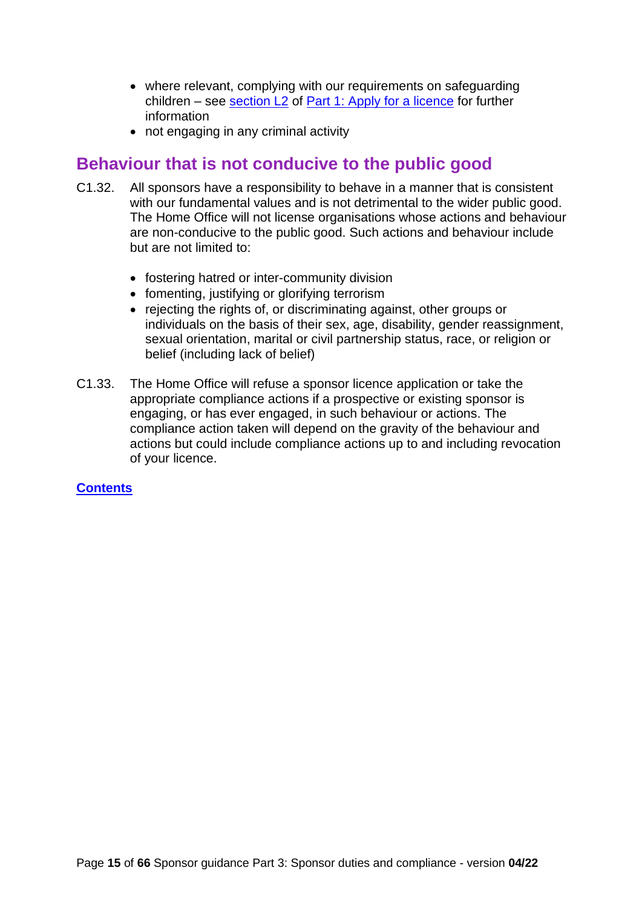- where relevant, complying with our requirements on safeguarding children – see [section L2](#) of [Part 1: Apply for a licence](#) for further information
- not engaging in any criminal activity

## Behaviour that is not conducive to the public good

C1.32. All sponsors have a responsibility to behave in a manner that is consistent with our fundamental values and is not detrimental to the wider public good. The Home Office will not license organisations whose actions and behaviour are non-conducive to the public good. Such actions and behaviour include but are not limited to:

- fostering hatred or inter-community division
- fomenting, justifying or glorifying terrorism
- rejecting the rights of, or discriminating against, other groups or individuals on the basis of their sex, age, disability, gender reassignment, sexual orientation, marital or civil partnership status, race, or religion or belief (including lack of belief)

C1.33. The Home Office will refuse a sponsor licence application or take the appropriate compliance actions if a prospective or existing sponsor is engaging, or has ever engaged, in such behaviour or actions. The compliance action taken will depend on the gravity of the behaviour and actions but could include compliance actions up to and including revocation of your licence.

**[Contents](#)**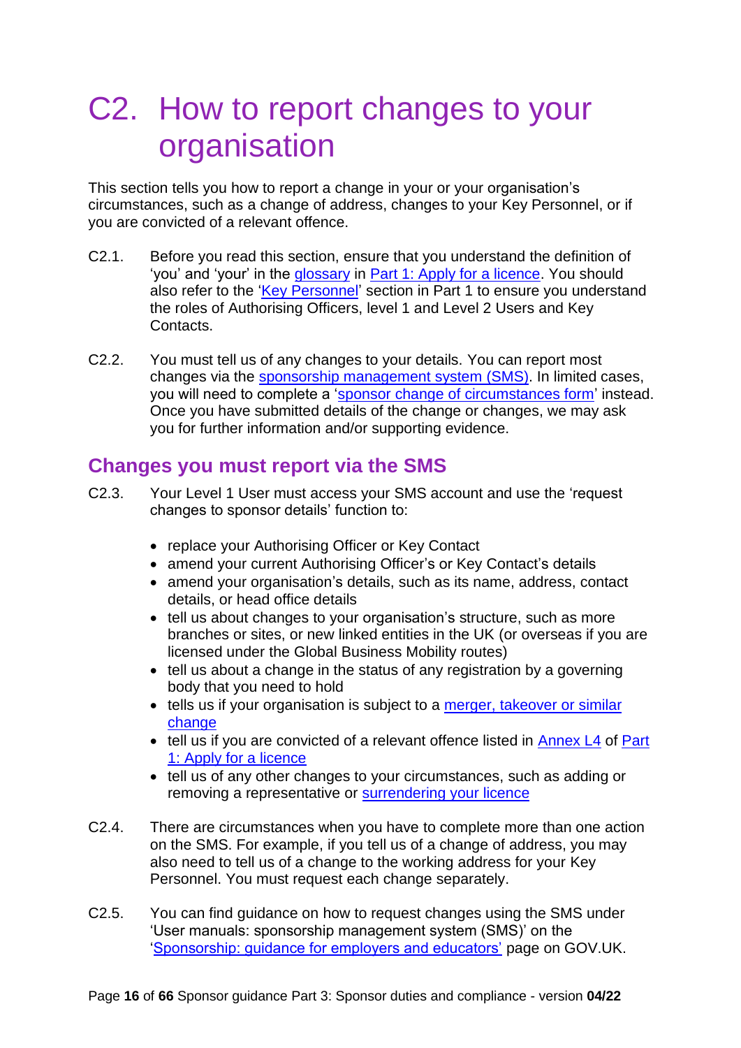# C2. How to report changes to your organisation

This section tells you how to report a change in your or your organisation's circumstances, such as a change of address, changes to your Key Personnel, or if you are convicted of a relevant offence.

C2.1. Before you read this section, ensure that you understand the definition of 'you' and 'your' in the glossary in Part 1: Apply for a licence. You should also refer to the 'Key Personnel' section in Part 1 to ensure you understand the roles of Authorising Officers, level 1 and Level 2 Users and Key Contacts.

C2.2. You must tell us of any changes to your details. You can report most changes via the sponsorship management system (SMS). In limited cases, you will need to complete a 'sponsor change of circumstances form' instead. Once you have submitted details of the change or changes, we may ask you for further information and/or supporting evidence.

## Changes you must report via the SMS

C2.3. Your Level 1 User must access your SMS account and use the 'request changes to sponsor details' function to:

- replace your Authorising Officer or Key Contact
- amend your current Authorising Officer's or Key Contact's details
- amend your organisation's details, such as its name, address, contact details, or head office details
- tell us about changes to your organisation's structure, such as more branches or sites, or new linked entities in the UK (or overseas if you are licensed under the Global Business Mobility routes)
- tell us about a change in the status of any registration by a governing body that you need to hold
- tells us if your organisation is subject to a merger, takeover or similar change
- tell us if you are convicted of a relevant offence listed in Annex L4 of Part 1: Apply for a licence
- tell us of any other changes to your circumstances, such as adding or removing a representative or surrendering your licence

C2.4. There are circumstances when you have to complete more than one action on the SMS. For example, if you tell us of a change of address, you may also need to tell us of a change to the working address for your Key Personnel. You must request each change separately.

C2.5. You can find guidance on how to request changes using the SMS under 'User manuals: sponsorship management system (SMS)' on the 'Sponsorship: guidance for employers and educators' page on GOV.UK.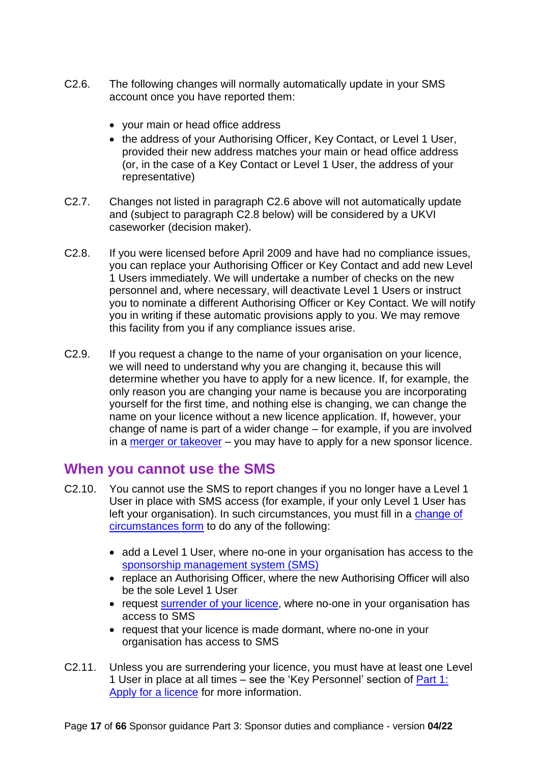C2.6. The following changes will normally automatically update in your SMS account once you have reported them:

- your main or head office address
- the address of your Authorising Officer, Key Contact, or Level 1 User, provided their new address matches your main or head office address (or, in the case of a Key Contact or Level 1 User, the address of your representative)

C2.7. Changes not listed in paragraph C2.6 above will not automatically update and (subject to paragraph C2.8 below) will be considered by a UKVI caseworker (decision maker).

C2.8. If you were licensed before April 2009 and have had no compliance issues, you can replace your Authorising Officer or Key Contact and add new Level 1 Users immediately. We will undertake a number of checks on the new personnel and, where necessary, will deactivate Level 1 Users or instruct you to nominate a different Authorising Officer or Key Contact. We will notify you in writing if these automatic provisions apply to you. We may remove this facility from you if any compliance issues arise.

C2.9. If you request a change to the name of your organisation on your licence, we will need to understand why you are changing it, because this will determine whether you have to apply for a new licence. If, for example, the only reason you are changing your name is because you are incorporating yourself for the first time, and nothing else is changing, we can change the name on your licence without a new licence application. If, however, your change of name is part of a wider change – for example, if you are involved in a merger or takeover – you may have to apply for a new sponsor licence.

## When you cannot use the SMS

C2.10. You cannot use the SMS to report changes if you no longer have a Level 1 User in place with SMS access (for example, if your only Level 1 User has left your organisation). In such circumstances, you must fill in a change of circumstances form to do any of the following:

- add a Level 1 User, where no-one in your organisation has access to the sponsorship management system (SMS)
- replace an Authorising Officer, where the new Authorising Officer will also be the sole Level 1 User
- request surrender of your licence, where no-one in your organisation has access to SMS
- request that your licence is made dormant, where no-one in your organisation has access to SMS

C2.11. Unless you are surrendering your licence, you must have at least one Level 1 User in place at all times – see the 'Key Personnel' section of Part 1: Apply for a licence for more information.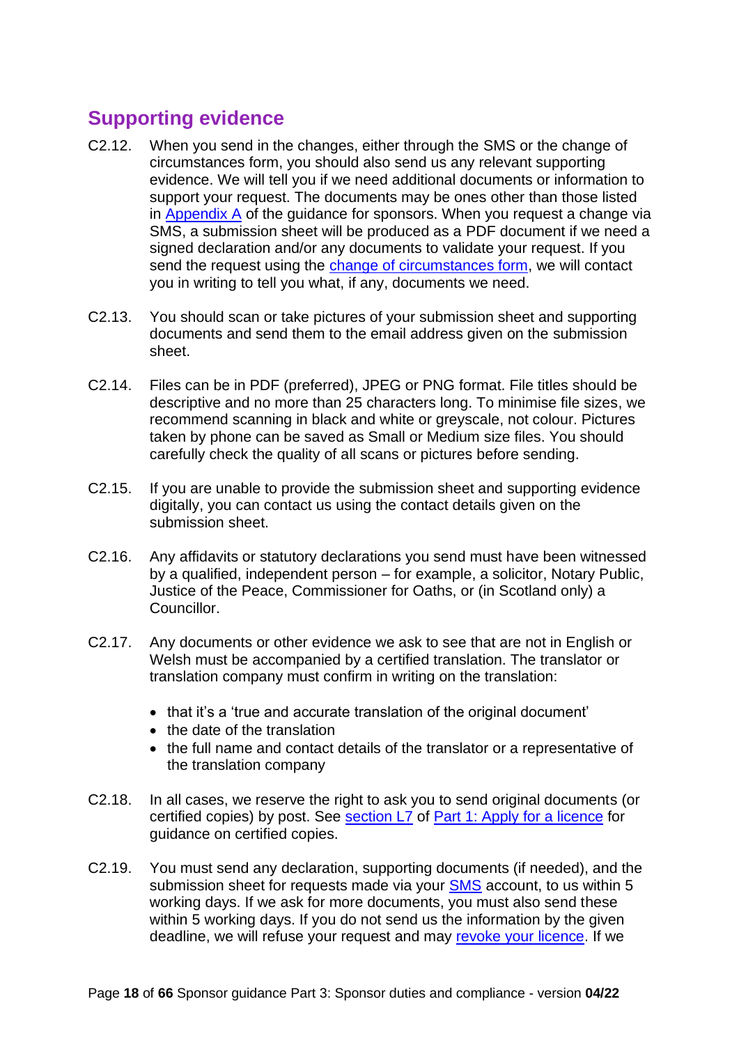## Supporting evidence

C2.12. When you send in the changes, either through the SMS or the change of circumstances form, you should also send us any relevant supporting evidence. We will tell you if we need additional documents or information to support your request. The documents may be ones other than those listed in Appendix A of the guidance for sponsors. When you request a change via SMS, a submission sheet will be produced as a PDF document if we need a signed declaration and/or any documents to validate your request. If you send the request using the change of circumstances form, we will contact you in writing to tell you what, if any, documents we need.

C2.13. You should scan or take pictures of your submission sheet and supporting documents and send them to the email address given on the submission sheet.

C2.14. Files can be in PDF (preferred), JPEG or PNG format. File titles should be descriptive and no more than 25 characters long. To minimise file sizes, we recommend scanning in black and white or greyscale, not colour. Pictures taken by phone can be saved as Small or Medium size files. You should carefully check the quality of all scans or pictures before sending.

C2.15. If you are unable to provide the submission sheet and supporting evidence digitally, you can contact us using the contact details given on the submission sheet.

C2.16. Any affidavits or statutory declarations you send must have been witnessed by a qualified, independent person – for example, a solicitor, Notary Public, Justice of the Peace, Commissioner for Oaths, or (in Scotland only) a Councillor.

C2.17. Any documents or other evidence we ask to see that are not in English or Welsh must be accompanied by a certified translation. The translator or translation company must confirm in writing on the translation:

- that it's a 'true and accurate translation of the original document'
- the date of the translation
- the full name and contact details of the translator or a representative of the translation company

C2.18. In all cases, we reserve the right to ask you to send original documents (or certified copies) by post. See section L7 of Part 1: Apply for a licence for guidance on certified copies.

C2.19. You must send any declaration, supporting documents (if needed), and the submission sheet for requests made via your SMS account, to us within 5 working days. If we ask for more documents, you must also send these within 5 working days. If you do not send us the information by the given deadline, we will refuse your request and may revoke your licence. If we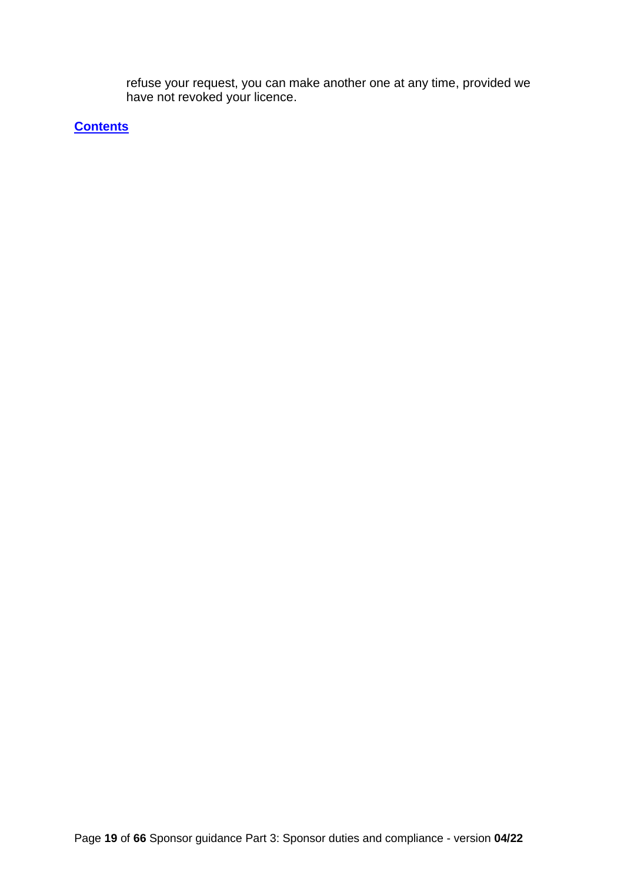refuse your request, you can make another one at any time, provided we have not revoked your licence.

[Contents]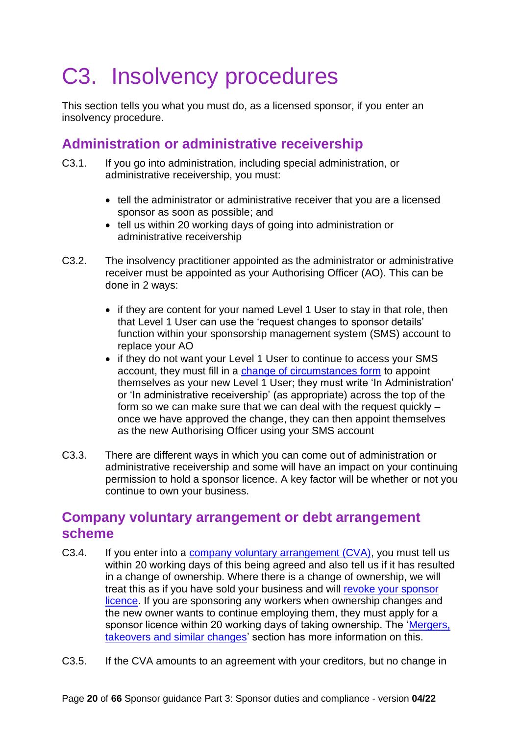# C3. Insolvency procedures

This section tells you what you must do, as a licensed sponsor, if you enter an insolvency procedure.

## Administration or administrative receivership

C3.1. If you go into administration, including special administration, or administrative receivership, you must:

- tell the administrator or administrative receiver that you are a licensed sponsor as soon as possible; and
- tell us within 20 working days of going into administration or administrative receivership

C3.2. The insolvency practitioner appointed as the administrator or administrative receiver must be appointed as your Authorising Officer (AO). This can be done in 2 ways:

- if they are content for your named Level 1 User to stay in that role, then that Level 1 User can use the 'request changes to sponsor details' function within your sponsorship management system (SMS) account to replace your AO
- if they do not want your Level 1 User to continue to access your SMS account, they must fill in a change of circumstances form to appoint themselves as your new Level 1 User; they must write 'In Administration' or 'In administrative receivership' (as appropriate) across the top of the form so we can make sure that we can deal with the request quickly – once we have approved the change, they can then appoint themselves as the new Authorising Officer using your SMS account

C3.3. There are different ways in which you can come out of administration or administrative receivership and some will have an impact on your continuing permission to hold a sponsor licence. A key factor will be whether or not you continue to own your business.

## Company voluntary arrangement or debt arrangement scheme

C3.4. If you enter into a company voluntary arrangement (CVA), you must tell us within 20 working days of this being agreed and also tell us if it has resulted in a change of ownership. Where there is a change of ownership, we will treat this as if you have sold your business and will revoke your sponsor licence. If you are sponsoring any workers when ownership changes and the new owner wants to continue employing them, they must apply for a sponsor licence within 20 working days of taking ownership. The 'Mergers, takeovers and similar changes' section has more information on this.

C3.5. If the CVA amounts to an agreement with your creditors, but no change in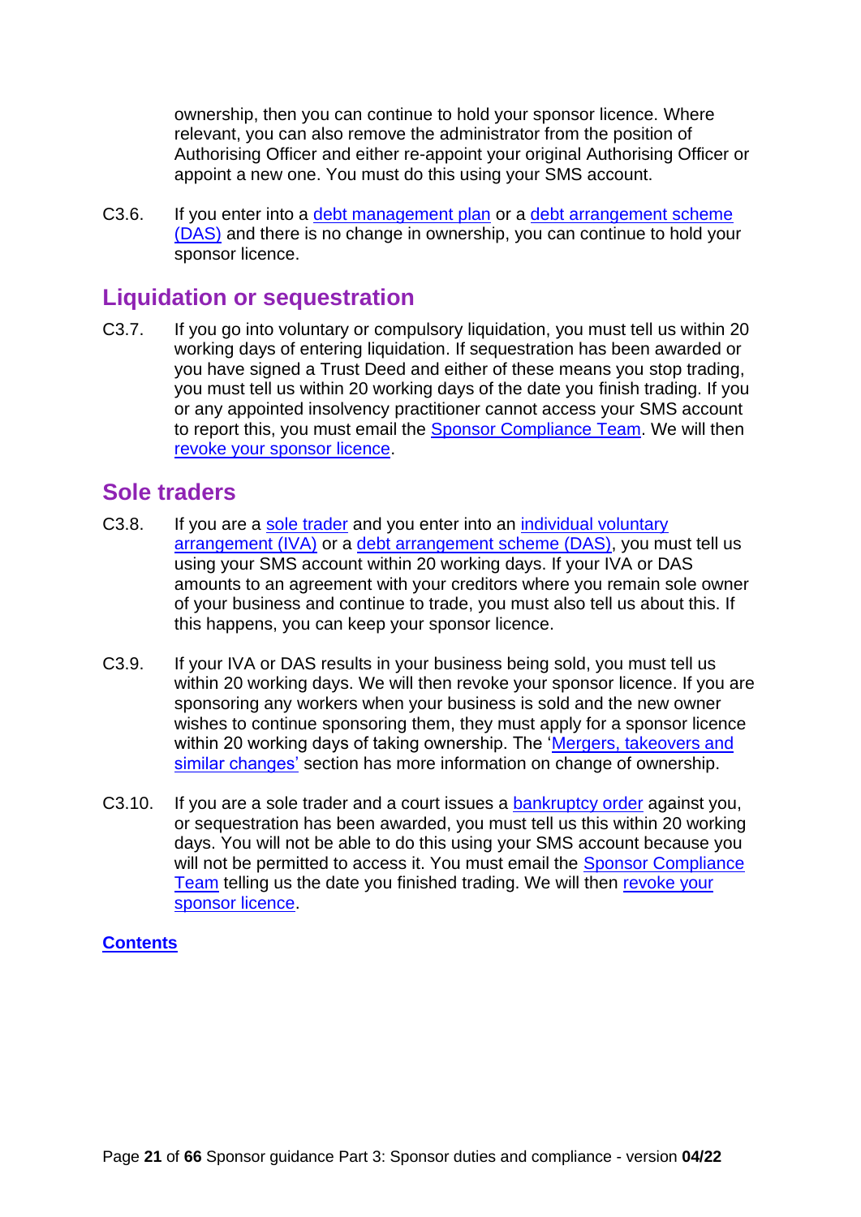ownership, then you can continue to hold your sponsor licence. Where relevant, you can also remove the administrator from the position of Authorising Officer and either re-appoint your original Authorising Officer or appoint a new one. You must do this using your SMS account.

C3.6. If you enter into a debt management plan or a debt arrangement scheme (DAS) and there is no change in ownership, you can continue to hold your sponsor licence.

## Liquidation or sequestration

C3.7. If you go into voluntary or compulsory liquidation, you must tell us within 20 working days of entering liquidation. If sequestration has been awarded or you have signed a Trust Deed and either of these means you stop trading, you must tell us within 20 working days of the date you finish trading. If you or any appointed insolvency practitioner cannot access your SMS account to report this, you must email the Sponsor Compliance Team. We will then revoke your sponsor licence.

## Sole traders

C3.8. If you are a sole trader and you enter into an individual voluntary arrangement (IVA) or a debt arrangement scheme (DAS), you must tell us using your SMS account within 20 working days. If your IVA or DAS amounts to an agreement with your creditors where you remain sole owner of your business and continue to trade, you must also tell us about this. If this happens, you can keep your sponsor licence.

C3.9. If your IVA or DAS results in your business being sold, you must tell us within 20 working days. We will then revoke your sponsor licence. If you are sponsoring any workers when your business is sold and the new owner wishes to continue sponsoring them, they must apply for a sponsor licence within 20 working days of taking ownership. The 'Mergers, takeovers and similar changes' section has more information on change of ownership.

C3.10. If you are a sole trader and a court issues a bankruptcy order against you, or sequestration has been awarded, you must tell us this within 20 working days. You will not be able to do this using your SMS account because you will not be permitted to access it. You must email the Sponsor Compliance Team telling us the date you finished trading. We will then revoke your sponsor licence.

**Contents**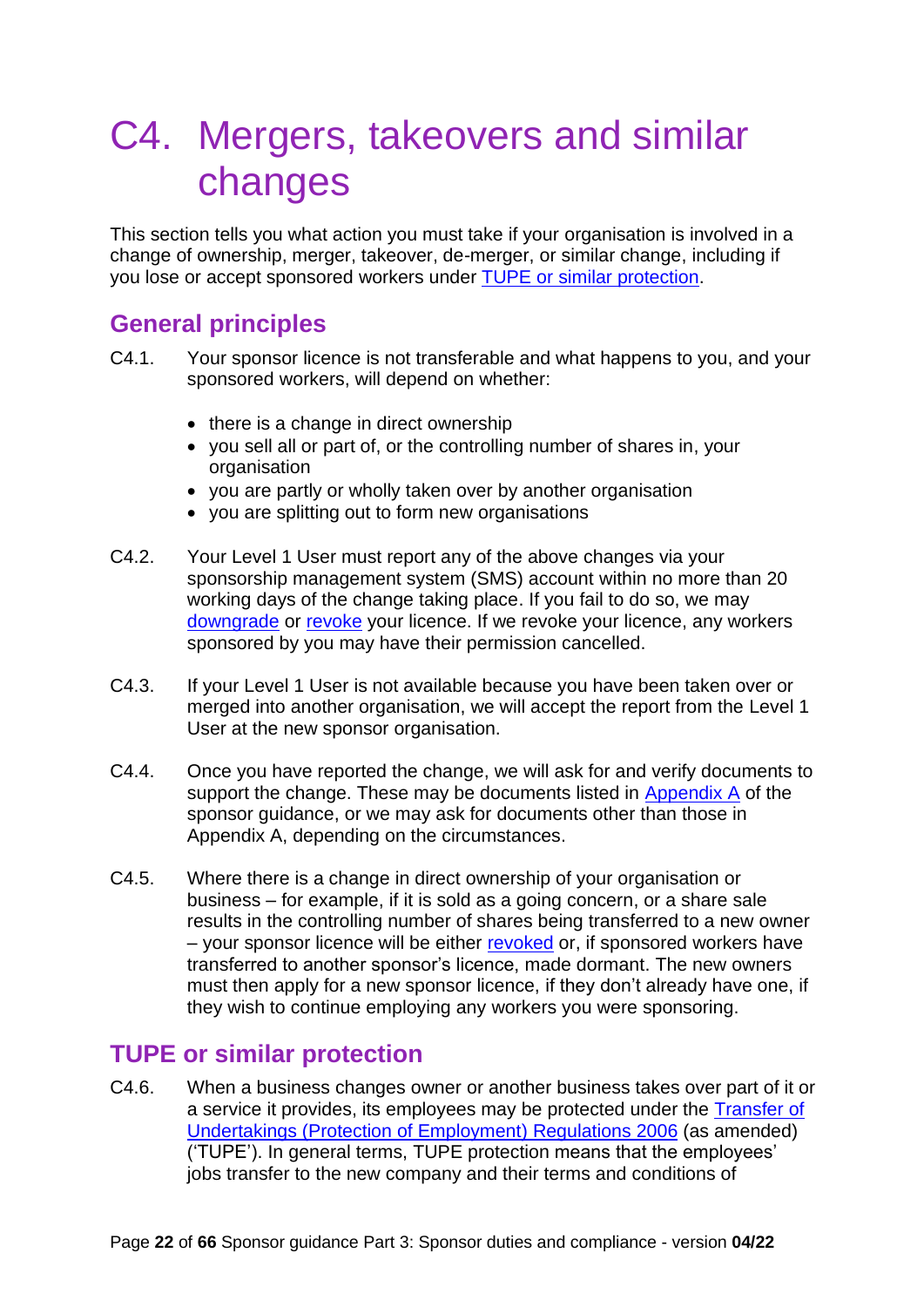# C4. Mergers, takeovers and similar changes

This section tells you what action you must take if your organisation is involved in a change of ownership, merger, takeover, de-merger, or similar change, including if you lose or accept sponsored workers under TUPE or similar protection.

## General principles

C4.1. Your sponsor licence is not transferable and what happens to you, and your sponsored workers, will depend on whether:

- there is a change in direct ownership
- you sell all or part of, or the controlling number of shares in, your organisation
- you are partly or wholly taken over by another organisation
- you are splitting out to form new organisations

C4.2. Your Level 1 User must report any of the above changes via your sponsorship management system (SMS) account within no more than 20 working days of the change taking place. If you fail to do so, we may downgrade or revoke your licence. If we revoke your licence, any workers sponsored by you may have their permission cancelled.

C4.3. If your Level 1 User is not available because you have been taken over or merged into another organisation, we will accept the report from the Level 1 User at the new sponsor organisation.

C4.4. Once you have reported the change, we will ask for and verify documents to support the change. These may be documents listed in Appendix A of the sponsor guidance, or we may ask for documents other than those in Appendix A, depending on the circumstances.

C4.5. Where there is a change in direct ownership of your organisation or business – for example, if it is sold as a going concern, or a share sale results in the controlling number of shares being transferred to a new owner – your sponsor licence will be either revoked or, if sponsored workers have transferred to another sponsor's licence, made dormant. The new owners must then apply for a new sponsor licence, if they don't already have one, if they wish to continue employing any workers you were sponsoring.

## TUPE or similar protection

C4.6. When a business changes owner or another business takes over part of it or a service it provides, its employees may be protected under the Transfer of Undertakings (Protection of Employment) Regulations 2006 (as amended) ('TUPE'). In general terms, TUPE protection means that the employees' jobs transfer to the new company and their terms and conditions of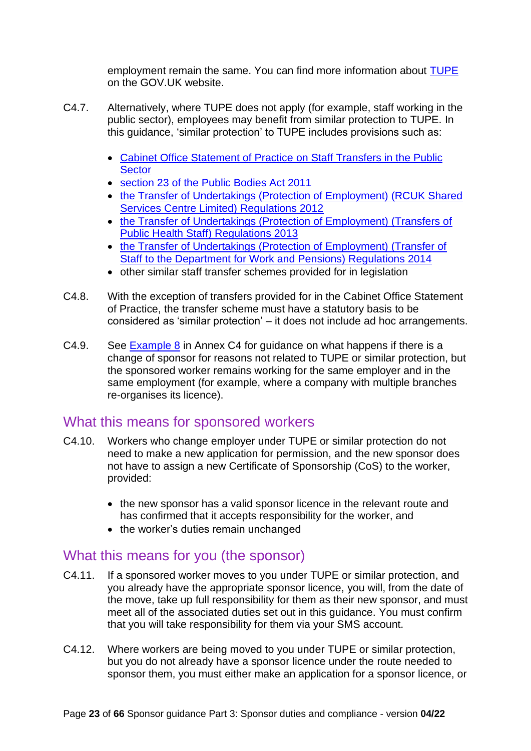employment remain the same. You can find more information about TUPE on the GOV.UK website.

C4.7. Alternatively, where TUPE does not apply (for example, staff working in the public sector), employees may benefit from similar protection to TUPE. In this guidance, 'similar protection' to TUPE includes provisions such as:

- Cabinet Office Statement of Practice on Staff Transfers in the Public Sector
- section 23 of the Public Bodies Act 2011
- the Transfer of Undertakings (Protection of Employment) (RCUK Shared Services Centre Limited) Regulations 2012
- the Transfer of Undertakings (Protection of Employment) (Transfers of Public Health Staff) Regulations 2013
- the Transfer of Undertakings (Protection of Employment) (Transfer of Staff to the Department for Work and Pensions) Regulations 2014
- other similar staff transfer schemes provided for in legislation

C4.8. With the exception of transfers provided for in the Cabinet Office Statement of Practice, the transfer scheme must have a statutory basis to be considered as 'similar protection' – it does not include ad hoc arrangements.

C4.9. See Example 8 in Annex C4 for guidance on what happens if there is a change of sponsor for reasons not related to TUPE or similar protection, but the sponsored worker remains working for the same employer and in the same employment (for example, where a company with multiple branches re-organises its licence).

## What this means for sponsored workers

C4.10. Workers who change employer under TUPE or similar protection do not need to make a new application for permission, and the new sponsor does not have to assign a new Certificate of Sponsorship (CoS) to the worker, provided:

- the new sponsor has a valid sponsor licence in the relevant route and has confirmed that it accepts responsibility for the worker, and
- the worker's duties remain unchanged

## What this means for you (the sponsor)

C4.11. If a sponsored worker moves to you under TUPE or similar protection, and you already have the appropriate sponsor licence, you will, from the date of the move, take up full responsibility for them as their new sponsor, and must meet all of the associated duties set out in this guidance. You must confirm that you will take responsibility for them via your SMS account.

C4.12. Where workers are being moved to you under TUPE or similar protection, but you do not already have a sponsor licence under the route needed to sponsor them, you must either make an application for a sponsor licence, or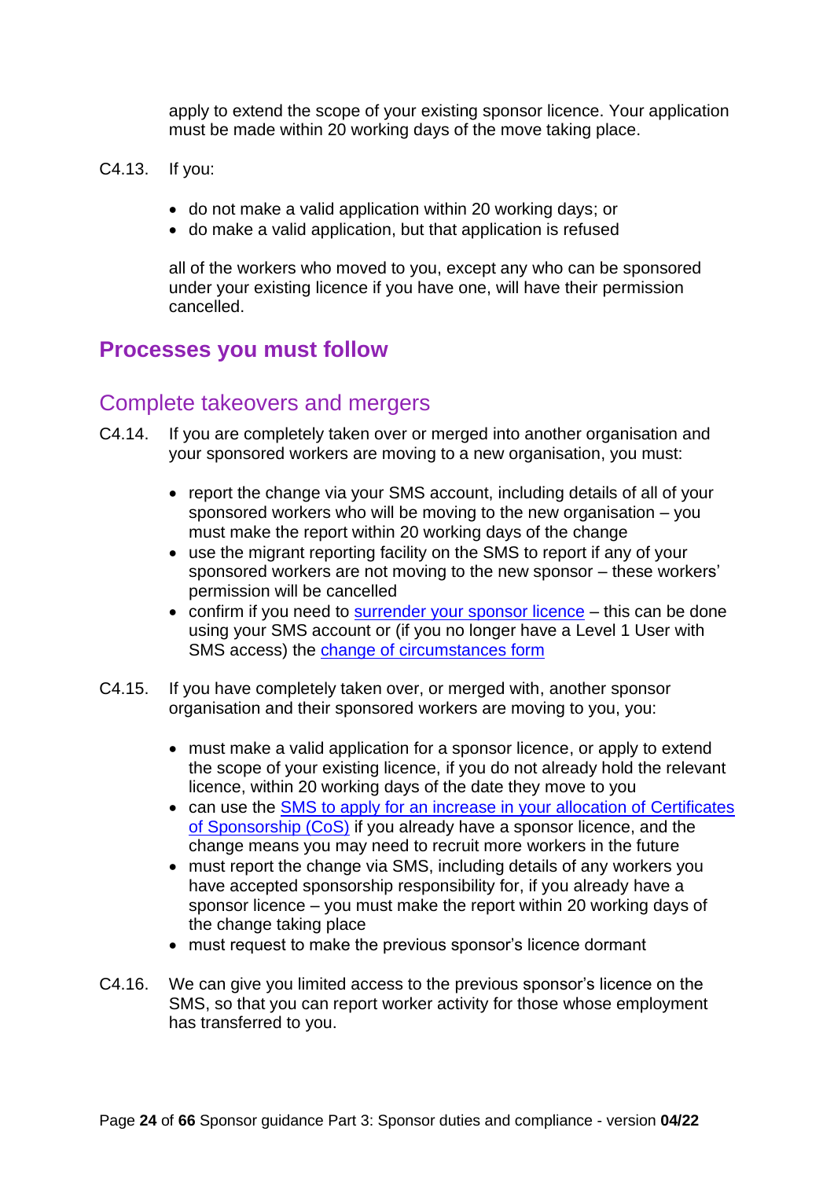apply to extend the scope of your existing sponsor licence. Your application must be made within 20 working days of the move taking place.

C4.13. If you:

- do not make a valid application within 20 working days; or
- do make a valid application, but that application is refused

all of the workers who moved to you, except any who can be sponsored under your existing licence if you have one, will have their permission cancelled.

## Processes you must follow

### Complete takeovers and mergers

C4.14. If you are completely taken over or merged into another organisation and your sponsored workers are moving to a new organisation, you must:

- report the change via your SMS account, including details of all of your sponsored workers who will be moving to the new organisation – you must make the report within 20 working days of the change
- use the migrant reporting facility on the SMS to report if any of your sponsored workers are not moving to the new sponsor – these workers' permission will be cancelled
- confirm if you need to surrender your sponsor licence – this can be done using your SMS account or (if you no longer have a Level 1 User with SMS access) the change of circumstances form

C4.15. If you have completely taken over, or merged with, another sponsor organisation and their sponsored workers are moving to you, you:

- must make a valid application for a sponsor licence, or apply to extend the scope of your existing licence, if you do not already hold the relevant licence, within 20 working days of the date they move to you
- can use the SMS to apply for an increase in your allocation of Certificates of Sponsorship (CoS) if you already have a sponsor licence, and the change means you may need to recruit more workers in the future
- must report the change via SMS, including details of any workers you have accepted sponsorship responsibility for, if you already have a sponsor licence – you must make the report within 20 working days of the change taking place
- must request to make the previous sponsor's licence dormant

C4.16. We can give you limited access to the previous sponsor's licence on the SMS, so that you can report worker activity for those whose employment has transferred to you.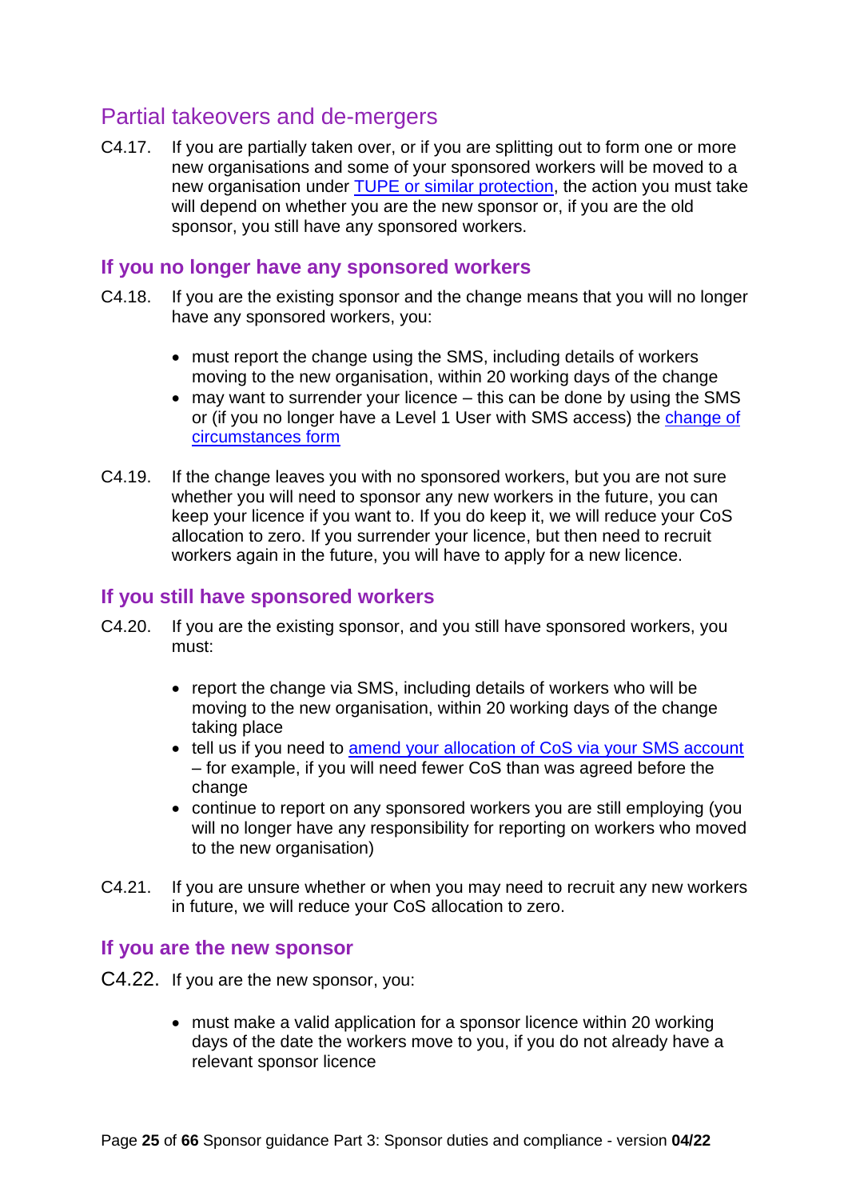## Partial takeovers and de-mergers

C4.17. If you are partially taken over, or if you are splitting out to form one or more new organisations and some of your sponsored workers will be moved to a new organisation under TUPE or similar protection, the action you must take will depend on whether you are the new sponsor or, if you are the old sponsor, you still have any sponsored workers.

### If you no longer have any sponsored workers

C4.18. If you are the existing sponsor and the change means that you will no longer have any sponsored workers, you:

- must report the change using the SMS, including details of workers moving to the new organisation, within 20 working days of the change
- may want to surrender your licence – this can be done by using the SMS or (if you no longer have a Level 1 User with SMS access) the change of circumstances form

C4.19. If the change leaves you with no sponsored workers, but you are not sure whether you will need to sponsor any new workers in the future, you can keep your licence if you want to. If you do keep it, we will reduce your CoS allocation to zero. If you surrender your licence, but then need to recruit workers again in the future, you will have to apply for a new licence.

### If you still have sponsored workers

C4.20. If you are the existing sponsor, and you still have sponsored workers, you must:

- report the change via SMS, including details of workers who will be moving to the new organisation, within 20 working days of the change taking place
- tell us if you need to amend your allocation of CoS via your SMS account – for example, if you will need fewer CoS than was agreed before the change
- continue to report on any sponsored workers you are still employing (you will no longer have any responsibility for reporting on workers who moved to the new organisation)

C4.21. If you are unsure whether or when you may need to recruit any new workers in future, we will reduce your CoS allocation to zero.

### If you are the new sponsor

C4.22. If you are the new sponsor, you:

- must make a valid application for a sponsor licence within 20 working days of the date the workers move to you, if you do not already have a relevant sponsor licence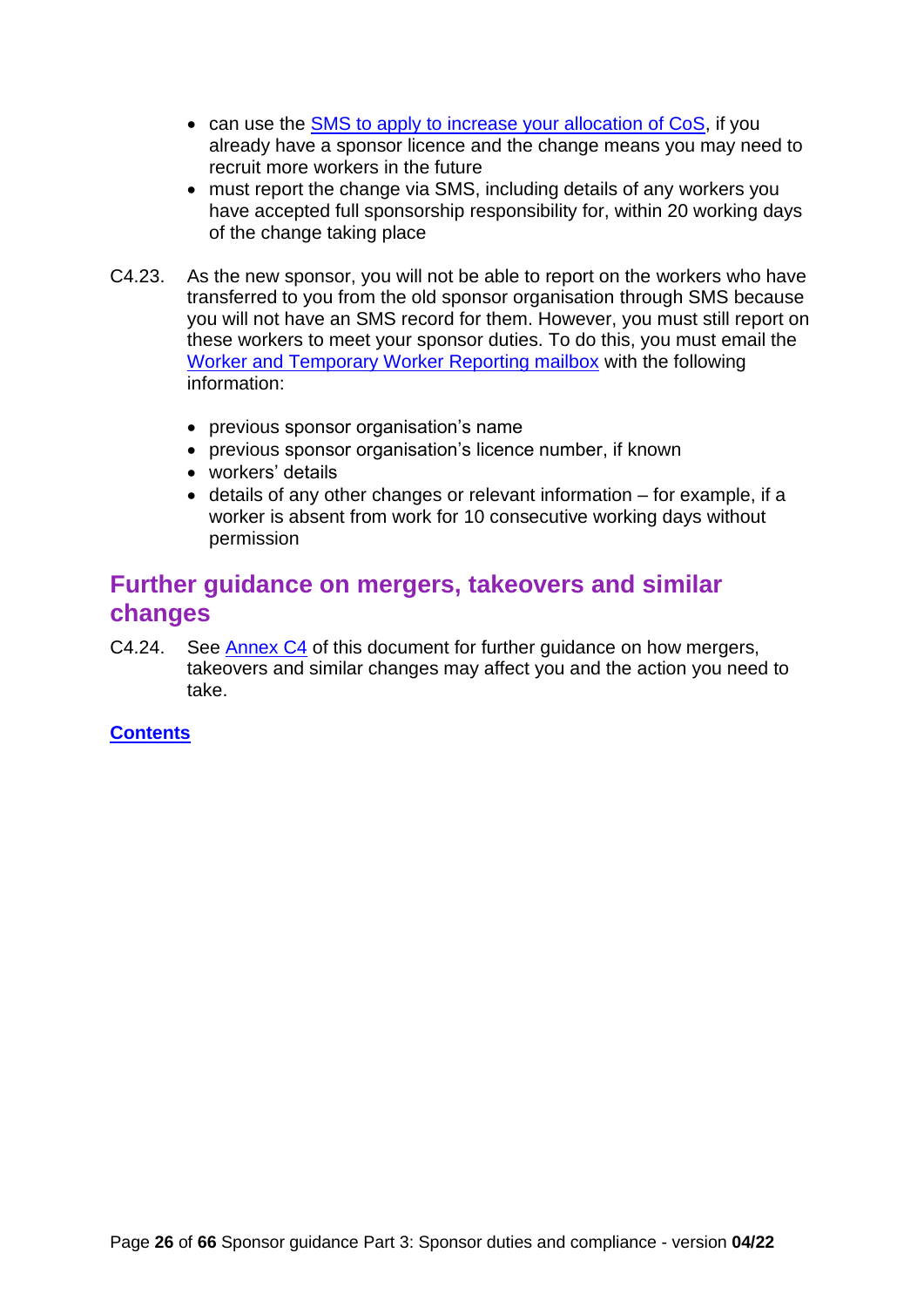- can use the SMS to apply to increase your allocation of CoS, if you already have a sponsor licence and the change means you may need to recruit more workers in the future
- must report the change via SMS, including details of any workers you have accepted full sponsorship responsibility for, within 20 working days of the change taking place

C4.23. As the new sponsor, you will not be able to report on the workers who have transferred to you from the old sponsor organisation through SMS because you will not have an SMS record for them. However, you must still report on these workers to meet your sponsor duties. To do this, you must email the Worker and Temporary Worker Reporting mailbox with the following information:

- previous sponsor organisation's name
- previous sponsor organisation's licence number, if known
- workers' details
- details of any other changes or relevant information – for example, if a worker is absent from work for 10 consecutive working days without permission

## Further guidance on mergers, takeovers and similar changes

C4.24. See Annex C4 of this document for further guidance on how mergers, takeovers and similar changes may affect you and the action you need to take.

**Contents**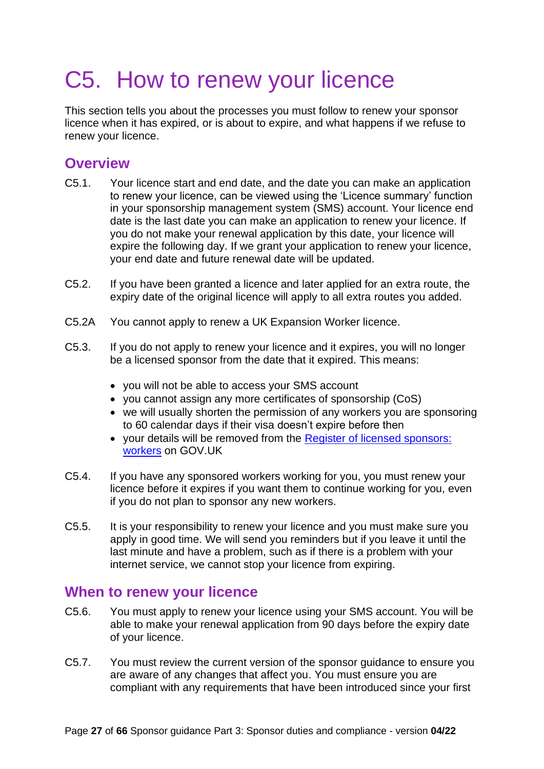# C5. How to renew your licence

This section tells you about the processes you must follow to renew your sponsor licence when it has expired, or is about to expire, and what happens if we refuse to renew your licence.

## Overview

C5.1. Your licence start and end date, and the date you can make an application to renew your licence, can be viewed using the 'Licence summary' function in your sponsorship management system (SMS) account. Your licence end date is the last date you can make an application to renew your licence. If you do not make your renewal application by this date, your licence will expire the following day. If we grant your application to renew your licence, your end date and future renewal date will be updated.

C5.2. If you have been granted a licence and later applied for an extra route, the expiry date of the original licence will apply to all extra routes you added.

C5.2A You cannot apply to renew a UK Expansion Worker licence.

C5.3. If you do not apply to renew your licence and it expires, you will no longer be a licensed sponsor from the date that it expired. This means:

- you will not be able to access your SMS account
- you cannot assign any more certificates of sponsorship (CoS)
- we will usually shorten the permission of any workers you are sponsoring to 60 calendar days if their visa doesn't expire before then
- your details will be removed from the [Register of licensed sponsors: workers] on GOV.UK

C5.4. If you have any sponsored workers working for you, you must renew your licence before it expires if you want them to continue working for you, even if you do not plan to sponsor any new workers.

C5.5. It is your responsibility to renew your licence and you must make sure you apply in good time. We will send you reminders but if you leave it until the last minute and have a problem, such as if there is a problem with your internet service, we cannot stop your licence from expiring.

## When to renew your licence

C5.6. You must apply to renew your licence using your SMS account. You will be able to make your renewal application from 90 days before the expiry date of your licence.

C5.7. You must review the current version of the sponsor guidance to ensure you are aware of any changes that affect you. You must ensure you are compliant with any requirements that have been introduced since your first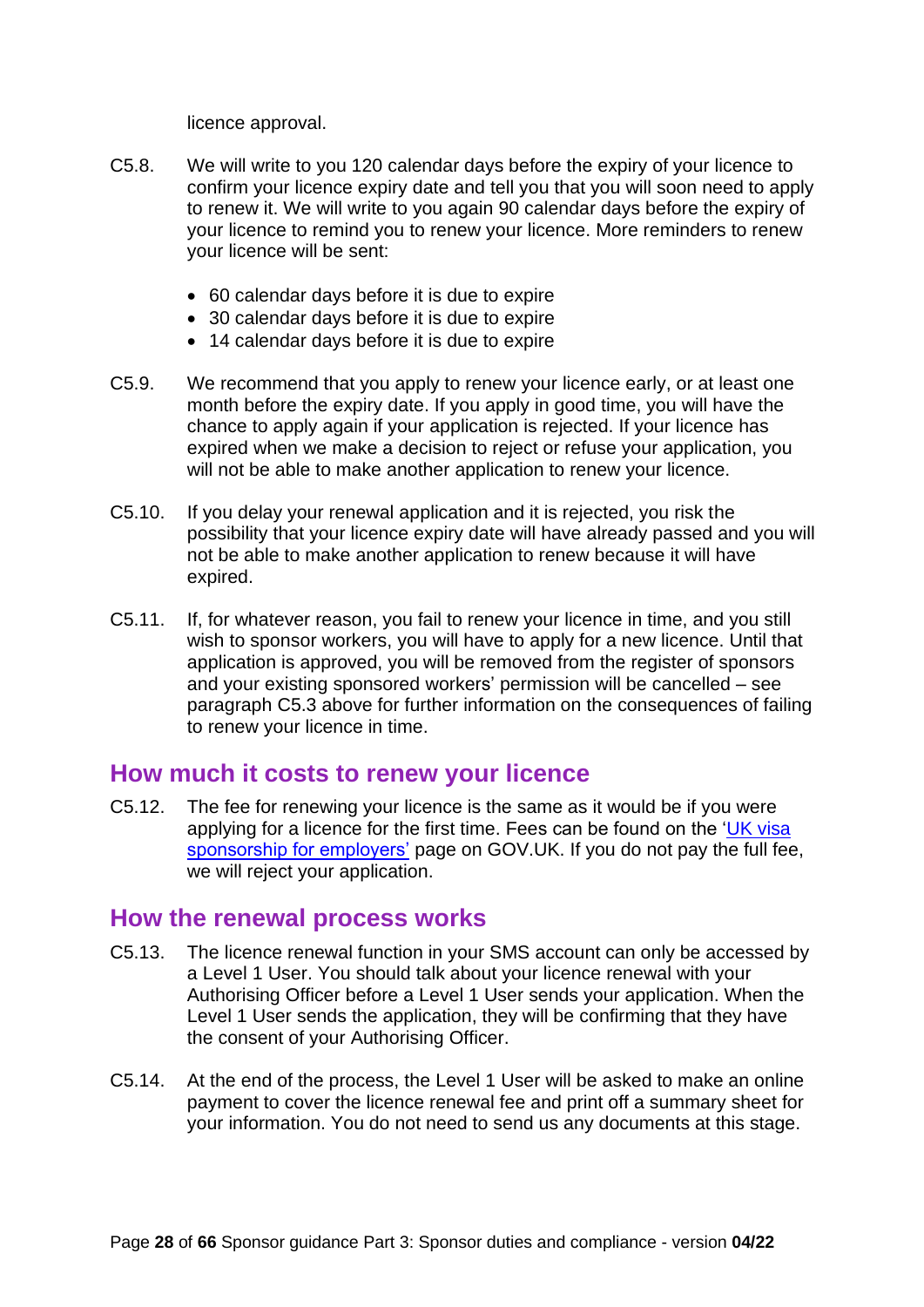licence approval.

C5.8. We will write to you 120 calendar days before the expiry of your licence to confirm your licence expiry date and tell you that you will soon need to apply to renew it. We will write to you again 90 calendar days before the expiry of your licence to remind you to renew your licence. More reminders to renew your licence will be sent:

- 60 calendar days before it is due to expire
- 30 calendar days before it is due to expire
- 14 calendar days before it is due to expire

C5.9. We recommend that you apply to renew your licence early, or at least one month before the expiry date. If you apply in good time, you will have the chance to apply again if your application is rejected. If your licence has expired when we make a decision to reject or refuse your application, you will not be able to make another application to renew your licence.

C5.10. If you delay your renewal application and it is rejected, you risk the possibility that your licence expiry date will have already passed and you will not be able to make another application to renew because it will have expired.

C5.11. If, for whatever reason, you fail to renew your licence in time, and you still wish to sponsor workers, you will have to apply for a new licence. Until that application is approved, you will be removed from the register of sponsors and your existing sponsored workers' permission will be cancelled – see paragraph C5.3 above for further information on the consequences of failing to renew your licence in time.

## How much it costs to renew your licence

C5.12. The fee for renewing your licence is the same as it would be if you were applying for a licence for the first time. Fees can be found on the '[UK visa sponsorship for employers](UK visa sponsorship for employers)' page on GOV.UK. If you do not pay the full fee, we will reject your application.

## How the renewal process works

C5.13. The licence renewal function in your SMS account can only be accessed by a Level 1 User. You should talk about your licence renewal with your Authorising Officer before a Level 1 User sends your application. When the Level 1 User sends the application, they will be confirming that they have the consent of your Authorising Officer.

C5.14. At the end of the process, the Level 1 User will be asked to make an online payment to cover the licence renewal fee and print off a summary sheet for your information. You do not need to send us any documents at this stage.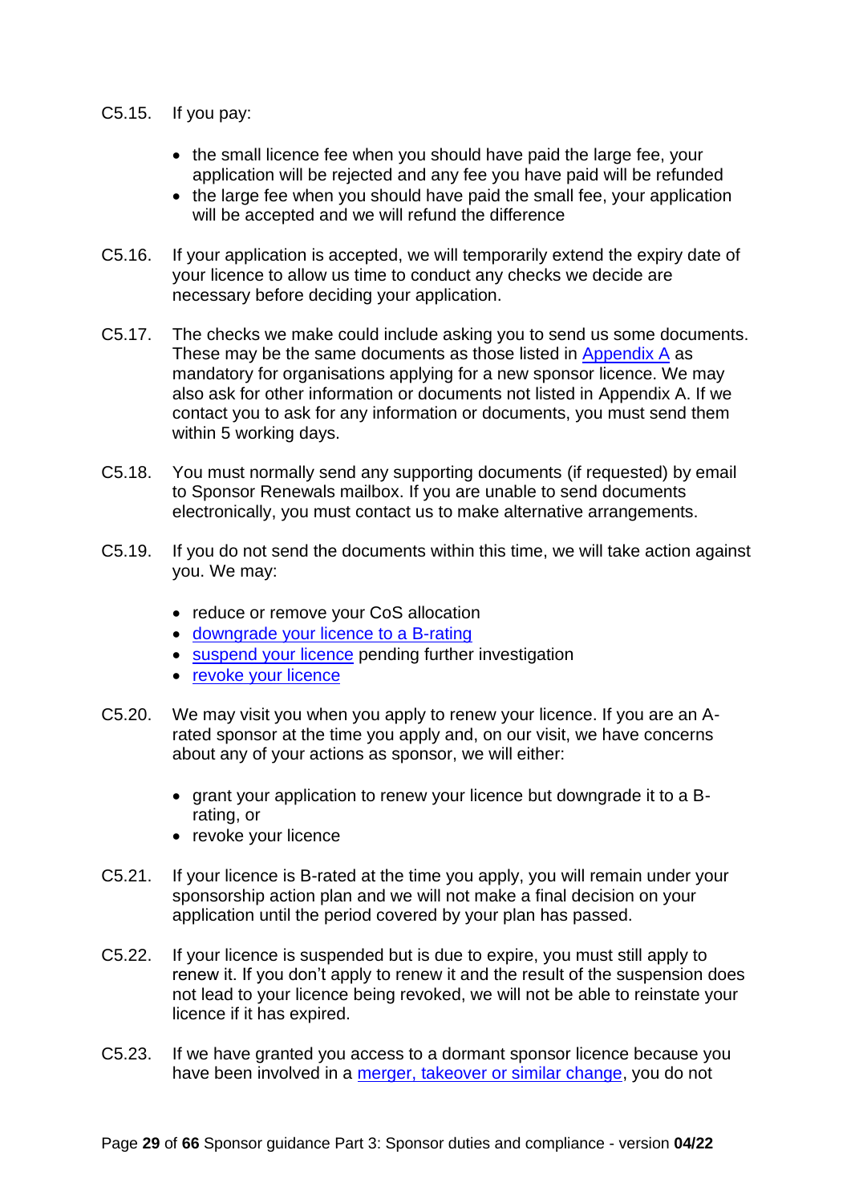C5.15. If you pay:

- the small licence fee when you should have paid the large fee, your application will be rejected and any fee you have paid will be refunded
- the large fee when you should have paid the small fee, your application will be accepted and we will refund the difference

C5.16. If your application is accepted, we will temporarily extend the expiry date of your licence to allow us time to conduct any checks we decide are necessary before deciding your application.

C5.17. The checks we make could include asking you to send us some documents. These may be the same documents as those listed in Appendix A as mandatory for organisations applying for a new sponsor licence. We may also ask for other information or documents not listed in Appendix A. If we contact you to ask for any information or documents, you must send them within 5 working days.

C5.18. You must normally send any supporting documents (if requested) by email to Sponsor Renewals mailbox. If you are unable to send documents electronically, you must contact us to make alternative arrangements.

C5.19. If you do not send the documents within this time, we will take action against you. We may:

- reduce or remove your CoS allocation
- downgrade your licence to a B-rating
- suspend your licence pending further investigation
- revoke your licence

C5.20. We may visit you when you apply to renew your licence. If you are an A-rated sponsor at the time you apply and, on our visit, we have concerns about any of your actions as sponsor, we will either:

- grant your application to renew your licence but downgrade it to a B-rating, or
- revoke your licence

C5.21. If your licence is B-rated at the time you apply, you will remain under your sponsorship action plan and we will not make a final decision on your application until the period covered by your plan has passed.

C5.22. If your licence is suspended but is due to expire, you must still apply to renew it. If you don't apply to renew it and the result of the suspension does not lead to your licence being revoked, we will not be able to reinstate your licence if it has expired.

C5.23. If we have granted you access to a dormant sponsor licence because you have been involved in a merger, takeover or similar change, you do not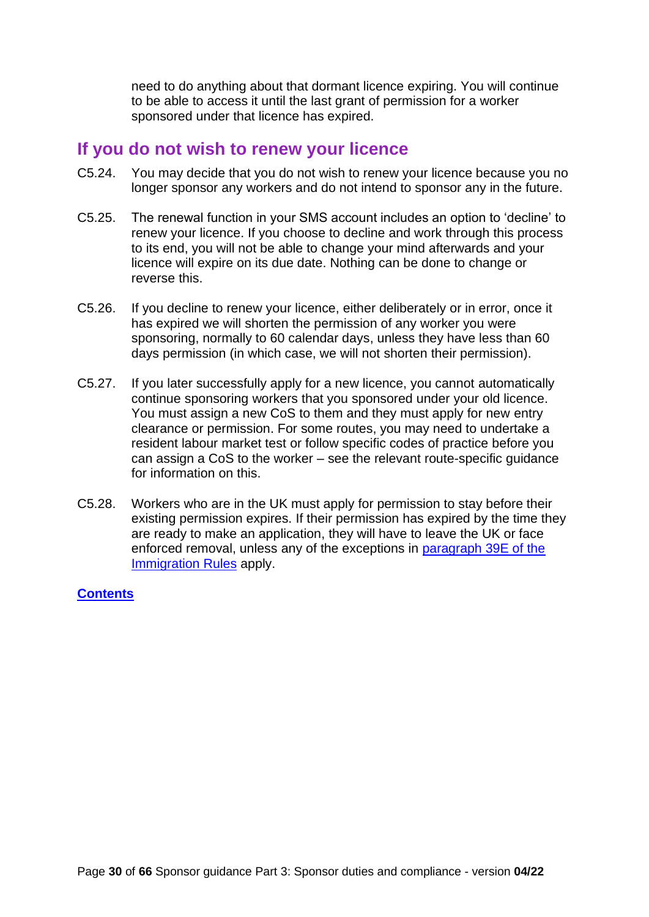need to do anything about that dormant licence expiring. You will continue to be able to access it until the last grant of permission for a worker sponsored under that licence has expired.

## If you do not wish to renew your licence

C5.24. You may decide that you do not wish to renew your licence because you no longer sponsor any workers and do not intend to sponsor any in the future.

C5.25. The renewal function in your SMS account includes an option to 'decline' to renew your licence. If you choose to decline and work through this process to its end, you will not be able to change your mind afterwards and your licence will expire on its due date. Nothing can be done to change or reverse this.

C5.26. If you decline to renew your licence, either deliberately or in error, once it has expired we will shorten the permission of any worker you were sponsoring, normally to 60 calendar days, unless they have less than 60 days permission (in which case, we will not shorten their permission).

C5.27. If you later successfully apply for a new licence, you cannot automatically continue sponsoring workers that you sponsored under your old licence. You must assign a new CoS to them and they must apply for new entry clearance or permission. For some routes, you may need to undertake a resident labour market test or follow specific codes of practice before you can assign a CoS to the worker – see the relevant route-specific guidance for information on this.

C5.28. Workers who are in the UK must apply for permission to stay before their existing permission expires. If their permission has expired by the time they are ready to make an application, they will have to leave the UK or face enforced removal, unless any of the exceptions in [paragraph 39E of the Immigration Rules] apply.

**Contents**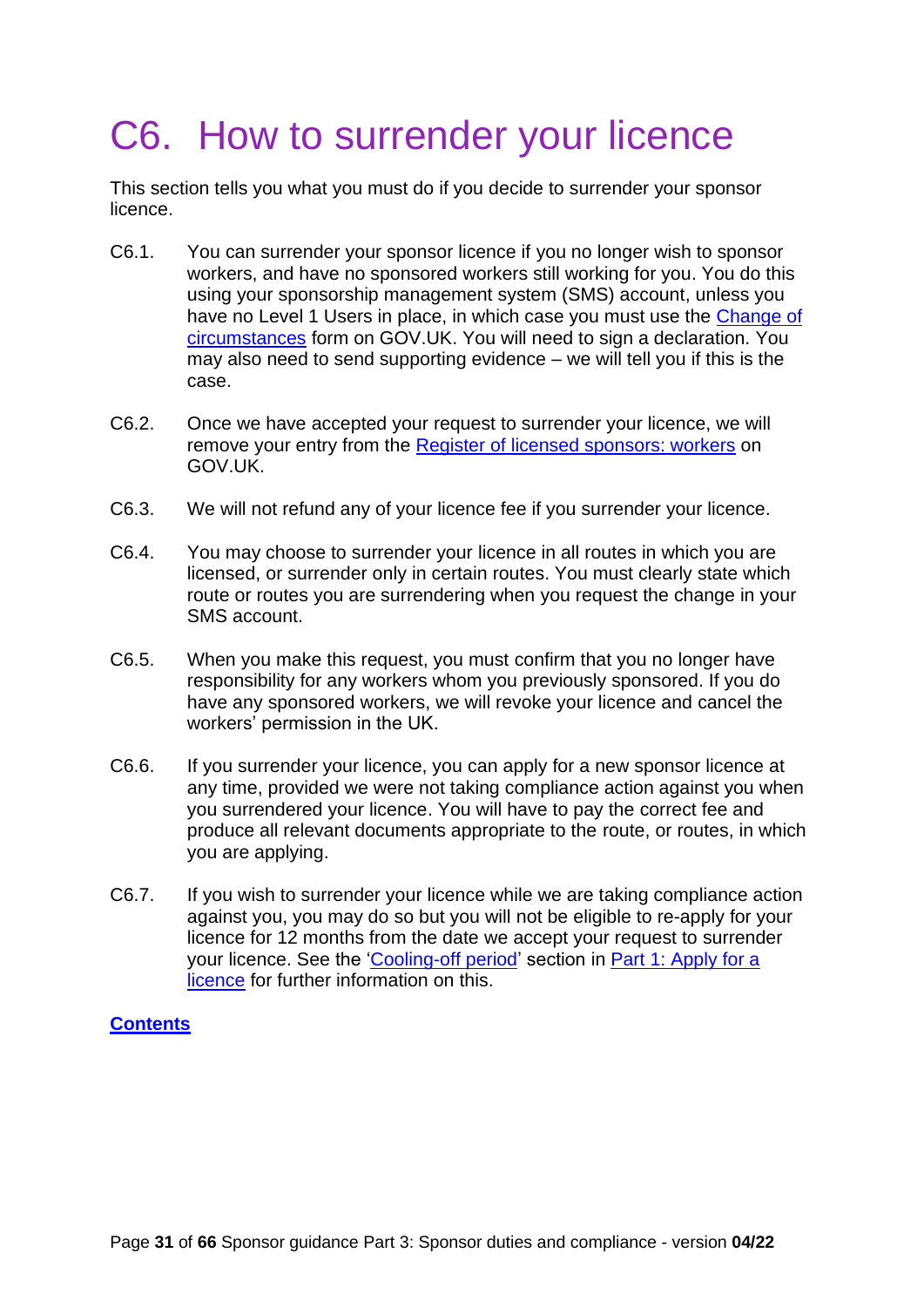# C6. How to surrender your licence

This section tells you what you must do if you decide to surrender your sponsor licence.

C6.1. You can surrender your sponsor licence if you no longer wish to sponsor workers, and have no sponsored workers still working for you. You do this using your sponsorship management system (SMS) account, unless you have no Level 1 Users in place, in which case you must use the Change of circumstances form on GOV.UK. You will need to sign a declaration. You may also need to send supporting evidence – we will tell you if this is the case.

C6.2. Once we have accepted your request to surrender your licence, we will remove your entry from the Register of licensed sponsors: workers on GOV.UK.

C6.3. We will not refund any of your licence fee if you surrender your licence.

C6.4. You may choose to surrender your licence in all routes in which you are licensed, or surrender only in certain routes. You must clearly state which route or routes you are surrendering when you request the change in your SMS account.

C6.5. When you make this request, you must confirm that you no longer have responsibility for any workers whom you previously sponsored. If you do have any sponsored workers, we will revoke your licence and cancel the workers' permission in the UK.

C6.6. If you surrender your licence, you can apply for a new sponsor licence at any time, provided we were not taking compliance action against you when you surrendered your licence. You will have to pay the correct fee and produce all relevant documents appropriate to the route, or routes, in which you are applying.

C6.7. If you wish to surrender your licence while we are taking compliance action against you, you may do so but you will not be eligible to re-apply for your licence for 12 months from the date we accept your request to surrender your licence. See the 'Cooling-off period' section in Part 1: Apply for a licence for further information on this.

**Contents**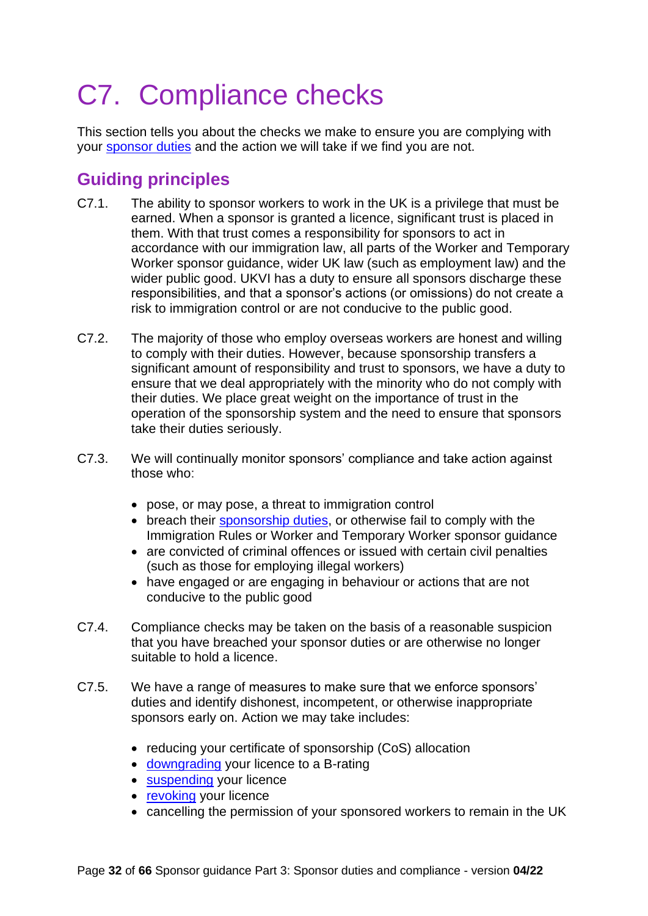# C7. Compliance checks

This section tells you about the checks we make to ensure you are complying with your sponsor duties and the action we will take if we find you are not.

## Guiding principles

C7.1. The ability to sponsor workers to work in the UK is a privilege that must be earned. When a sponsor is granted a licence, significant trust is placed in them. With that trust comes a responsibility for sponsors to act in accordance with our immigration law, all parts of the Worker and Temporary Worker sponsor guidance, wider UK law (such as employment law) and the wider public good. UKVI has a duty to ensure all sponsors discharge these responsibilities, and that a sponsor's actions (or omissions) do not create a risk to immigration control or are not conducive to the public good.

C7.2. The majority of those who employ overseas workers are honest and willing to comply with their duties. However, because sponsorship transfers a significant amount of responsibility and trust to sponsors, we have a duty to ensure that we deal appropriately with the minority who do not comply with their duties. We place great weight on the importance of trust in the operation of the sponsorship system and the need to ensure that sponsors take their duties seriously.

C7.3. We will continually monitor sponsors' compliance and take action against those who:

- pose, or may pose, a threat to immigration control
- breach their sponsorship duties, or otherwise fail to comply with the Immigration Rules or Worker and Temporary Worker sponsor guidance
- are convicted of criminal offences or issued with certain civil penalties (such as those for employing illegal workers)
- have engaged or are engaging in behaviour or actions that are not conducive to the public good

C7.4. Compliance checks may be taken on the basis of a reasonable suspicion that you have breached your sponsor duties or are otherwise no longer suitable to hold a licence.

C7.5. We have a range of measures to make sure that we enforce sponsors' duties and identify dishonest, incompetent, or otherwise inappropriate sponsors early on. Action we may take includes:

- reducing your certificate of sponsorship (CoS) allocation
- downgrading your licence to a B-rating
- suspending your licence
- revoking your licence
- cancelling the permission of your sponsored workers to remain in the UK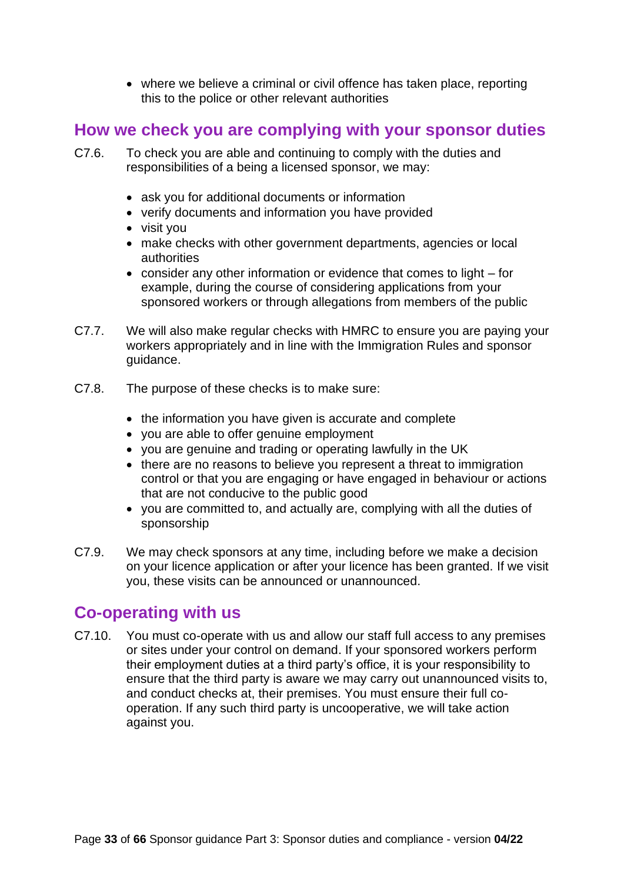- where we believe a criminal or civil offence has taken place, reporting this to the police or other relevant authorities

## How we check you are complying with your sponsor duties

C7.6. To check you are able and continuing to comply with the duties and responsibilities of a being a licensed sponsor, we may:

- ask you for additional documents or information
- verify documents and information you have provided
- visit you
- make checks with other government departments, agencies or local authorities
- consider any other information or evidence that comes to light – for example, during the course of considering applications from your sponsored workers or through allegations from members of the public

C7.7. We will also make regular checks with HMRC to ensure you are paying your workers appropriately and in line with the Immigration Rules and sponsor guidance.

C7.8. The purpose of these checks is to make sure:

- the information you have given is accurate and complete
- you are able to offer genuine employment
- you are genuine and trading or operating lawfully in the UK
- there are no reasons to believe you represent a threat to immigration control or that you are engaging or have engaged in behaviour or actions that are not conducive to the public good
- you are committed to, and actually are, complying with all the duties of sponsorship

C7.9. We may check sponsors at any time, including before we make a decision on your licence application or after your licence has been granted. If we visit you, these visits can be announced or unannounced.

## Co-operating with us

C7.10. You must co-operate with us and allow our staff full access to any premises or sites under your control on demand. If your sponsored workers perform their employment duties at a third party's office, it is your responsibility to ensure that the third party is aware we may carry out unannounced visits to, and conduct checks at, their premises. You must ensure their full co-operation. If any such third party is uncooperative, we will take action against you.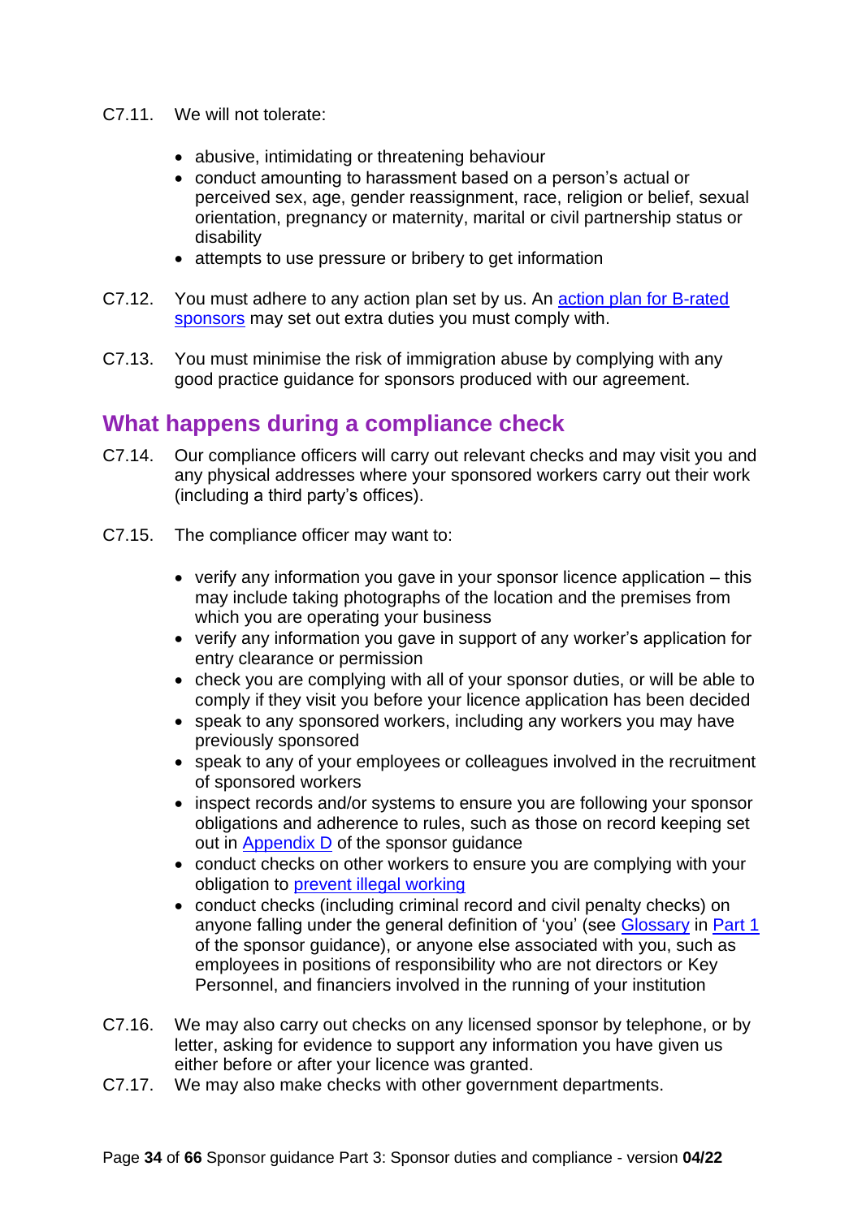C7.11. We will not tolerate:

- abusive, intimidating or threatening behaviour
- conduct amounting to harassment based on a person's actual or perceived sex, age, gender reassignment, race, religion or belief, sexual orientation, pregnancy or maternity, marital or civil partnership status or disability
- attempts to use pressure or bribery to get information

C7.12. You must adhere to any action plan set by us. An [action plan for B-rated sponsors](#) may set out extra duties you must comply with.

C7.13. You must minimise the risk of immigration abuse by complying with any good practice guidance for sponsors produced with our agreement.

## What happens during a compliance check

C7.14. Our compliance officers will carry out relevant checks and may visit you and any physical addresses where your sponsored workers carry out their work (including a third party's offices).

C7.15. The compliance officer may want to:

- verify any information you gave in your sponsor licence application – this may include taking photographs of the location and the premises from which you are operating your business
- verify any information you gave in support of any worker's application for entry clearance or permission
- check you are complying with all of your sponsor duties, or will be able to comply if they visit you before your licence application has been decided
- speak to any sponsored workers, including any workers you may have previously sponsored
- speak to any of your employees or colleagues involved in the recruitment of sponsored workers
- inspect records and/or systems to ensure you are following your sponsor obligations and adherence to rules, such as those on record keeping set out in [Appendix D](#) of the sponsor guidance
- conduct checks on other workers to ensure you are complying with your obligation to [prevent illegal working](#)
- conduct checks (including criminal record and civil penalty checks) on anyone falling under the general definition of 'you' (see [Glossary](#) in [Part 1](#) of the sponsor guidance), or anyone else associated with you, such as employees in positions of responsibility who are not directors or Key Personnel, and financiers involved in the running of your institution

C7.16. We may also carry out checks on any licensed sponsor by telephone, or by letter, asking for evidence to support any information you have given us either before or after your licence was granted.

C7.17. We may also make checks with other government departments.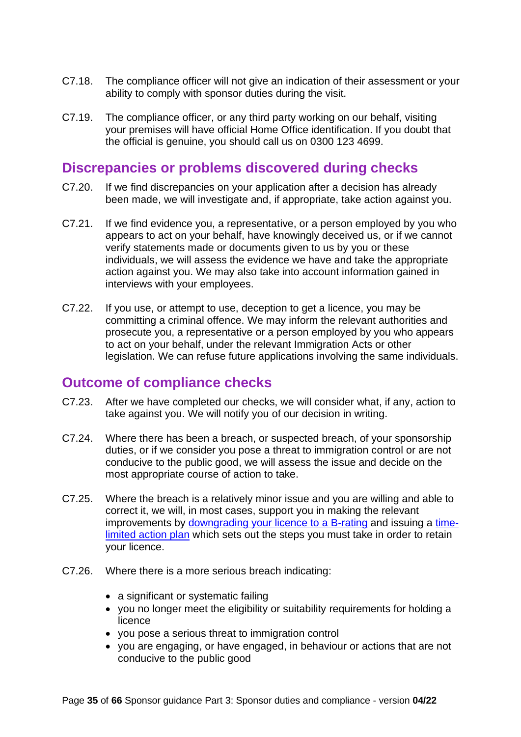C7.18. The compliance officer will not give an indication of their assessment or your ability to comply with sponsor duties during the visit.

C7.19. The compliance officer, or any third party working on our behalf, visiting your premises will have official Home Office identification. If you doubt that the official is genuine, you should call us on 0300 123 4699.

## Discrepancies or problems discovered during checks

C7.20. If we find discrepancies on your application after a decision has already been made, we will investigate and, if appropriate, take action against you.

C7.21. If we find evidence you, a representative, or a person employed by you who appears to act on your behalf, have knowingly deceived us, or if we cannot verify statements made or documents given to us by you or these individuals, we will assess the evidence we have and take the appropriate action against you. We may also take into account information gained in interviews with your employees.

C7.22. If you use, or attempt to use, deception to get a licence, you may be committing a criminal offence. We may inform the relevant authorities and prosecute you, a representative or a person employed by you who appears to act on your behalf, under the relevant Immigration Acts or other legislation. We can refuse future applications involving the same individuals.

## Outcome of compliance checks

C7.23. After we have completed our checks, we will consider what, if any, action to take against you. We will notify you of our decision in writing.

C7.24. Where there has been a breach, or suspected breach, of your sponsorship duties, or if we consider you pose a threat to immigration control or are not conducive to the public good, we will assess the issue and decide on the most appropriate course of action to take.

C7.25. Where the breach is a relatively minor issue and you are willing and able to correct it, we will, in most cases, support you in making the relevant improvements by downgrading your licence to a B-rating and issuing a time-limited action plan which sets out the steps you must take in order to retain your licence.

C7.26. Where there is a more serious breach indicating:

- a significant or systematic failing
- you no longer meet the eligibility or suitability requirements for holding a licence
- you pose a serious threat to immigration control
- you are engaging, or have engaged, in behaviour or actions that are not conducive to the public good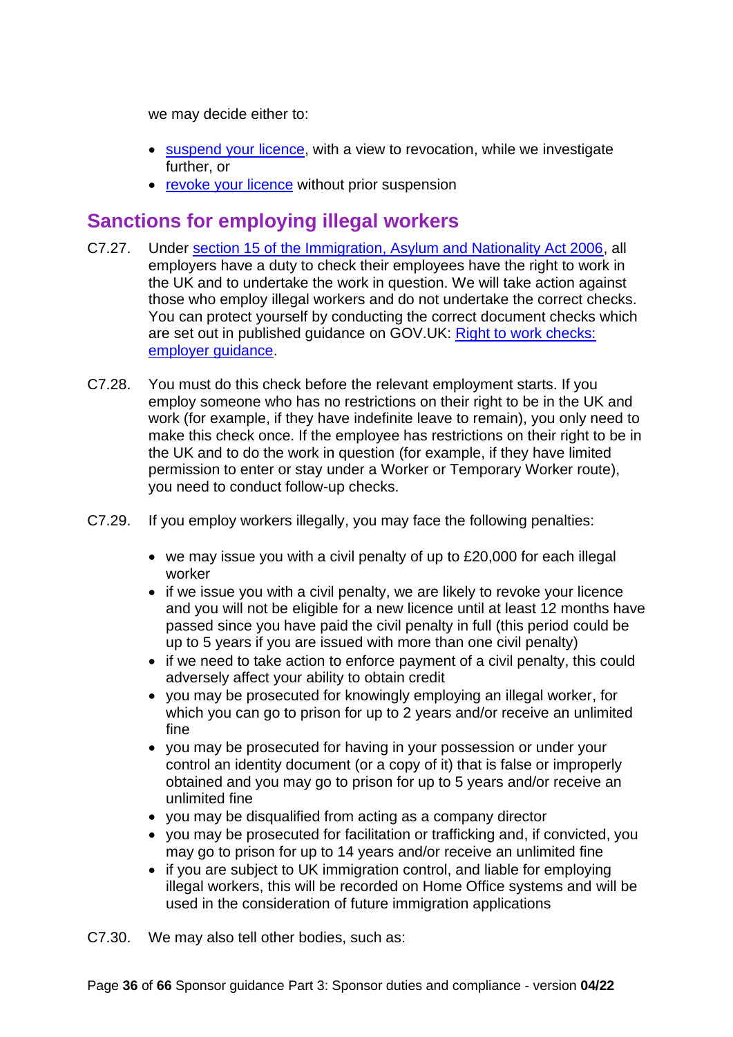we may decide either to:

- suspend your licence, with a view to revocation, while we investigate further, or
- revoke your licence without prior suspension

## Sanctions for employing illegal workers

C7.27. Under section 15 of the Immigration, Asylum and Nationality Act 2006, all employers have a duty to check their employees have the right to work in the UK and to undertake the work in question. We will take action against those who employ illegal workers and do not undertake the correct checks. You can protect yourself by conducting the correct document checks which are set out in published guidance on GOV.UK: Right to work checks: employer guidance.

C7.28. You must do this check before the relevant employment starts. If you employ someone who has no restrictions on their right to be in the UK and work (for example, if they have indefinite leave to remain), you only need to make this check once. If the employee has restrictions on their right to be in the UK and to do the work in question (for example, if they have limited permission to enter or stay under a Worker or Temporary Worker route), you need to conduct follow-up checks.

C7.29. If you employ workers illegally, you may face the following penalties:

- we may issue you with a civil penalty of up to £20,000 for each illegal worker
- if we issue you with a civil penalty, we are likely to revoke your licence and you will not be eligible for a new licence until at least 12 months have passed since you have paid the civil penalty in full (this period could be up to 5 years if you are issued with more than one civil penalty)
- if we need to take action to enforce payment of a civil penalty, this could adversely affect your ability to obtain credit
- you may be prosecuted for knowingly employing an illegal worker, for which you can go to prison for up to 2 years and/or receive an unlimited fine
- you may be prosecuted for having in your possession or under your control an identity document (or a copy of it) that is false or improperly obtained and you may go to prison for up to 5 years and/or receive an unlimited fine
- you may be disqualified from acting as a company director
- you may be prosecuted for facilitation or trafficking and, if convicted, you may go to prison for up to 14 years and/or receive an unlimited fine
- if you are subject to UK immigration control, and liable for employing illegal workers, this will be recorded on Home Office systems and will be used in the consideration of future immigration applications

C7.30. We may also tell other bodies, such as: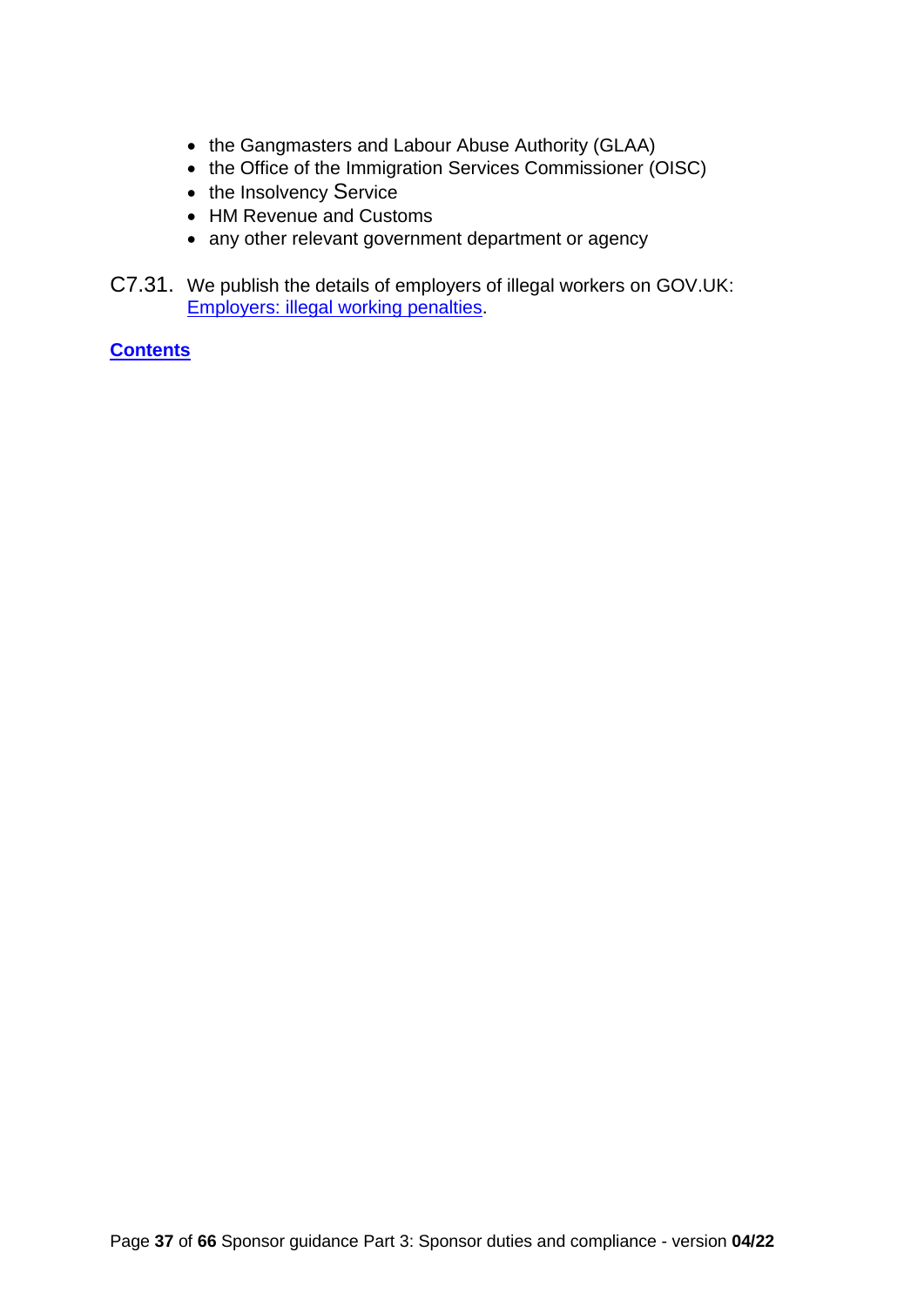- the Gangmasters and Labour Abuse Authority (GLAA)
- the Office of the Immigration Services Commissioner (OISC)
- the Insolvency Service
- HM Revenue and Customs
- any other relevant government department or agency

C7.31. We publish the details of employers of illegal workers on GOV.UK: [Employers: illegal working penalties](#).

**[Contents](#)**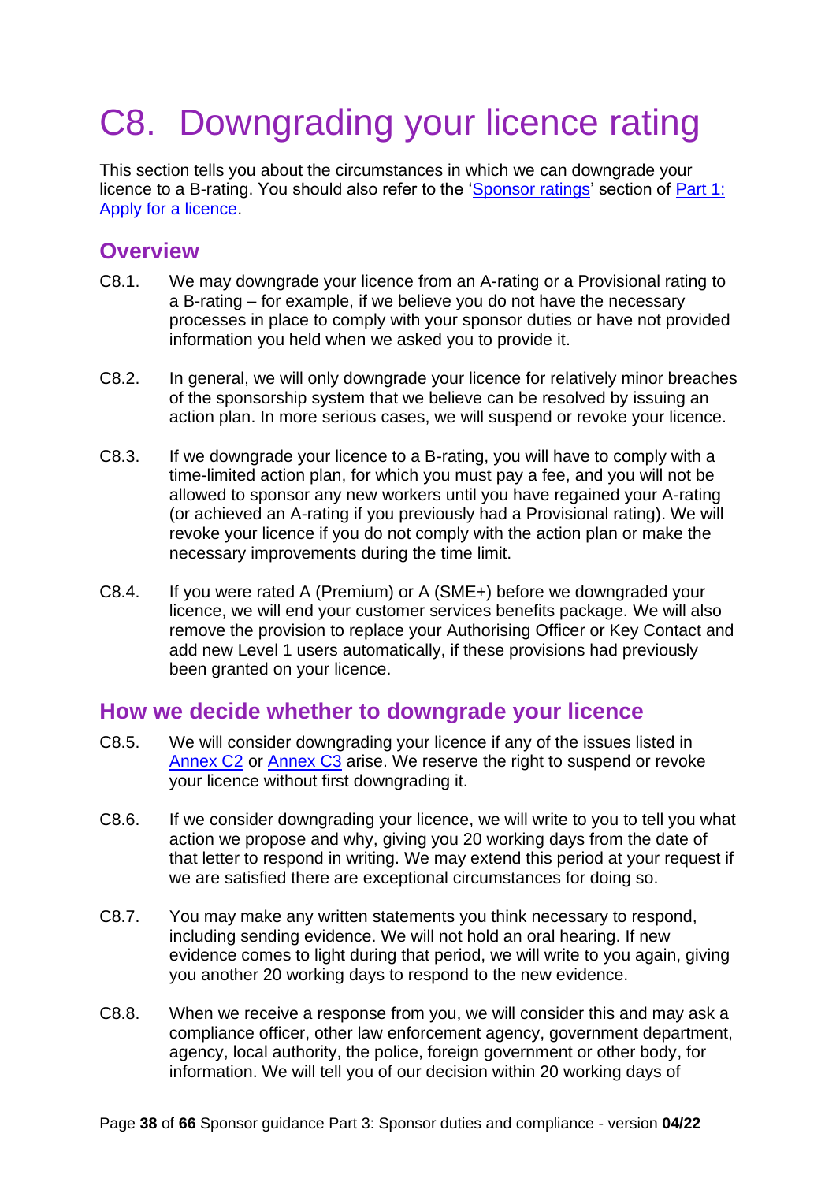# C8. Downgrading your licence rating

This section tells you about the circumstances in which we can downgrade your licence to a B-rating. You should also refer to the 'Sponsor ratings' section of Part 1: Apply for a licence.

## Overview

C8.1. We may downgrade your licence from an A-rating or a Provisional rating to a B-rating – for example, if we believe you do not have the necessary processes in place to comply with your sponsor duties or have not provided information you held when we asked you to provide it.

C8.2. In general, we will only downgrade your licence for relatively minor breaches of the sponsorship system that we believe can be resolved by issuing an action plan. In more serious cases, we will suspend or revoke your licence.

C8.3. If we downgrade your licence to a B-rating, you will have to comply with a time-limited action plan, for which you must pay a fee, and you will not be allowed to sponsor any new workers until you have regained your A-rating (or achieved an A-rating if you previously had a Provisional rating). We will revoke your licence if you do not comply with the action plan or make the necessary improvements during the time limit.

C8.4. If you were rated A (Premium) or A (SME+) before we downgraded your licence, we will end your customer services benefits package. We will also remove the provision to replace your Authorising Officer or Key Contact and add new Level 1 users automatically, if these provisions had previously been granted on your licence.

## How we decide whether to downgrade your licence

C8.5. We will consider downgrading your licence if any of the issues listed in Annex C2 or Annex C3 arise. We reserve the right to suspend or revoke your licence without first downgrading it.

C8.6. If we consider downgrading your licence, we will write to you to tell you what action we propose and why, giving you 20 working days from the date of that letter to respond in writing. We may extend this period at your request if we are satisfied there are exceptional circumstances for doing so.

C8.7. You may make any written statements you think necessary to respond, including sending evidence. We will not hold an oral hearing. If new evidence comes to light during that period, we will write to you again, giving you another 20 working days to respond to the new evidence.

C8.8. When we receive a response from you, we will consider this and may ask a compliance officer, other law enforcement agency, government department, agency, local authority, the police, foreign government or other body, for information. We will tell you of our decision within 20 working days of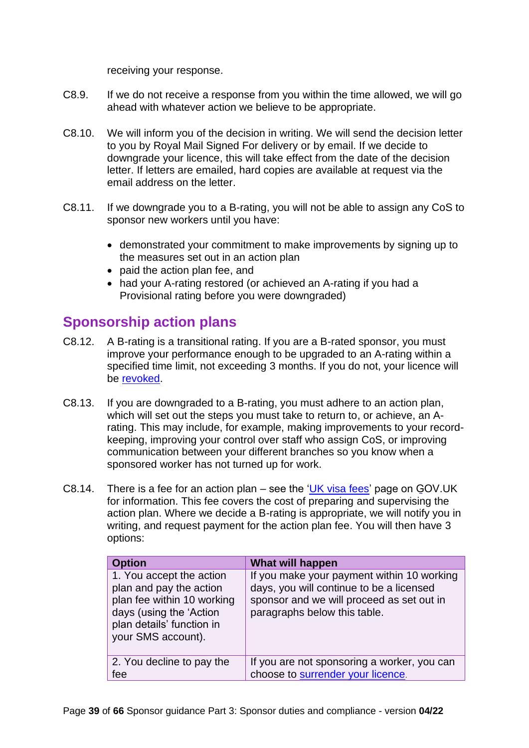receiving your response.

C8.9. If we do not receive a response from you within the time allowed, we will go ahead with whatever action we believe to be appropriate.

C8.10. We will inform you of the decision in writing. We will send the decision letter to you by Royal Mail Signed For delivery or by email. If we decide to downgrade your licence, this will take effect from the date of the decision letter. If letters are emailed, hard copies are available at request via the email address on the letter.

C8.11. If we downgrade you to a B-rating, you will not be able to assign any CoS to sponsor new workers until you have:

- demonstrated your commitment to make improvements by signing up to the measures set out in an action plan
- paid the action plan fee, and
- had your A-rating restored (or achieved an A-rating if you had a Provisional rating before you were downgraded)

## Sponsorship action plans

C8.12. A B-rating is a transitional rating. If you are a B-rated sponsor, you must improve your performance enough to be upgraded to an A-rating within a specified time limit, not exceeding 3 months. If you do not, your licence will be revoked.

C8.13. If you are downgraded to a B-rating, you must adhere to an action plan, which will set out the steps you must take to return to, or achieve, an A-rating. This may include, for example, making improvements to your record-keeping, improving your control over staff who assign CoS, or improving communication between your different branches so you know when a sponsored worker has not turned up for work.

C8.14. There is a fee for an action plan – see the 'UK visa fees' page on GOV.UK for information. This fee covers the cost of preparing and supervising the action plan. Where we decide a B-rating is appropriate, we will notify you in writing, and request payment for the action plan fee. You will then have 3 options:

| Option | What will happen |
|---|---|
| 1. You accept the action plan and pay the action plan fee within 10 working days (using the 'Action plan details' function in your SMS account). | If you make your payment within 10 working days, you will continue to be a licensed sponsor and we will proceed as set out in paragraphs below this table. |
| 2. You decline to pay the fee | If you are not sponsoring a worker, you can choose to surrender your licence. |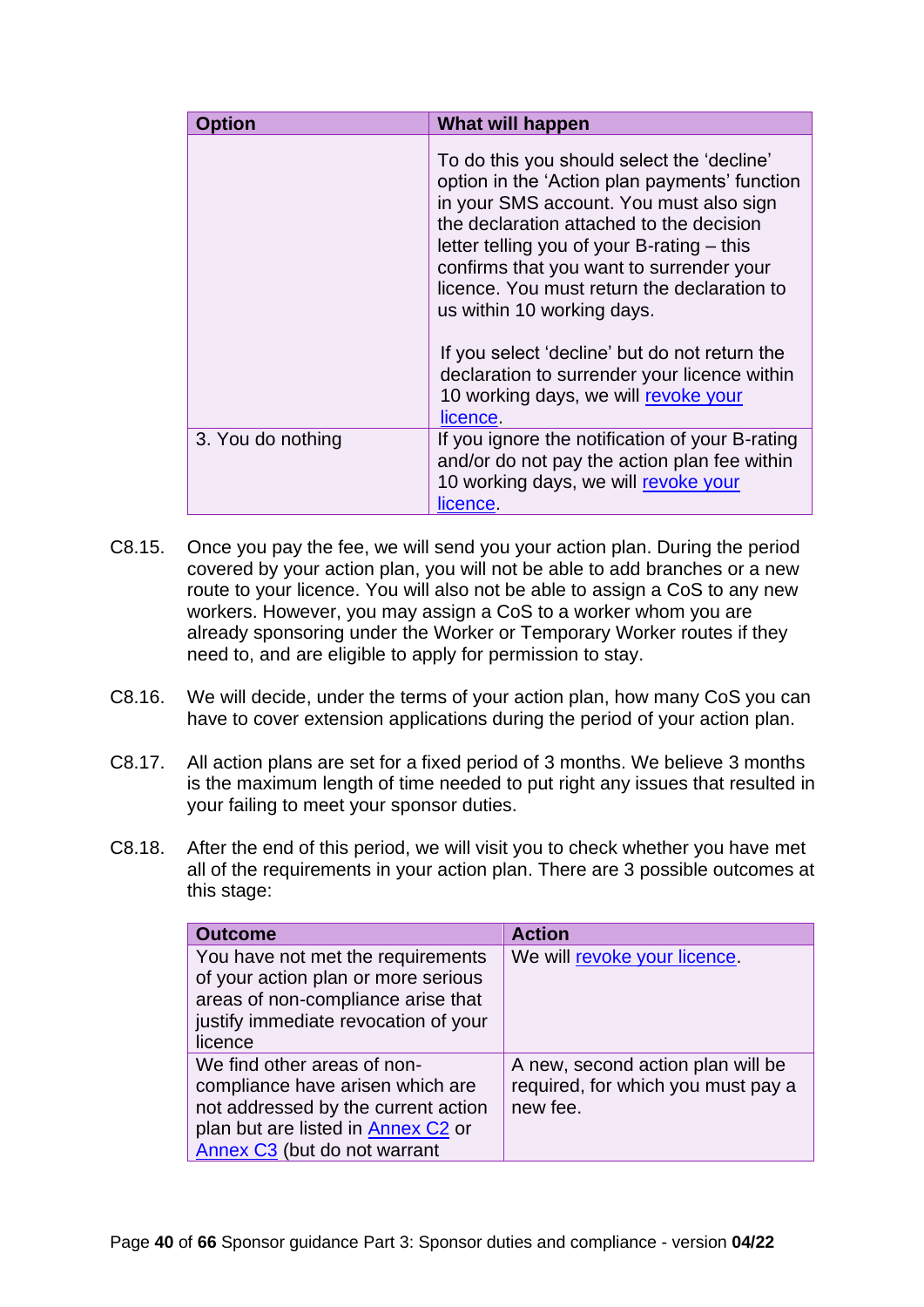| Option | What will happen |
| --- | --- |
| | To do this you should select the 'decline' option in the 'Action plan payments' function in your SMS account. You must also sign the declaration attached to the decision letter telling you of your B-rating – this confirms that you want to surrender your licence. You must return the declaration to us within 10 working days.<br><br>If you select 'decline' but do not return the declaration to surrender your licence within 10 working days, we will revoke your licence. |
| 3. You do nothing | If you ignore the notification of your B-rating and/or do not pay the action plan fee within 10 working days, we will revoke your licence. |

C8.15. Once you pay the fee, we will send you your action plan. During the period covered by your action plan, you will not be able to add branches or a new route to your licence. You will also not be able to assign a CoS to any new workers. However, you may assign a CoS to a worker whom you are already sponsoring under the Worker or Temporary Worker routes if they need to, and are eligible to apply for permission to stay.

C8.16. We will decide, under the terms of your action plan, how many CoS you can have to cover extension applications during the period of your action plan.

C8.17. All action plans are set for a fixed period of 3 months. We believe 3 months is the maximum length of time needed to put right any issues that resulted in your failing to meet your sponsor duties.

C8.18. After the end of this period, we will visit you to check whether you have met all of the requirements in your action plan. There are 3 possible outcomes at this stage:

| Outcome | Action |
| --- | --- |
| You have not met the requirements of your action plan or more serious areas of non-compliance arise that justify immediate revocation of your licence | We will revoke your licence. |
| We find other areas of non-compliance have arisen which are not addressed by the current action plan but are listed in Annex C2 or Annex C3 (but do not warrant | A new, second action plan will be required, for which you must pay a new fee. |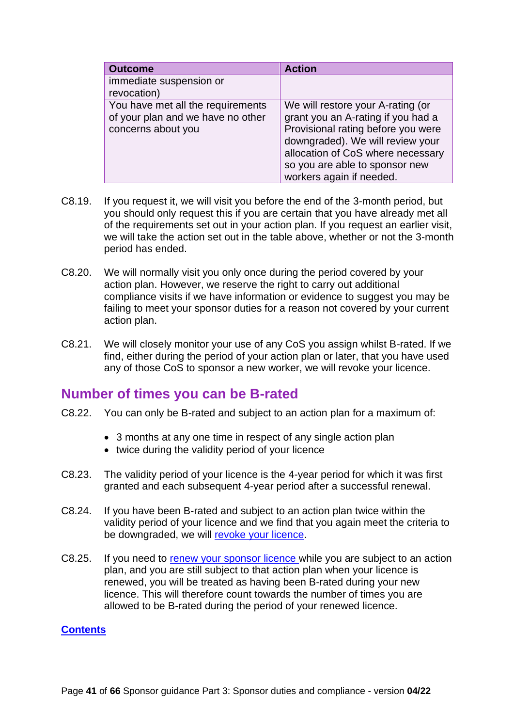| Outcome | Action |
|---|---|
| immediate suspension or revocation) | |
| You have met all the requirements of your plan and we have no other concerns about you | We will restore your A-rating (or grant you an A-rating if you had a Provisional rating before you were downgraded). We will review your allocation of CoS where necessary so you are able to sponsor new workers again if needed. |

C8.19. If you request it, we will visit you before the end of the 3-month period, but you should only request this if you are certain that you have already met all of the requirements set out in your action plan. If you request an earlier visit, we will take the action set out in the table above, whether or not the 3-month period has ended.

C8.20. We will normally visit you only once during the period covered by your action plan. However, we reserve the right to carry out additional compliance visits if we have information or evidence to suggest you may be failing to meet your sponsor duties for a reason not covered by your current action plan.

C8.21. We will closely monitor your use of any CoS you assign whilst B-rated. If we find, either during the period of your action plan or later, that you have used any of those CoS to sponsor a new worker, we will revoke your licence.

## Number of times you can be B-rated

C8.22. You can only be B-rated and subject to an action plan for a maximum of:

- 3 months at any one time in respect of any single action plan
- twice during the validity period of your licence

C8.23. The validity period of your licence is the 4-year period for which it was first granted and each subsequent 4-year period after a successful renewal.

C8.24. If you have been B-rated and subject to an action plan twice within the validity period of your licence and we find that you again meet the criteria to be downgraded, we will revoke your licence.

C8.25. If you need to renew your sponsor licence while you are subject to an action plan, and you are still subject to that action plan when your licence is renewed, you will be treated as having been B-rated during your new licence. This will therefore count towards the number of times you are allowed to be B-rated during the period of your renewed licence.

**Contents**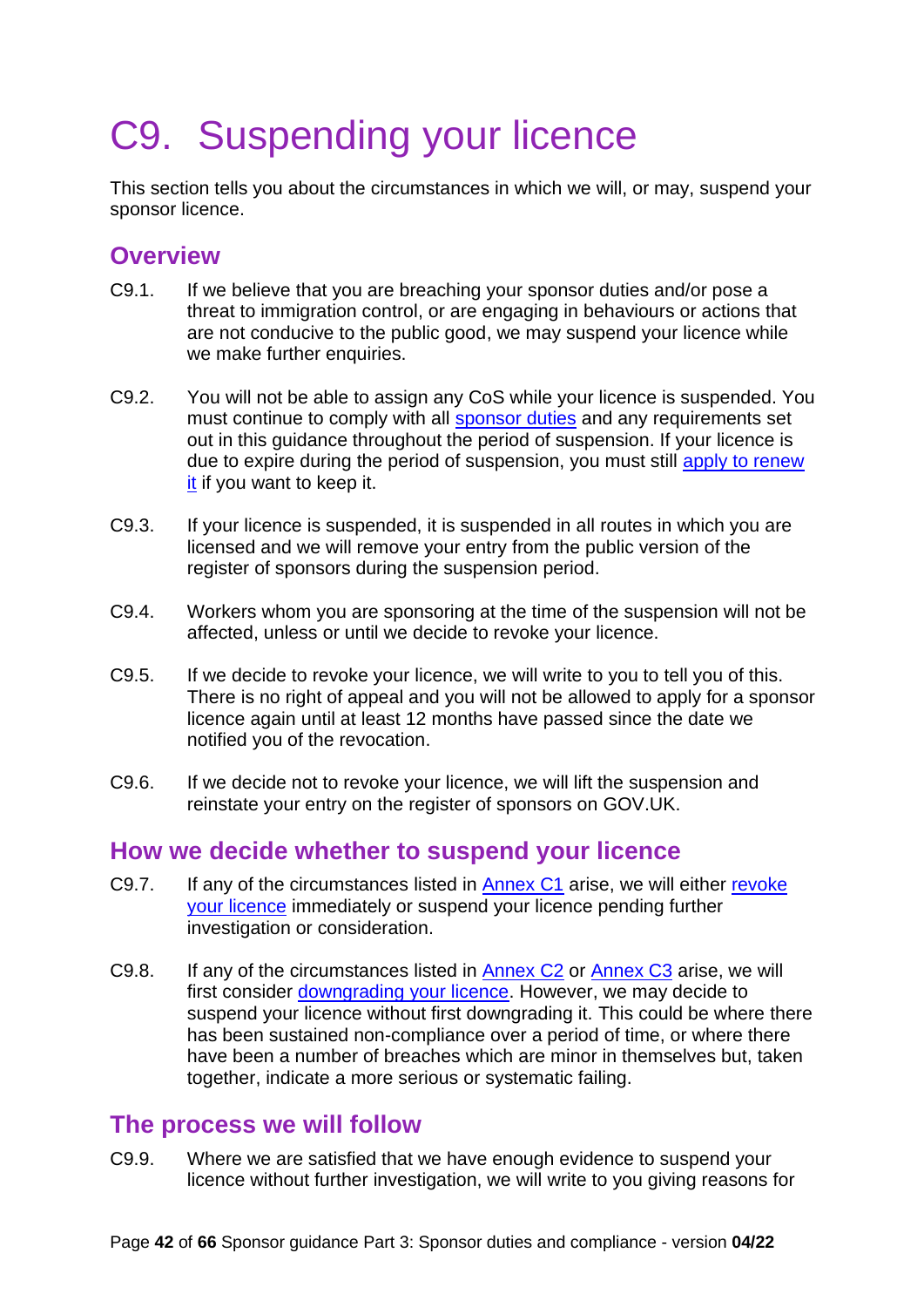# C9. Suspending your licence

This section tells you about the circumstances in which we will, or may, suspend your sponsor licence.

## Overview

C9.1. If we believe that you are breaching your sponsor duties and/or pose a threat to immigration control, or are engaging in behaviours or actions that are not conducive to the public good, we may suspend your licence while we make further enquiries.

C9.2. You will not be able to assign any CoS while your licence is suspended. You must continue to comply with all sponsor duties and any requirements set out in this guidance throughout the period of suspension. If your licence is due to expire during the period of suspension, you must still apply to renew it if you want to keep it.

C9.3. If your licence is suspended, it is suspended in all routes in which you are licensed and we will remove your entry from the public version of the register of sponsors during the suspension period.

C9.4. Workers whom you are sponsoring at the time of the suspension will not be affected, unless or until we decide to revoke your licence.

C9.5. If we decide to revoke your licence, we will write to you to tell you of this. There is no right of appeal and you will not be allowed to apply for a sponsor licence again until at least 12 months have passed since the date we notified you of the revocation.

C9.6. If we decide not to revoke your licence, we will lift the suspension and reinstate your entry on the register of sponsors on GOV.UK.

## How we decide whether to suspend your licence

C9.7. If any of the circumstances listed in Annex C1 arise, we will either revoke your licence immediately or suspend your licence pending further investigation or consideration.

C9.8. If any of the circumstances listed in Annex C2 or Annex C3 arise, we will first consider downgrading your licence. However, we may decide to suspend your licence without first downgrading it. This could be where there has been sustained non-compliance over a period of time, or where there have been a number of breaches which are minor in themselves but, taken together, indicate a more serious or systematic failing.

## The process we will follow

C9.9. Where we are satisfied that we have enough evidence to suspend your licence without further investigation, we will write to you giving reasons for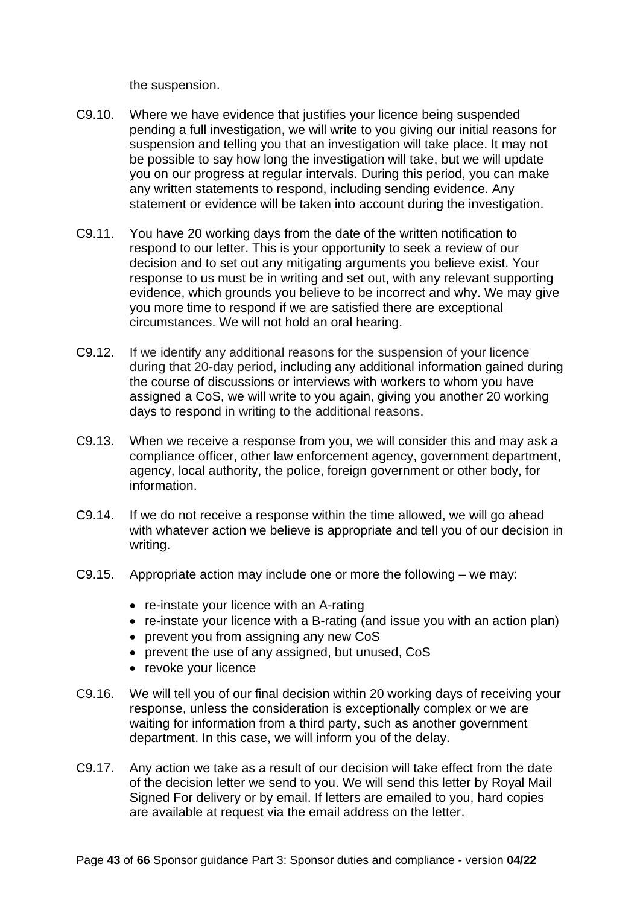the suspension.

C9.10. Where we have evidence that justifies your licence being suspended pending a full investigation, we will write to you giving our initial reasons for suspension and telling you that an investigation will take place. It may not be possible to say how long the investigation will take, but we will update you on our progress at regular intervals. During this period, you can make any written statements to respond, including sending evidence. Any statement or evidence will be taken into account during the investigation.

C9.11. You have 20 working days from the date of the written notification to respond to our letter. This is your opportunity to seek a review of our decision and to set out any mitigating arguments you believe exist. Your response to us must be in writing and set out, with any relevant supporting evidence, which grounds you believe to be incorrect and why. We may give you more time to respond if we are satisfied there are exceptional circumstances. We will not hold an oral hearing.

C9.12. If we identify any additional reasons for the suspension of your licence during that 20-day period, including any additional information gained during the course of discussions or interviews with workers to whom you have assigned a CoS, we will write to you again, giving you another 20 working days to respond in writing to the additional reasons.

C9.13. When we receive a response from you, we will consider this and may ask a compliance officer, other law enforcement agency, government department, agency, local authority, the police, foreign government or other body, for information.

C9.14. If we do not receive a response within the time allowed, we will go ahead with whatever action we believe is appropriate and tell you of our decision in writing.

C9.15. Appropriate action may include one or more the following – we may:

- re-instate your licence with an A-rating
- re-instate your licence with a B-rating (and issue you with an action plan)
- prevent you from assigning any new CoS
- prevent the use of any assigned, but unused, CoS
- revoke your licence

C9.16. We will tell you of our final decision within 20 working days of receiving your response, unless the consideration is exceptionally complex or we are waiting for information from a third party, such as another government department. In this case, we will inform you of the delay.

C9.17. Any action we take as a result of our decision will take effect from the date of the decision letter we send to you. We will send this letter by Royal Mail Signed For delivery or by email. If letters are emailed to you, hard copies are available at request via the email address on the letter.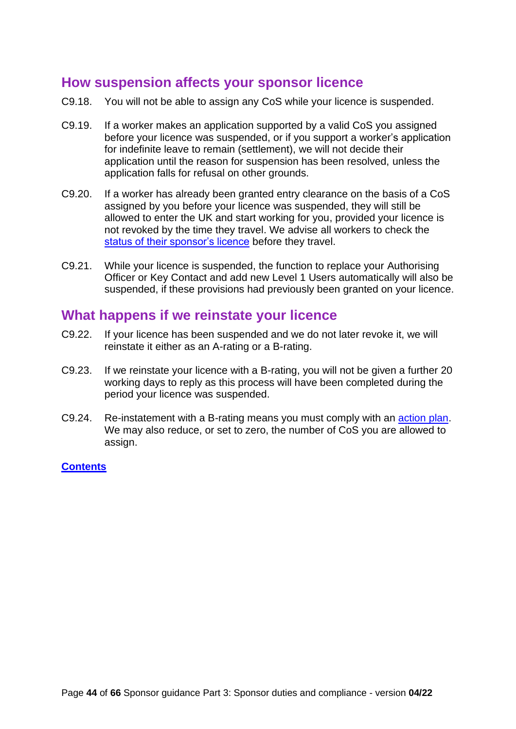## How suspension affects your sponsor licence

C9.18. You will not be able to assign any CoS while your licence is suspended.

C9.19. If a worker makes an application supported by a valid CoS you assigned before your licence was suspended, or if you support a worker's application for indefinite leave to remain (settlement), we will not decide their application until the reason for suspension has been resolved, unless the application falls for refusal on other grounds.

C9.20. If a worker has already been granted entry clearance on the basis of a CoS assigned by you before your licence was suspended, they will still be allowed to enter the UK and start working for you, provided your licence is not revoked by the time they travel. We advise all workers to check the status of their sponsor's licence before they travel.

C9.21. While your licence is suspended, the function to replace your Authorising Officer or Key Contact and add new Level 1 Users automatically will also be suspended, if these provisions had previously been granted on your licence.

## What happens if we reinstate your licence

C9.22. If your licence has been suspended and we do not later revoke it, we will reinstate it either as an A-rating or a B-rating.

C9.23. If we reinstate your licence with a B-rating, you will not be given a further 20 working days to reply as this process will have been completed during the period your licence was suspended.

C9.24. Re-instatement with a B-rating means you must comply with an action plan. We may also reduce, or set to zero, the number of CoS you are allowed to assign.

**Contents**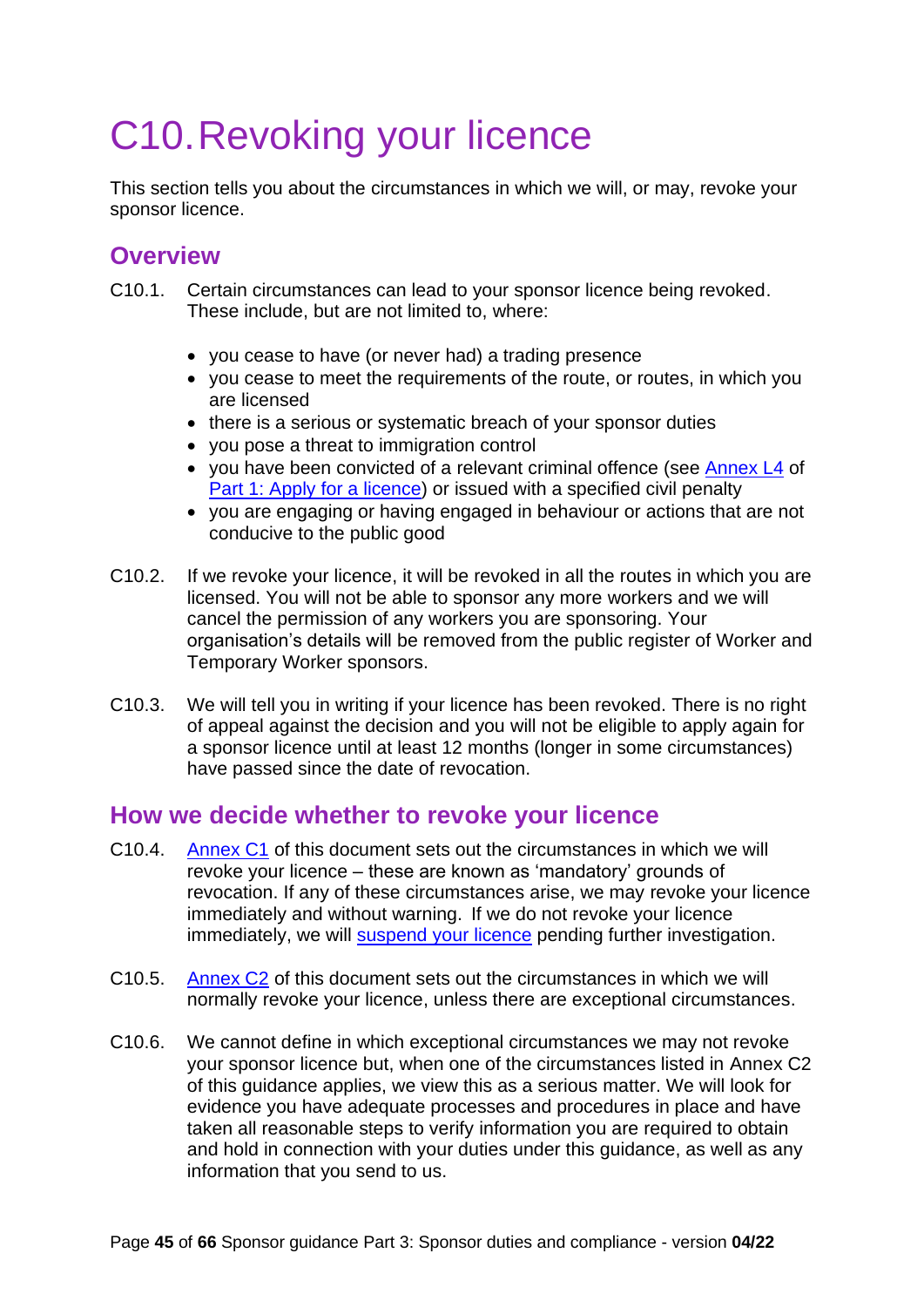# C10. Revoking your licence

This section tells you about the circumstances in which we will, or may, revoke your sponsor licence.

## Overview

C10.1. Certain circumstances can lead to your sponsor licence being revoked. These include, but are not limited to, where:

- you cease to have (or never had) a trading presence
- you cease to meet the requirements of the route, or routes, in which you are licensed
- there is a serious or systematic breach of your sponsor duties
- you pose a threat to immigration control
- you have been convicted of a relevant criminal offence (see Annex L4 of Part 1: Apply for a licence) or issued with a specified civil penalty
- you are engaging or having engaged in behaviour or actions that are not conducive to the public good

C10.2. If we revoke your licence, it will be revoked in all the routes in which you are licensed. You will not be able to sponsor any more workers and we will cancel the permission of any workers you are sponsoring. Your organisation's details will be removed from the public register of Worker and Temporary Worker sponsors.

C10.3. We will tell you in writing if your licence has been revoked. There is no right of appeal against the decision and you will not be eligible to apply again for a sponsor licence until at least 12 months (longer in some circumstances) have passed since the date of revocation.

## How we decide whether to revoke your licence

C10.4. Annex C1 of this document sets out the circumstances in which we will revoke your licence – these are known as 'mandatory' grounds of revocation. If any of these circumstances arise, we may revoke your licence immediately and without warning. If we do not revoke your licence immediately, we will suspend your licence pending further investigation.

C10.5. Annex C2 of this document sets out the circumstances in which we will normally revoke your licence, unless there are exceptional circumstances.

C10.6. We cannot define in which exceptional circumstances we may not revoke your sponsor licence but, when one of the circumstances listed in Annex C2 of this guidance applies, we view this as a serious matter. We will look for evidence you have adequate processes and procedures in place and have taken all reasonable steps to verify information you are required to obtain and hold in connection with your duties under this guidance, as well as any information that you send to us.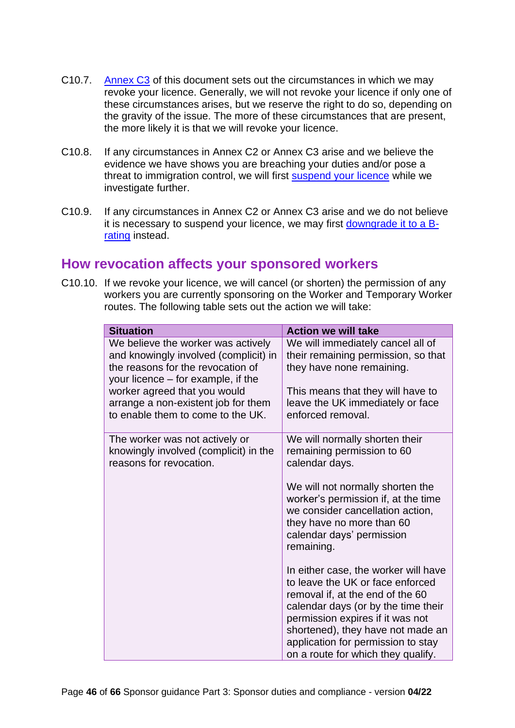C10.7. [Annex C3](#) of this document sets out the circumstances in which we may revoke your licence. Generally, we will not revoke your licence if only one of these circumstances arises, but we reserve the right to do so, depending on the gravity of the issue. The more of these circumstances that are present, the more likely it is that we will revoke your licence.

C10.8. If any circumstances in Annex C2 or Annex C3 arise and we believe the evidence we have shows you are breaching your duties and/or pose a threat to immigration control, we will first [suspend your licence](#) while we investigate further.

C10.9. If any circumstances in Annex C2 or Annex C3 arise and we do not believe it is necessary to suspend your licence, we may first [downgrade it to a B-rating](#) instead.

## How revocation affects your sponsored workers

C10.10. If we revoke your licence, we will cancel (or shorten) the permission of any workers you are currently sponsoring on the Worker and Temporary Worker routes. The following table sets out the action we will take:

| Situation | Action we will take |
|---|---|
| We believe the worker was actively and knowingly involved (complicit) in the reasons for the revocation of your licence – for example, if the worker agreed that you would arrange a non-existent job for them to enable them to come to the UK. | We will immediately cancel all of their remaining permission, so that they have none remaining.<br><br>This means that they will have to leave the UK immediately or face enforced removal. |
| The worker was not actively or knowingly involved (complicit) in the reasons for revocation. | We will normally shorten their remaining permission to 60 calendar days.<br><br>We will not normally shorten the worker's permission if, at the time we consider cancellation action, they have no more than 60 calendar days' permission remaining.<br><br>In either case, the worker will have to leave the UK or face enforced removal if, at the end of the 60 calendar days (or by the time their permission expires if it was not shortened), they have not made an application for permission to stay on a route for which they qualify. |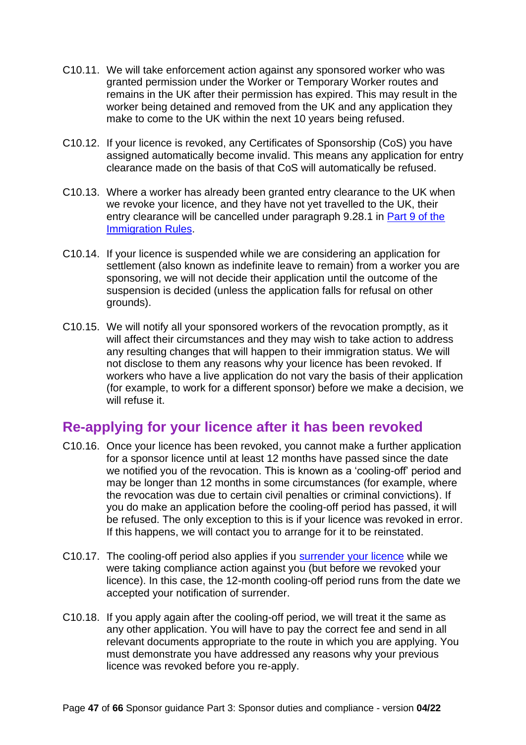C10.11. We will take enforcement action against any sponsored worker who was granted permission under the Worker or Temporary Worker routes and remains in the UK after their permission has expired. This may result in the worker being detained and removed from the UK and any application they make to come to the UK within the next 10 years being refused.

C10.12. If your licence is revoked, any Certificates of Sponsorship (CoS) you have assigned automatically become invalid. This means any application for entry clearance made on the basis of that CoS will automatically be refused.

C10.13. Where a worker has already been granted entry clearance to the UK when we revoke your licence, and they have not yet travelled to the UK, their entry clearance will be cancelled under paragraph 9.28.1 in [Part 9 of the Immigration Rules](#).

C10.14. If your licence is suspended while we are considering an application for settlement (also known as indefinite leave to remain) from a worker you are sponsoring, we will not decide their application until the outcome of the suspension is decided (unless the application falls for refusal on other grounds).

C10.15. We will notify all your sponsored workers of the revocation promptly, as it will affect their circumstances and they may wish to take action to address any resulting changes that will happen to their immigration status. We will not disclose to them any reasons why your licence has been revoked. If workers who have a live application do not vary the basis of their application (for example, to work for a different sponsor) before we make a decision, we will refuse it.

## Re-applying for your licence after it has been revoked

C10.16. Once your licence has been revoked, you cannot make a further application for a sponsor licence until at least 12 months have passed since the date we notified you of the revocation. This is known as a 'cooling-off' period and may be longer than 12 months in some circumstances (for example, where the revocation was due to certain civil penalties or criminal convictions). If you do make an application before the cooling-off period has passed, it will be refused. The only exception to this is if your licence was revoked in error. If this happens, we will contact you to arrange for it to be reinstated.

C10.17. The cooling-off period also applies if you [surrender your licence](#) while we were taking compliance action against you (but before we revoked your licence). In this case, the 12-month cooling-off period runs from the date we accepted your notification of surrender.

C10.18. If you apply again after the cooling-off period, we will treat it the same as any other application. You will have to pay the correct fee and send in all relevant documents appropriate to the route in which you are applying. You must demonstrate you have addressed any reasons why your previous licence was revoked before you re-apply.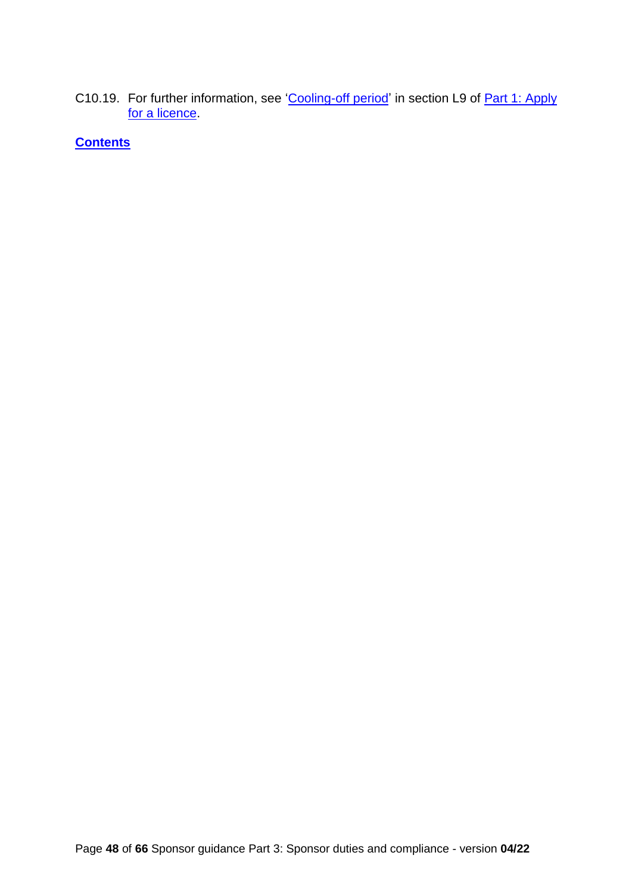C10.19. For further information, see 'Cooling-off period' in section L9 of Part 1: Apply for a licence.

**Contents**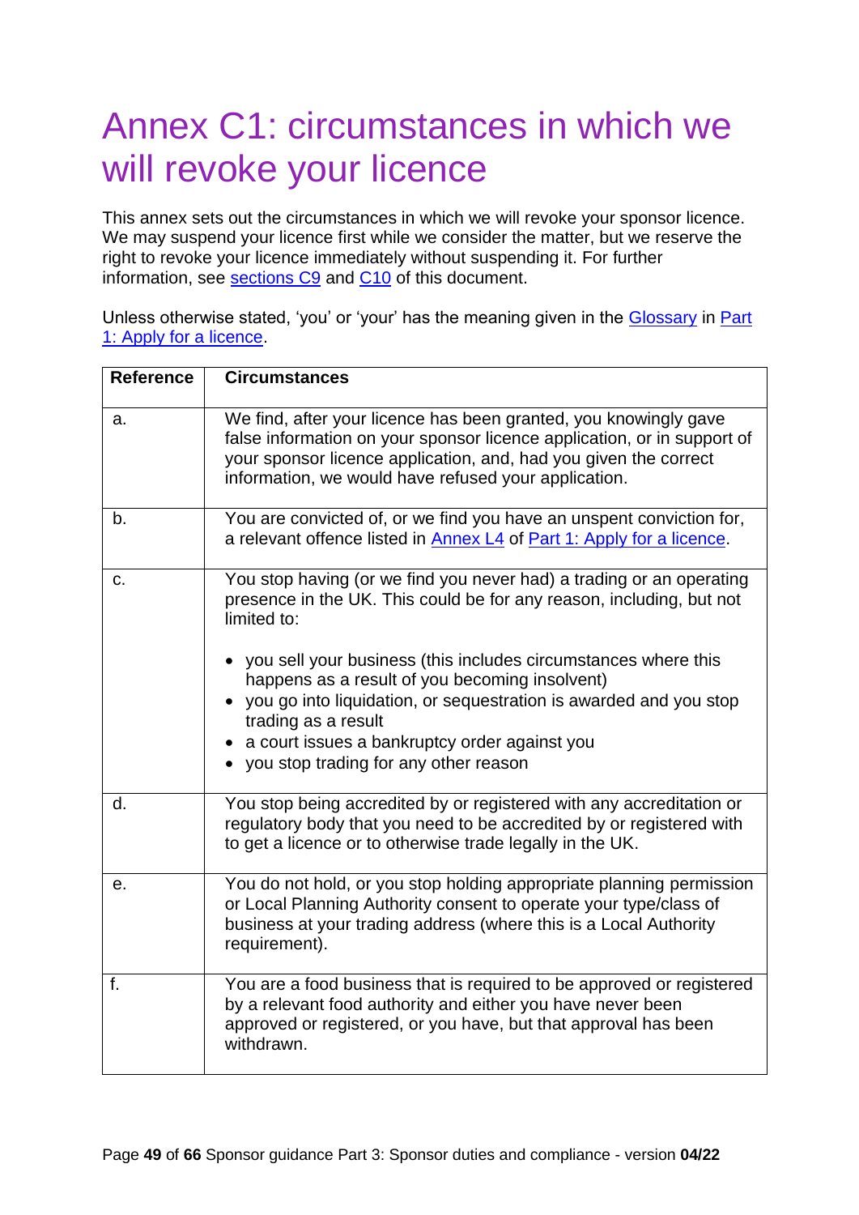# Annex C1: circumstances in which we will revoke your licence

This annex sets out the circumstances in which we will revoke your sponsor licence. We may suspend your licence first while we consider the matter, but we reserve the right to revoke your licence immediately without suspending it. For further information, see sections C9 and C10 of this document.

Unless otherwise stated, 'you' or 'your' has the meaning given in the Glossary in Part 1: Apply for a licence.

| Reference | Circumstances |
|---|---|
| a. | We find, after your licence has been granted, you knowingly gave false information on your sponsor licence application, or in support of your sponsor licence application, and, had you given the correct information, we would have refused your application. |
| b. | You are convicted of, or we find you have an unspent conviction for, a relevant offence listed in Annex L4 of Part 1: Apply for a licence. |
| c. | You stop having (or we find you never had) a trading or an operating presence in the UK. This could be for any reason, including, but not limited to:<br><br>• you sell your business (this includes circumstances where this happens as a result of you becoming insolvent)<br>• you go into liquidation, or sequestration is awarded and you stop trading as a result<br>• a court issues a bankruptcy order against you<br>• you stop trading for any other reason |
| d. | You stop being accredited by or registered with any accreditation or regulatory body that you need to be accredited by or registered with to get a licence or to otherwise trade legally in the UK. |
| e. | You do not hold, or you stop holding appropriate planning permission or Local Planning Authority consent to operate your type/class of business at your trading address (where this is a Local Authority requirement). |
| f. | You are a food business that is required to be approved or registered by a relevant food authority and either you have never been approved or registered, or you have, but that approval has been withdrawn. |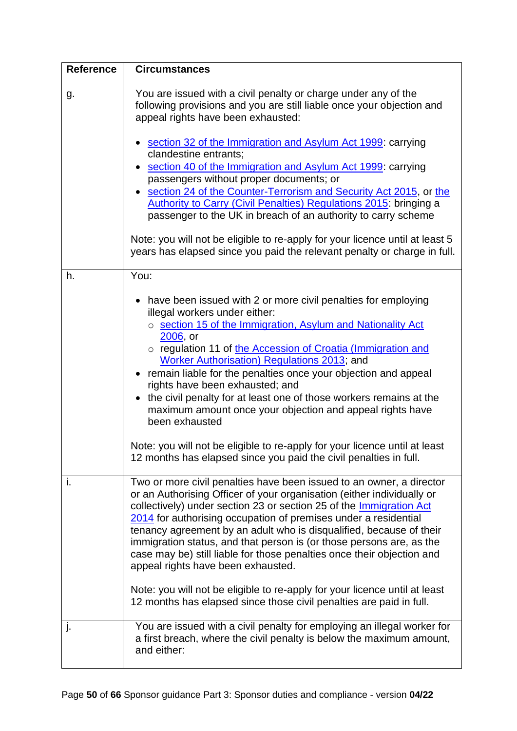| Reference | Circumstances |
|---|---|
| g. | You are issued with a civil penalty or charge under any of the following provisions and you are still liable once your objection and appeal rights have been exhausted:<br><br>• section 32 of the Immigration and Asylum Act 1999: carrying clandestine entrants;<br>• section 40 of the Immigration and Asylum Act 1999: carrying passengers without proper documents; or<br>• section 24 of the Counter-Terrorism and Security Act 2015, or the Authority to Carry (Civil Penalties) Regulations 2015: bringing a passenger to the UK in breach of an authority to carry scheme<br><br>Note: you will not be eligible to re-apply for your licence until at least 5 years has elapsed since you paid the relevant penalty or charge in full. |
| h. | You:<br><br>• have been issued with 2 or more civil penalties for employing illegal workers under either:<br>&nbsp;&nbsp;○ section 15 of the Immigration, Asylum and Nationality Act 2006, or<br>&nbsp;&nbsp;○ regulation 11 of the Accession of Croatia (Immigration and Worker Authorisation) Regulations 2013; and<br>• remain liable for the penalties once your objection and appeal rights have been exhausted; and<br>• the civil penalty for at least one of those workers remains at the maximum amount once your objection and appeal rights have been exhausted<br><br>Note: you will not be eligible to re-apply for your licence until at least 12 months has elapsed since you paid the civil penalties in full. |
| i. | Two or more civil penalties have been issued to an owner, a director or an Authorising Officer of your organisation (either individually or collectively) under section 23 or section 25 of the Immigration Act 2014 for authorising occupation of premises under a residential tenancy agreement by an adult who is disqualified, because of their immigration status, and that person is (or those persons are, as the case may be) still liable for those penalties once their objection and appeal rights have been exhausted.<br><br>Note: you will not be eligible to re-apply for your licence until at least 12 months has elapsed since those civil penalties are paid in full. |
| j. | You are issued with a civil penalty for employing an illegal worker for a first breach, where the civil penalty is below the maximum amount, and either: |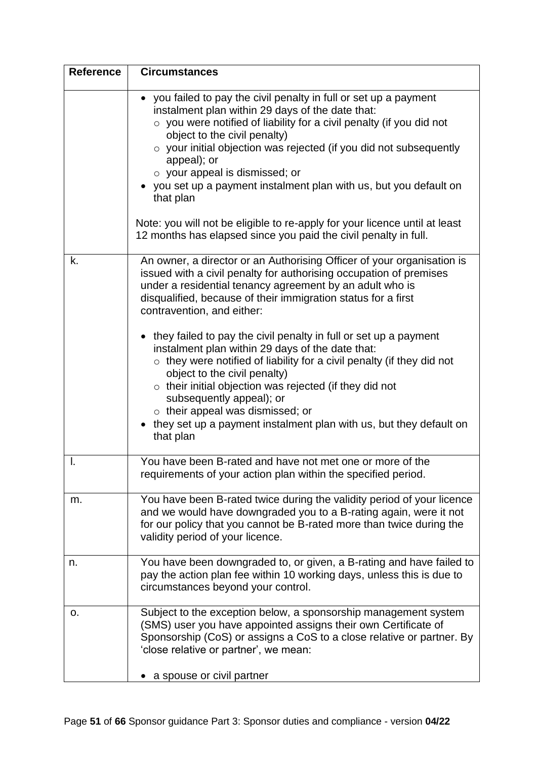| Reference | Circumstances |
|---|---|
| | • you failed to pay the civil penalty in full or set up a payment instalment plan within 29 days of the date that:<br>  ○ you were notified of liability for a civil penalty (if you did not object to the civil penalty)<br>  ○ your initial objection was rejected (if you did not subsequently appeal); or<br>  ○ your appeal is dismissed; or<br>• you set up a payment instalment plan with us, but you default on that plan<br><br>Note: you will not be eligible to re-apply for your licence until at least 12 months has elapsed since you paid the civil penalty in full. |
| k. | An owner, a director or an Authorising Officer of your organisation is issued with a civil penalty for authorising occupation of premises under a residential tenancy agreement by an adult who is disqualified, because of their immigration status for a first contravention, and either:<br><br>• they failed to pay the civil penalty in full or set up a payment instalment plan within 29 days of the date that:<br>  ○ they were notified of liability for a civil penalty (if they did not object to the civil penalty)<br>  ○ their initial objection was rejected (if they did not subsequently appeal); or<br>  ○ their appeal was dismissed; or<br>• they set up a payment instalment plan with us, but they default on that plan |
| l. | You have been B-rated and have not met one or more of the requirements of your action plan within the specified period. |
| m. | You have been B-rated twice during the validity period of your licence and we would have downgraded you to a B-rating again, were it not for our policy that you cannot be B-rated more than twice during the validity period of your licence. |
| n. | You have been downgraded to, or given, a B-rating and have failed to pay the action plan fee within 10 working days, unless this is due to circumstances beyond your control. |
| o. | Subject to the exception below, a sponsorship management system (SMS) user you have appointed assigns their own Certificate of Sponsorship (CoS) or assigns a CoS to a close relative or partner. By 'close relative or partner', we mean:<br><br>• a spouse or civil partner |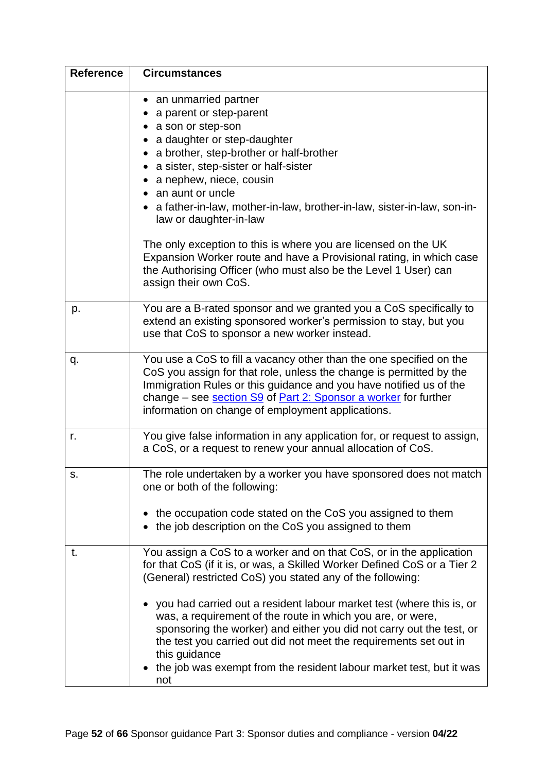| Reference | Circumstances |
|---|---|
| | • an unmarried partner<br>• a parent or step-parent<br>• a son or step-son<br>• a daughter or step-daughter<br>• a brother, step-brother or half-brother<br>• a sister, step-sister or half-sister<br>• a nephew, niece, cousin<br>• an aunt or uncle<br>• a father-in-law, mother-in-law, brother-in-law, sister-in-law, son-in-law or daughter-in-law<br><br>The only exception to this is where you are licensed on the UK Expansion Worker route and have a Provisional rating, in which case the Authorising Officer (who must also be the Level 1 User) can assign their own CoS. |
| p. | You are a B-rated sponsor and we granted you a CoS specifically to extend an existing sponsored worker's permission to stay, but you use that CoS to sponsor a new worker instead. |
| q. | You use a CoS to fill a vacancy other than the one specified on the CoS you assign for that role, unless the change is permitted by the Immigration Rules or this guidance and you have notified us of the change – see section S9 of Part 2: Sponsor a worker for further information on change of employment applications. |
| r. | You give false information in any application for, or request to assign, a CoS, or a request to renew your annual allocation of CoS. |
| s. | The role undertaken by a worker you have sponsored does not match one or both of the following:<br><br>• the occupation code stated on the CoS you assigned to them<br>• the job description on the CoS you assigned to them |
| t. | You assign a CoS to a worker and on that CoS, or in the application for that CoS (if it is, or was, a Skilled Worker Defined CoS or a Tier 2 (General) restricted CoS) you stated any of the following:<br><br>• you had carried out a resident labour market test (where this is, or was, a requirement of the route in which you are, or were, sponsoring the worker) and either you did not carry out the test, or the test you carried out did not meet the requirements set out in this guidance<br>• the job was exempt from the resident labour market test, but it was not |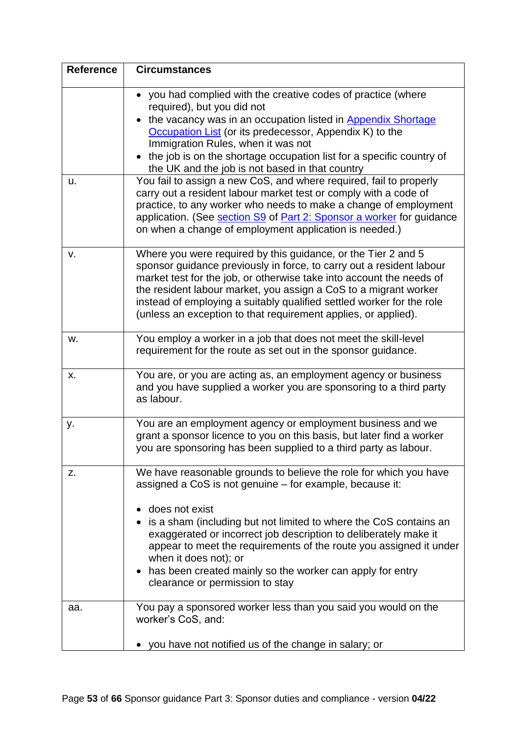| Reference | Circumstances |
|---|---|
| | • you had complied with the creative codes of practice (where required), but you did not<br>• the vacancy was in an occupation listed in [Appendix Shortage Occupation List](#) (or its predecessor, Appendix K) to the Immigration Rules, when it was not<br>• the job is on the shortage occupation list for a specific country of the UK and the job is not based in that country |
| u. | You fail to assign a new CoS, and where required, fail to properly carry out a resident labour market test or comply with a code of practice, to any worker who needs to make a change of employment application. (See [section S9](#) of [Part 2: Sponsor a worker](#) for guidance on when a change of employment application is needed.) |
| v. | Where you were required by this guidance, or the Tier 2 and 5 sponsor guidance previously in force, to carry out a resident labour market test for the job, or otherwise take into account the needs of the resident labour market, you assign a CoS to a migrant worker instead of employing a suitably qualified settled worker for the role (unless an exception to that requirement applies, or applied). |
| w. | You employ a worker in a job that does not meet the skill-level requirement for the route as set out in the sponsor guidance. |
| x. | You are, or you are acting as, an employment agency or business and you have supplied a worker you are sponsoring to a third party as labour. |
| y. | You are an employment agency or employment business and we grant a sponsor licence to you on this basis, but later find a worker you are sponsoring has been supplied to a third party as labour. |
| z. | We have reasonable grounds to believe the role for which you have assigned a CoS is not genuine – for example, because it:<br><br>• does not exist<br>• is a sham (including but not limited to where the CoS contains an exaggerated or incorrect job description to deliberately make it appear to meet the requirements of the route you assigned it under when it does not); or<br>• has been created mainly so the worker can apply for entry clearance or permission to stay |
| aa. | You pay a sponsored worker less than you said you would on the worker's CoS, and:<br><br>• you have not notified us of the change in salary; or |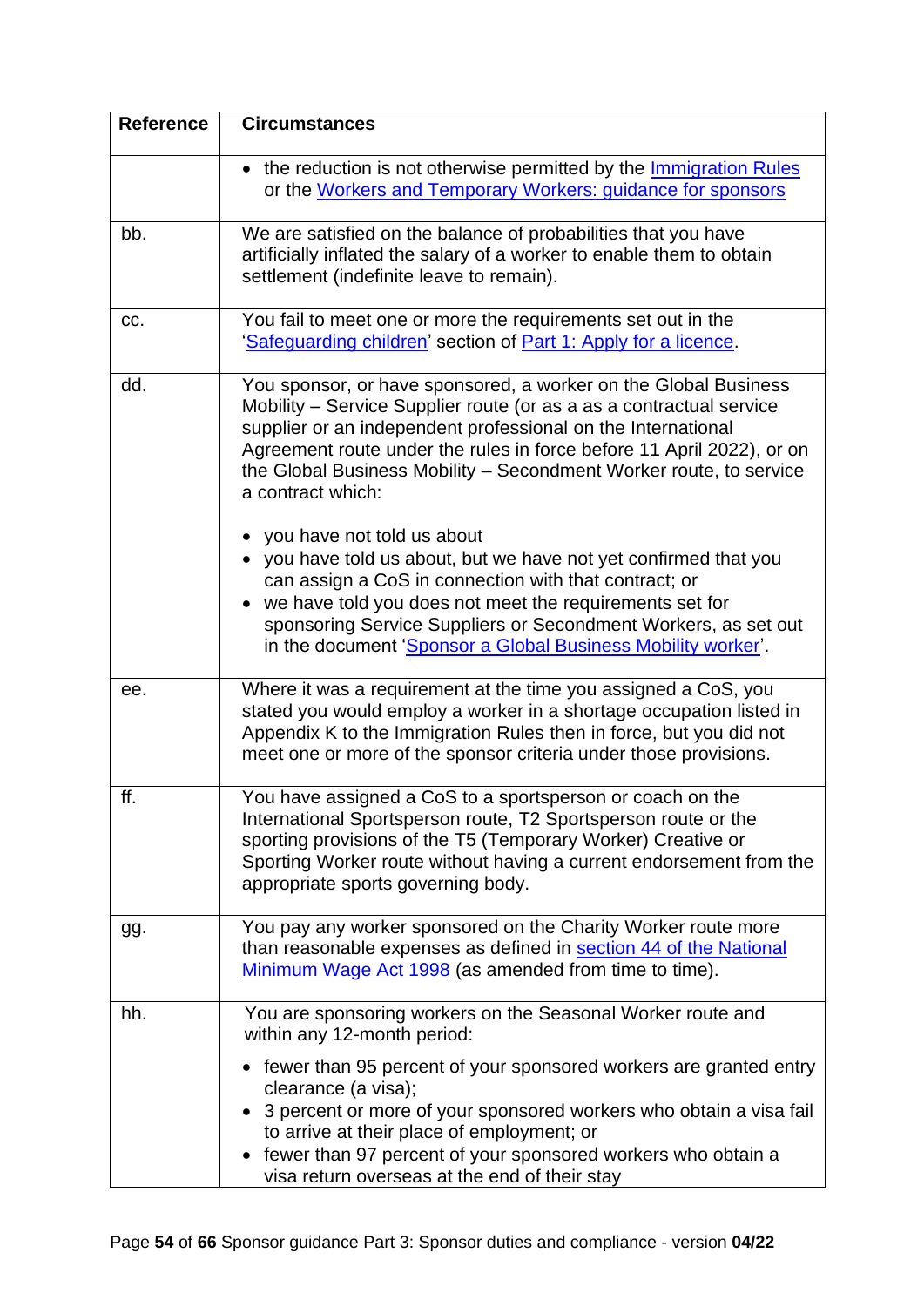| Reference | Circumstances |
|---|---|
| | • the reduction is not otherwise permitted by the Immigration Rules or the Workers and Temporary Workers: guidance for sponsors |
| bb. | We are satisfied on the balance of probabilities that you have artificially inflated the salary of a worker to enable them to obtain settlement (indefinite leave to remain). |
| cc. | You fail to meet one or more the requirements set out in the 'Safeguarding children' section of Part 1: Apply for a licence. |
| dd. | You sponsor, or have sponsored, a worker on the Global Business Mobility – Service Supplier route (or as a as a contractual service supplier or an independent professional on the International Agreement route under the rules in force before 11 April 2022), or on the Global Business Mobility – Secondment Worker route, to service a contract which:<br><br>• you have not told us about<br>• you have told us about, but we have not yet confirmed that you can assign a CoS in connection with that contract; or<br>• we have told you does not meet the requirements set for sponsoring Service Suppliers or Secondment Workers, as set out in the document 'Sponsor a Global Business Mobility worker'. |
| ee. | Where it was a requirement at the time you assigned a CoS, you stated you would employ a worker in a shortage occupation listed in Appendix K to the Immigration Rules then in force, but you did not meet one or more of the sponsor criteria under those provisions. |
| ff. | You have assigned a CoS to a sportsperson or coach on the International Sportsperson route, T2 Sportsperson route or the sporting provisions of the T5 (Temporary Worker) Creative or Sporting Worker route without having a current endorsement from the appropriate sports governing body. |
| gg. | You pay any worker sponsored on the Charity Worker route more than reasonable expenses as defined in section 44 of the National Minimum Wage Act 1998 (as amended from time to time). |
| hh. | You are sponsoring workers on the Seasonal Worker route and within any 12-month period:<br><br>• fewer than 95 percent of your sponsored workers are granted entry clearance (a visa);<br>• 3 percent or more of your sponsored workers who obtain a visa fail to arrive at their place of employment; or<br>• fewer than 97 percent of your sponsored workers who obtain a visa return overseas at the end of their stay |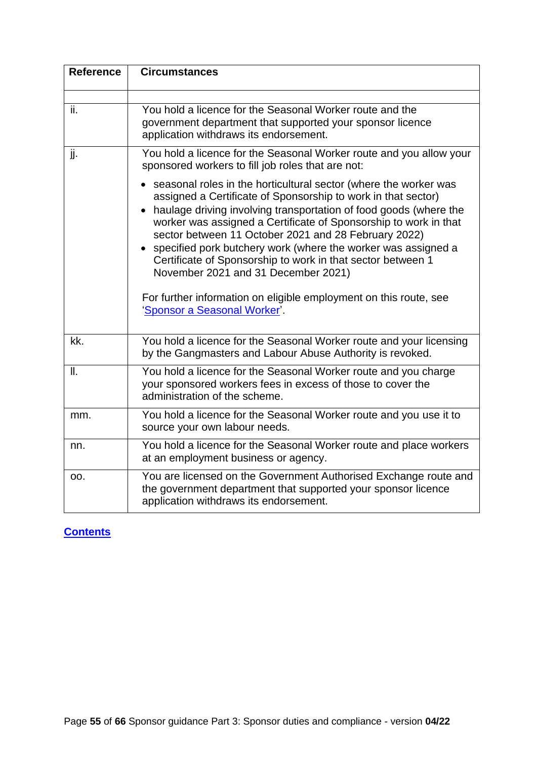| Reference | Circumstances |
|---|---|
| | |
| ii. | You hold a licence for the Seasonal Worker route and the government department that supported your sponsor licence application withdraws its endorsement. |
| jj. | You hold a licence for the Seasonal Worker route and you allow your sponsored workers to fill job roles that are not:<br><br>• seasonal roles in the horticultural sector (where the worker was assigned a Certificate of Sponsorship to work in that sector)<br>• haulage driving involving transportation of food goods (where the worker was assigned a Certificate of Sponsorship to work in that sector between 11 October 2021 and 28 February 2022)<br>• specified pork butchery work (where the worker was assigned a Certificate of Sponsorship to work in that sector between 1 November 2021 and 31 December 2021)<br><br>For further information on eligible employment on this route, see 'Sponsor a Seasonal Worker'. |
| kk. | You hold a licence for the Seasonal Worker route and your licensing by the Gangmasters and Labour Abuse Authority is revoked. |
| ll. | You hold a licence for the Seasonal Worker route and you charge your sponsored workers fees in excess of those to cover the administration of the scheme. |
| mm. | You hold a licence for the Seasonal Worker route and you use it to source your own labour needs. |
| nn. | You hold a licence for the Seasonal Worker route and place workers at an employment business or agency. |
| oo. | You are licensed on the Government Authorised Exchange route and the government department that supported your sponsor licence application withdraws its endorsement. |

**Contents**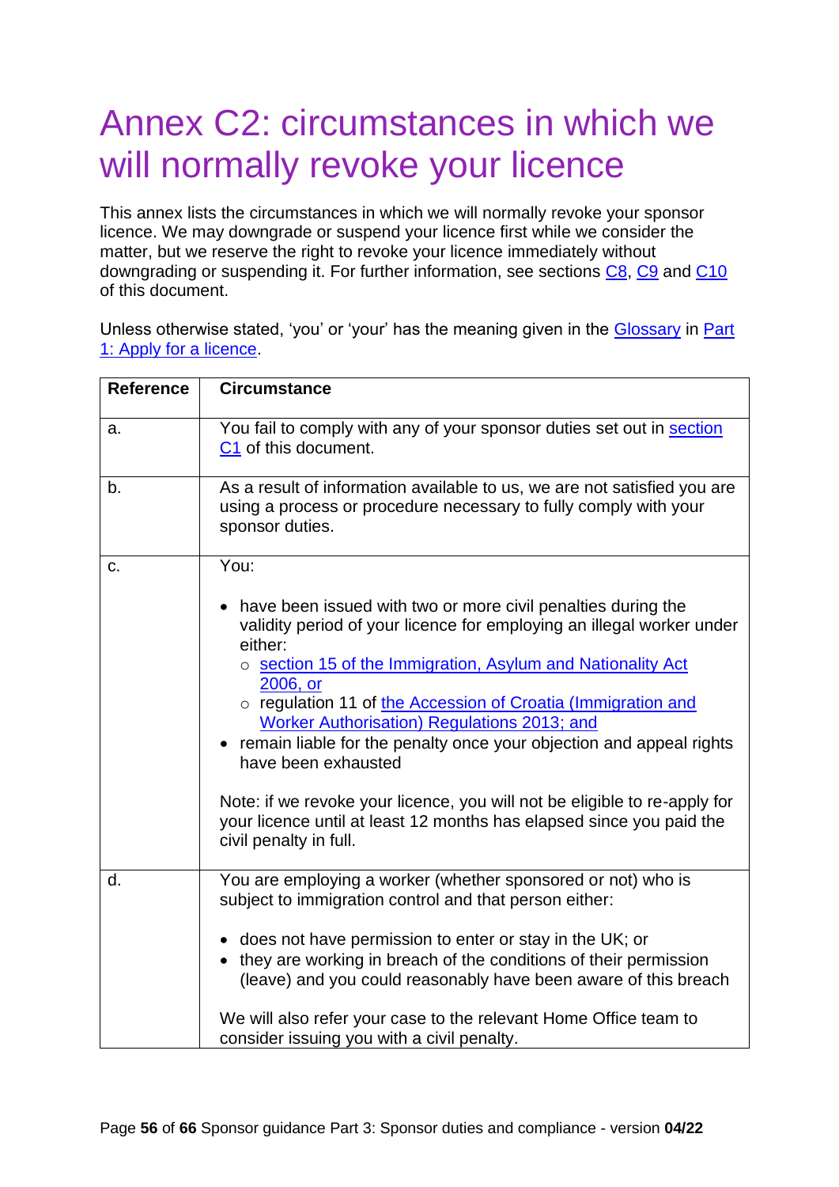# Annex C2: circumstances in which we will normally revoke your licence

This annex lists the circumstances in which we will normally revoke your sponsor licence. We may downgrade or suspend your licence first while we consider the matter, but we reserve the right to revoke your licence immediately without downgrading or suspending it. For further information, see sections C8, C9 and C10 of this document.

Unless otherwise stated, 'you' or 'your' has the meaning given in the Glossary in Part 1: Apply for a licence.

| Reference | Circumstance |
|---|---|
| a. | You fail to comply with any of your sponsor duties set out in section C1 of this document. |
| b. | As a result of information available to us, we are not satisfied you are using a process or procedure necessary to fully comply with your sponsor duties. |
| c. | You:<br><br>• have been issued with two or more civil penalties during the validity period of your licence for employing an illegal worker under either:<br>&nbsp;&nbsp;○ section 15 of the Immigration, Asylum and Nationality Act 2006, or<br>&nbsp;&nbsp;○ regulation 11 of the Accession of Croatia (Immigration and Worker Authorisation) Regulations 2013; and<br>• remain liable for the penalty once your objection and appeal rights have been exhausted<br><br>Note: if we revoke your licence, you will not be eligible to re-apply for your licence until at least 12 months has elapsed since you paid the civil penalty in full. |
| d. | You are employing a worker (whether sponsored or not) who is subject to immigration control and that person either:<br><br>• does not have permission to enter or stay in the UK; or<br>• they are working in breach of the conditions of their permission (leave) and you could reasonably have been aware of this breach<br><br>We will also refer your case to the relevant Home Office team to consider issuing you with a civil penalty. |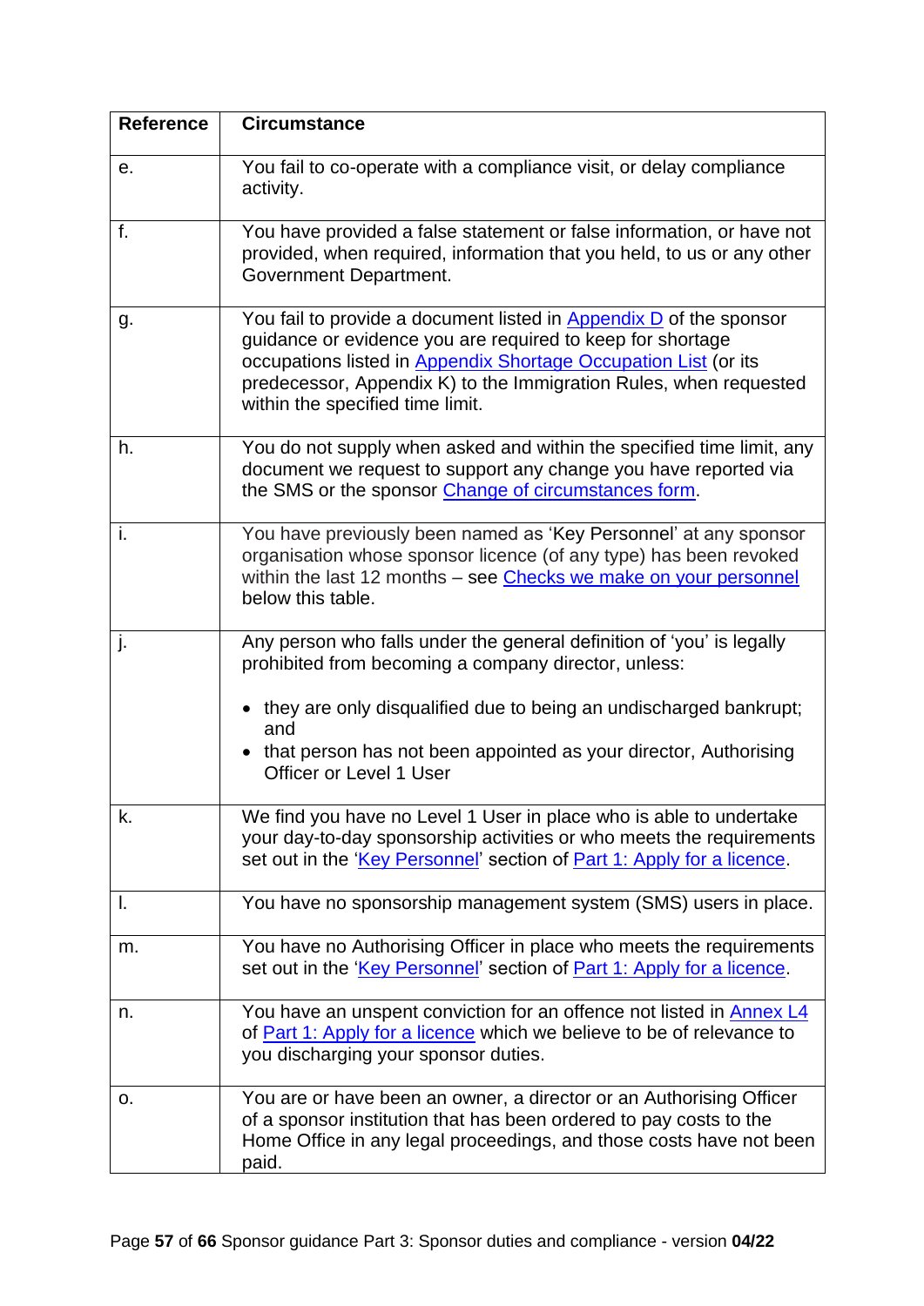| Reference | Circumstance |
|---|---|
| e. | You fail to co-operate with a compliance visit, or delay compliance activity. |
| f. | You have provided a false statement or false information, or have not provided, when required, information that you held, to us or any other Government Department. |
| g. | You fail to provide a document listed in Appendix D of the sponsor guidance or evidence you are required to keep for shortage occupations listed in Appendix Shortage Occupation List (or its predecessor, Appendix K) to the Immigration Rules, when requested within the specified time limit. |
| h. | You do not supply when asked and within the specified time limit, any document we request to support any change you have reported via the SMS or the sponsor Change of circumstances form. |
| i. | You have previously been named as 'Key Personnel' at any sponsor organisation whose sponsor licence (of any type) has been revoked within the last 12 months – see Checks we make on your personnel below this table. |
| j. | Any person who falls under the general definition of 'you' is legally prohibited from becoming a company director, unless:<br><br>• they are only disqualified due to being an undischarged bankrupt; and<br>• that person has not been appointed as your director, Authorising Officer or Level 1 User |
| k. | We find you have no Level 1 User in place who is able to undertake your day-to-day sponsorship activities or who meets the requirements set out in the 'Key Personnel' section of Part 1: Apply for a licence. |
| l. | You have no sponsorship management system (SMS) users in place. |
| m. | You have no Authorising Officer in place who meets the requirements set out in the 'Key Personnel' section of Part 1: Apply for a licence. |
| n. | You have an unspent conviction for an offence not listed in Annex L4 of Part 1: Apply for a licence which we believe to be of relevance to you discharging your sponsor duties. |
| o. | You are or have been an owner, a director or an Authorising Officer of a sponsor institution that has been ordered to pay costs to the Home Office in any legal proceedings, and those costs have not been paid. |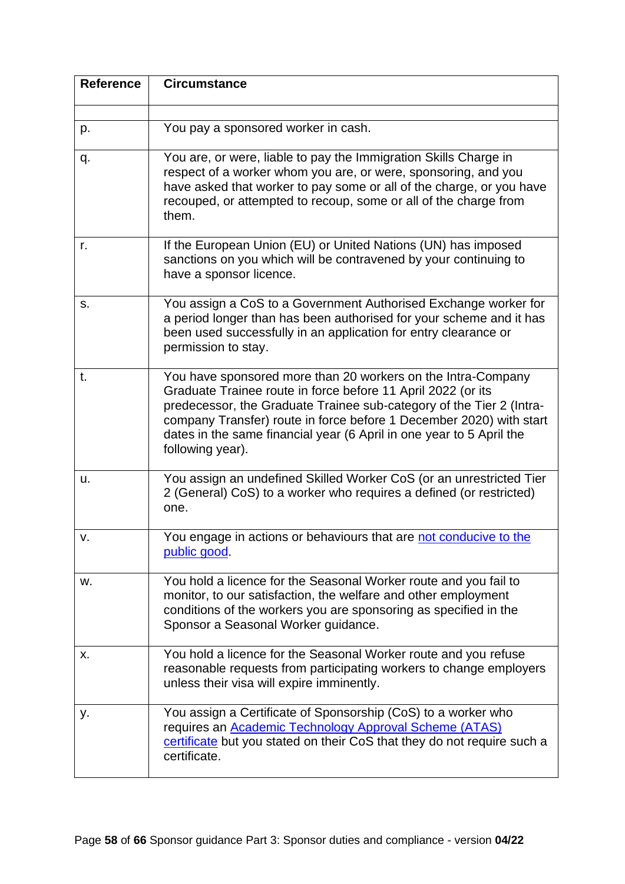| Reference | Circumstance |
| --- | --- |
| | |
| p. | You pay a sponsored worker in cash. |
| q. | You are, or were, liable to pay the Immigration Skills Charge in respect of a worker whom you are, or were, sponsoring, and you have asked that worker to pay some or all of the charge, or you have recouped, or attempted to recoup, some or all of the charge from them. |
| r. | If the European Union (EU) or United Nations (UN) has imposed sanctions on you which will be contravened by your continuing to have a sponsor licence. |
| s. | You assign a CoS to a Government Authorised Exchange worker for a period longer than has been authorised for your scheme and it has been used successfully in an application for entry clearance or permission to stay. |
| t. | You have sponsored more than 20 workers on the Intra-Company Graduate Trainee route in force before 11 April 2022 (or its predecessor, the Graduate Trainee sub-category of the Tier 2 (Intra-company Transfer) route in force before 1 December 2020) with start dates in the same financial year (6 April in one year to 5 April the following year). |
| u. | You assign an undefined Skilled Worker CoS (or an unrestricted Tier 2 (General) CoS) to a worker who requires a defined (or restricted) one. |
| v. | You engage in actions or behaviours that are not conducive to the public good. |
| w. | You hold a licence for the Seasonal Worker route and you fail to monitor, to our satisfaction, the welfare and other employment conditions of the workers you are sponsoring as specified in the Sponsor a Seasonal Worker guidance. |
| x. | You hold a licence for the Seasonal Worker route and you refuse reasonable requests from participating workers to change employers unless their visa will expire imminently. |
| y. | You assign a Certificate of Sponsorship (CoS) to a worker who requires an Academic Technology Approval Scheme (ATAS) certificate but you stated on their CoS that they do not require such a certificate. |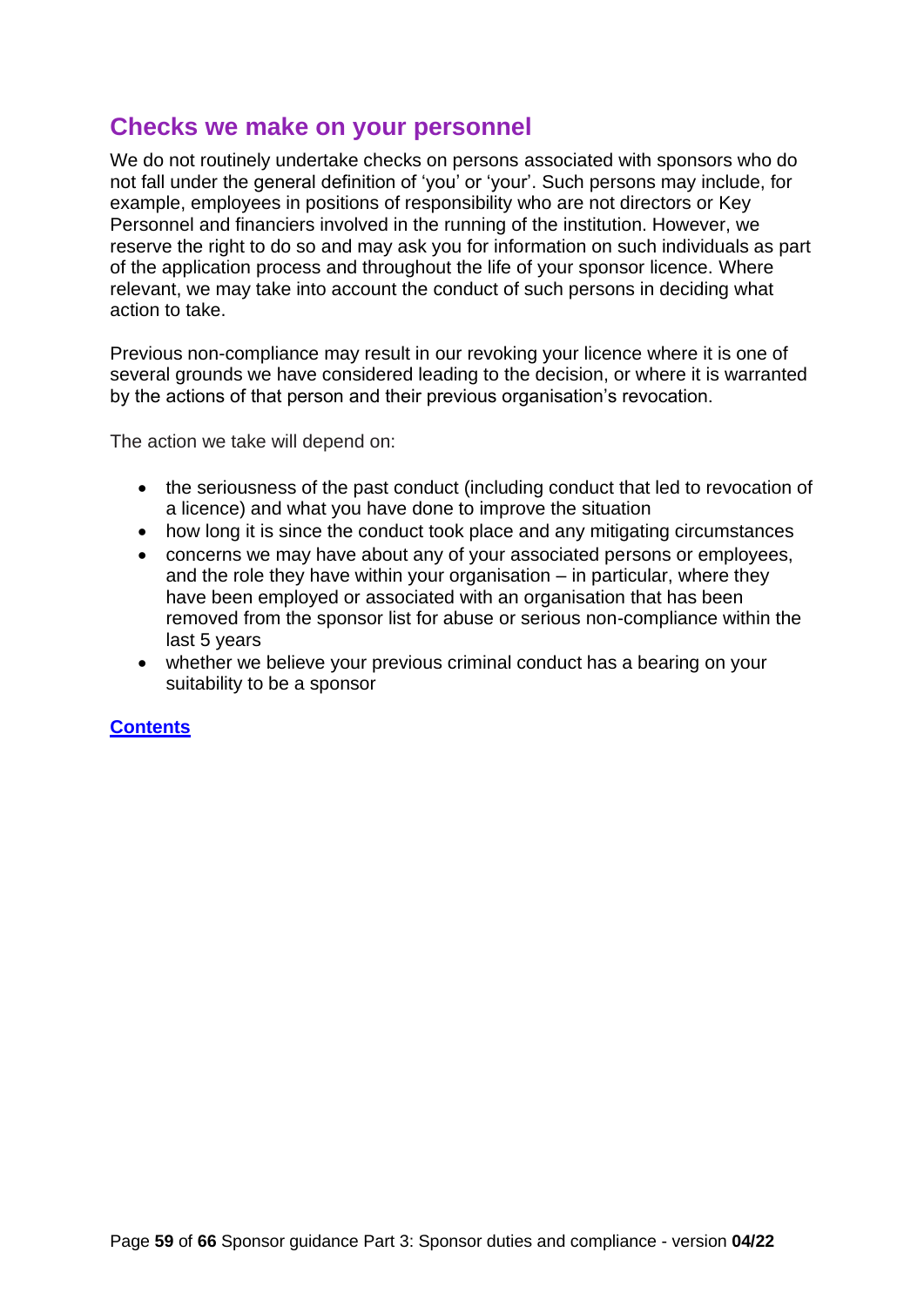## Checks we make on your personnel

We do not routinely undertake checks on persons associated with sponsors who do not fall under the general definition of 'you' or 'your'. Such persons may include, for example, employees in positions of responsibility who are not directors or Key Personnel and financiers involved in the running of the institution. However, we reserve the right to do so and may ask you for information on such individuals as part of the application process and throughout the life of your sponsor licence. Where relevant, we may take into account the conduct of such persons in deciding what action to take.

Previous non-compliance may result in our revoking your licence where it is one of several grounds we have considered leading to the decision, or where it is warranted by the actions of that person and their previous organisation's revocation.

The action we take will depend on:

- the seriousness of the past conduct (including conduct that led to revocation of a licence) and what you have done to improve the situation
- how long it is since the conduct took place and any mitigating circumstances
- concerns we may have about any of your associated persons or employees, and the role they have within your organisation – in particular, where they have been employed or associated with an organisation that has been removed from the sponsor list for abuse or serious non-compliance within the last 5 years
- whether we believe your previous criminal conduct has a bearing on your suitability to be a sponsor

**Contents**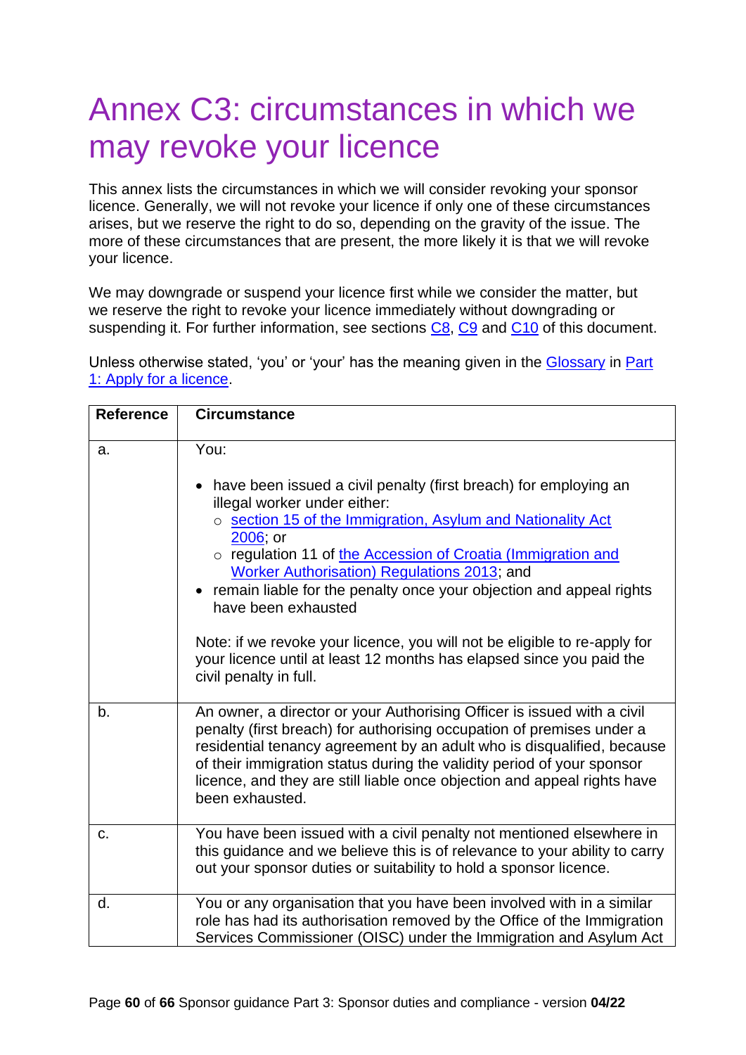# Annex C3: circumstances in which we may revoke your licence

This annex lists the circumstances in which we will consider revoking your sponsor licence. Generally, we will not revoke your licence if only one of these circumstances arises, but we reserve the right to do so, depending on the gravity of the issue. The more of these circumstances that are present, the more likely it is that we will revoke your licence.

We may downgrade or suspend your licence first while we consider the matter, but we reserve the right to revoke your licence immediately without downgrading or suspending it. For further information, see sections C8, C9 and C10 of this document.

Unless otherwise stated, 'you' or 'your' has the meaning given in the Glossary in Part 1: Apply for a licence.

| Reference | Circumstance |
|---|---|
| a. | You:<br><br>• have been issued a civil penalty (first breach) for employing an illegal worker under either:<br>&nbsp;&nbsp;○ section 15 of the Immigration, Asylum and Nationality Act 2006; or<br>&nbsp;&nbsp;○ regulation 11 of the Accession of Croatia (Immigration and Worker Authorisation) Regulations 2013; and<br>• remain liable for the penalty once your objection and appeal rights have been exhausted<br><br>Note: if we revoke your licence, you will not be eligible to re-apply for your licence until at least 12 months has elapsed since you paid the civil penalty in full. |
| b. | An owner, a director or your Authorising Officer is issued with a civil penalty (first breach) for authorising occupation of premises under a residential tenancy agreement by an adult who is disqualified, because of their immigration status during the validity period of your sponsor licence, and they are still liable once objection and appeal rights have been exhausted. |
| c. | You have been issued with a civil penalty not mentioned elsewhere in this guidance and we believe this is of relevance to your ability to carry out your sponsor duties or suitability to hold a sponsor licence. |
| d. | You or any organisation that you have been involved with in a similar role has had its authorisation removed by the Office of the Immigration Services Commissioner (OISC) under the Immigration and Asylum Act |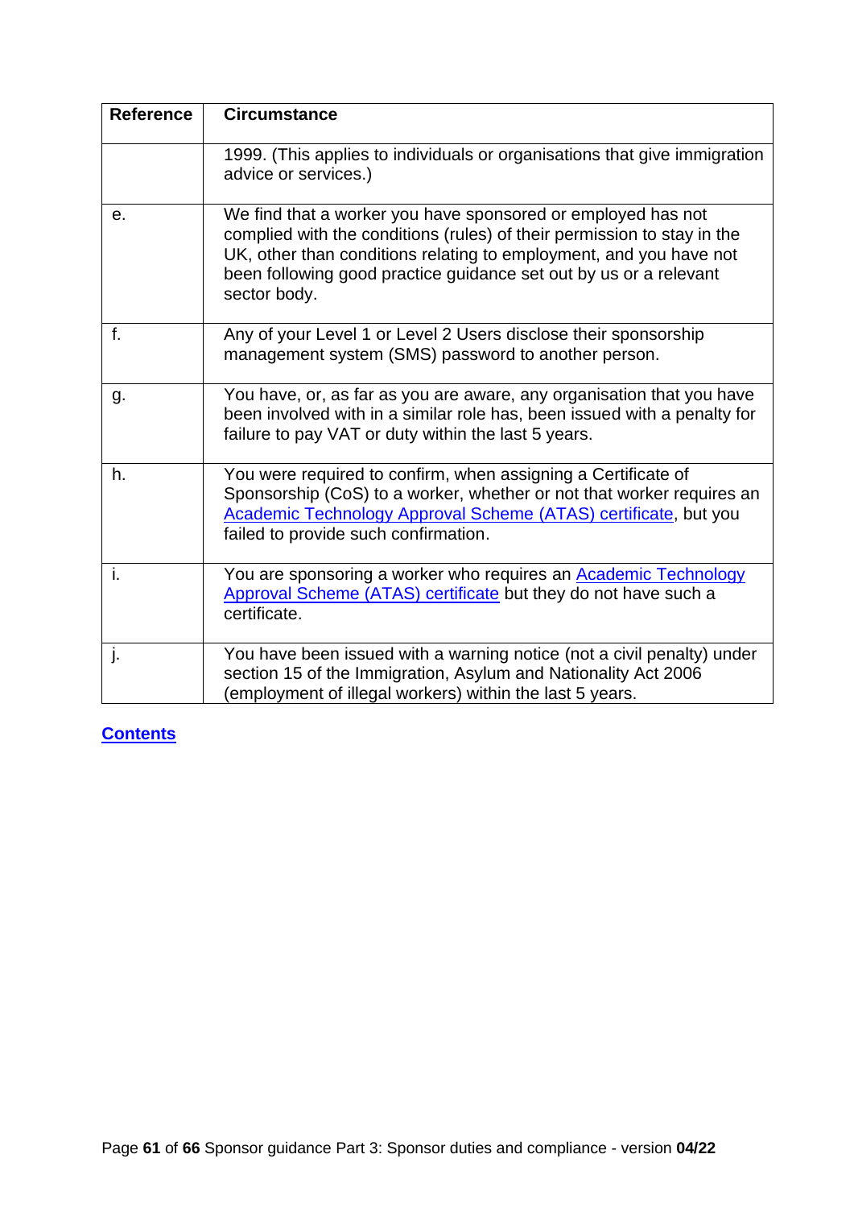| Reference | Circumstance |
|---|---|
| | 1999. (This applies to individuals or organisations that give immigration advice or services.) |
| e. | We find that a worker you have sponsored or employed has not complied with the conditions (rules) of their permission to stay in the UK, other than conditions relating to employment, and you have not been following good practice guidance set out by us or a relevant sector body. |
| f. | Any of your Level 1 or Level 2 Users disclose their sponsorship management system (SMS) password to another person. |
| g. | You have, or, as far as you are aware, any organisation that you have been involved with in a similar role has, been issued with a penalty for failure to pay VAT or duty within the last 5 years. |
| h. | You were required to confirm, when assigning a Certificate of Sponsorship (CoS) to a worker, whether or not that worker requires an Academic Technology Approval Scheme (ATAS) certificate, but you failed to provide such confirmation. |
| i. | You are sponsoring a worker who requires an Academic Technology Approval Scheme (ATAS) certificate but they do not have such a certificate. |
| j. | You have been issued with a warning notice (not a civil penalty) under section 15 of the Immigration, Asylum and Nationality Act 2006 (employment of illegal workers) within the last 5 years. |

**Contents**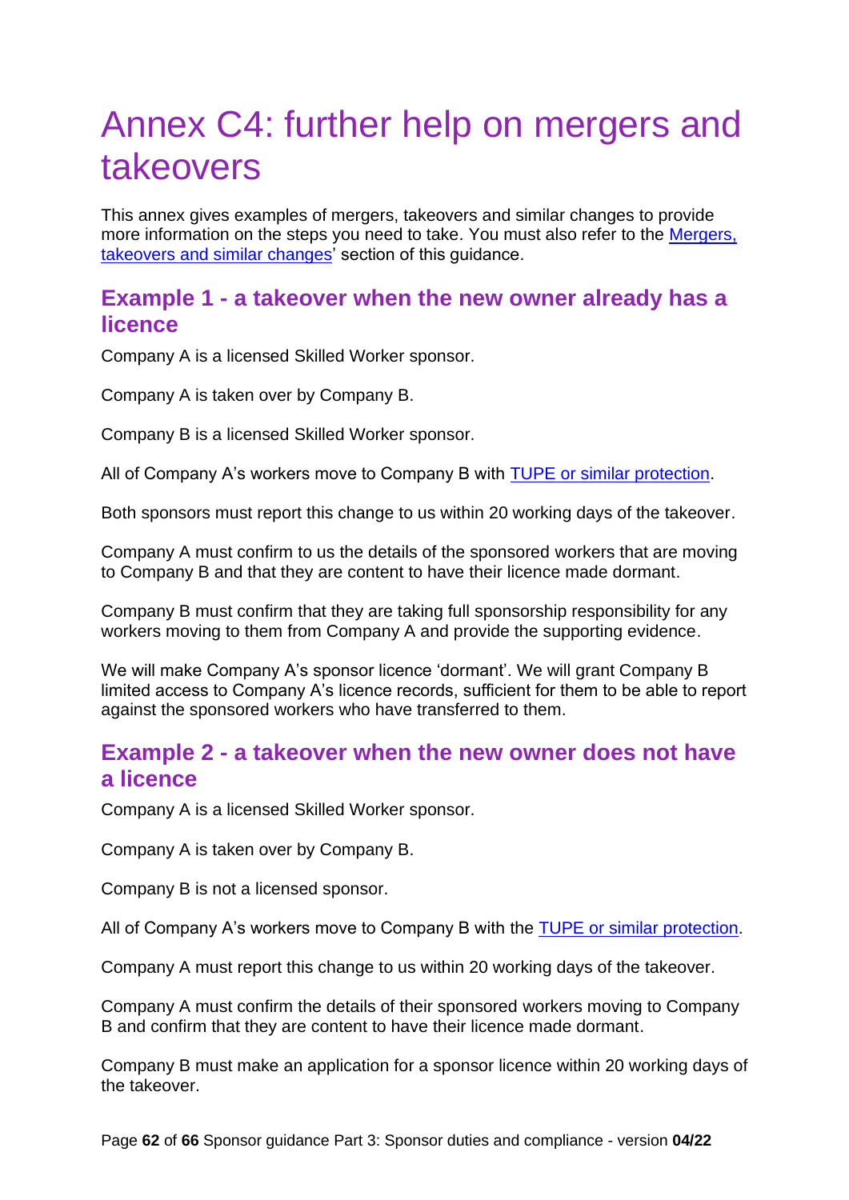# Annex C4: further help on mergers and takeovers

This annex gives examples of mergers, takeovers and similar changes to provide more information on the steps you need to take. You must also refer to the 'Mergers, takeovers and similar changes' section of this guidance.

## Example 1 - a takeover when the new owner already has a licence

Company A is a licensed Skilled Worker sponsor.

Company A is taken over by Company B.

Company B is a licensed Skilled Worker sponsor.

All of Company A's workers move to Company B with TUPE or similar protection.

Both sponsors must report this change to us within 20 working days of the takeover.

Company A must confirm to us the details of the sponsored workers that are moving to Company B and that they are content to have their licence made dormant.

Company B must confirm that they are taking full sponsorship responsibility for any workers moving to them from Company A and provide the supporting evidence.

We will make Company A's sponsor licence 'dormant'. We will grant Company B limited access to Company A's licence records, sufficient for them to be able to report against the sponsored workers who have transferred to them.

## Example 2 - a takeover when the new owner does not have a licence

Company A is a licensed Skilled Worker sponsor.

Company A is taken over by Company B.

Company B is not a licensed sponsor.

All of Company A's workers move to Company B with the TUPE or similar protection.

Company A must report this change to us within 20 working days of the takeover.

Company A must confirm the details of their sponsored workers moving to Company B and confirm that they are content to have their licence made dormant.

Company B must make an application for a sponsor licence within 20 working days of the takeover.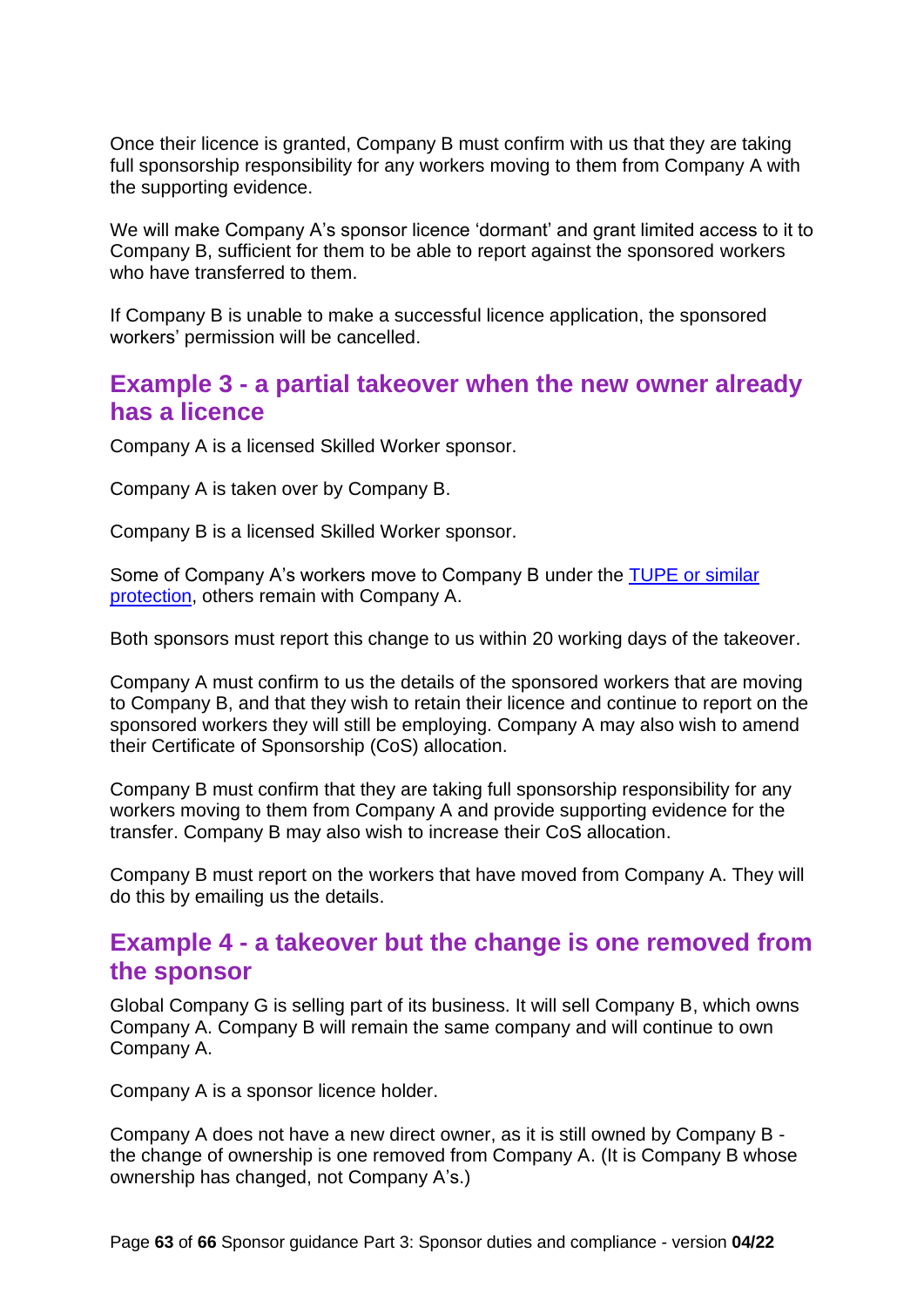Once their licence is granted, Company B must confirm with us that they are taking full sponsorship responsibility for any workers moving to them from Company A with the supporting evidence.

We will make Company A's sponsor licence 'dormant' and grant limited access to it to Company B, sufficient for them to be able to report against the sponsored workers who have transferred to them.

If Company B is unable to make a successful licence application, the sponsored workers' permission will be cancelled.

## Example 3 - a partial takeover when the new owner already has a licence

Company A is a licensed Skilled Worker sponsor.

Company A is taken over by Company B.

Company B is a licensed Skilled Worker sponsor.

Some of Company A's workers move to Company B under the [TUPE or similar protection](), others remain with Company A.

Both sponsors must report this change to us within 20 working days of the takeover.

Company A must confirm to us the details of the sponsored workers that are moving to Company B, and that they wish to retain their licence and continue to report on the sponsored workers they will still be employing. Company A may also wish to amend their Certificate of Sponsorship (CoS) allocation.

Company B must confirm that they are taking full sponsorship responsibility for any workers moving to them from Company A and provide supporting evidence for the transfer. Company B may also wish to increase their CoS allocation.

Company B must report on the workers that have moved from Company A. They will do this by emailing us the details.

## Example 4 - a takeover but the change is one removed from the sponsor

Global Company G is selling part of its business. It will sell Company B, which owns Company A. Company B will remain the same company and will continue to own Company A.

Company A is a sponsor licence holder.

Company A does not have a new direct owner, as it is still owned by Company B - the change of ownership is one removed from Company A. (It is Company B whose ownership has changed, not Company A's.)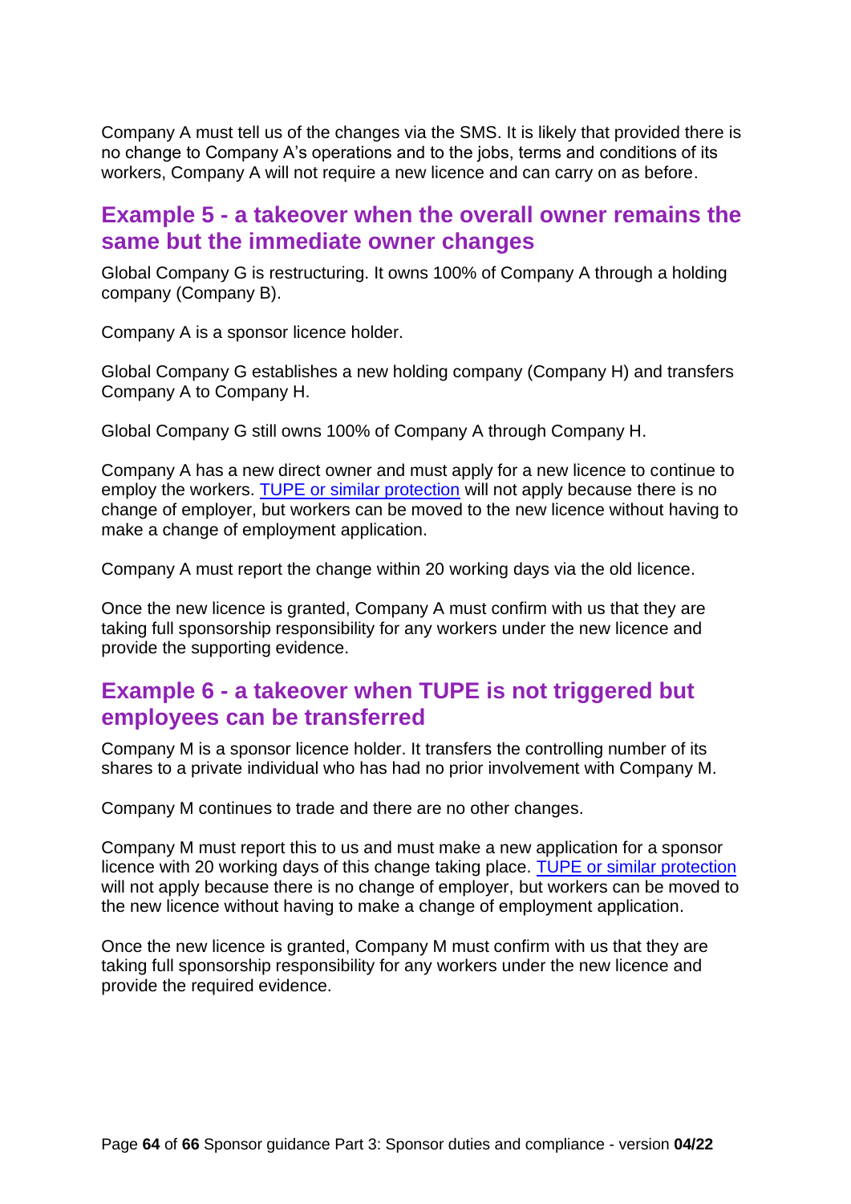Company A must tell us of the changes via the SMS. It is likely that provided there is no change to Company A's operations and to the jobs, terms and conditions of its workers, Company A will not require a new licence and can carry on as before.

## Example 5 - a takeover when the overall owner remains the same but the immediate owner changes

Global Company G is restructuring. It owns 100% of Company A through a holding company (Company B).

Company A is a sponsor licence holder.

Global Company G establishes a new holding company (Company H) and transfers Company A to Company H.

Global Company G still owns 100% of Company A through Company H.

Company A has a new direct owner and must apply for a new licence to continue to employ the workers. TUPE or similar protection will not apply because there is no change of employer, but workers can be moved to the new licence without having to make a change of employment application.

Company A must report the change within 20 working days via the old licence.

Once the new licence is granted, Company A must confirm with us that they are taking full sponsorship responsibility for any workers under the new licence and provide the supporting evidence.

## Example 6 - a takeover when TUPE is not triggered but employees can be transferred

Company M is a sponsor licence holder. It transfers the controlling number of its shares to a private individual who has had no prior involvement with Company M.

Company M continues to trade and there are no other changes.

Company M must report this to us and must make a new application for a sponsor licence with 20 working days of this change taking place. TUPE or similar protection will not apply because there is no change of employer, but workers can be moved to the new licence without having to make a change of employment application.

Once the new licence is granted, Company M must confirm with us that they are taking full sponsorship responsibility for any workers under the new licence and provide the required evidence.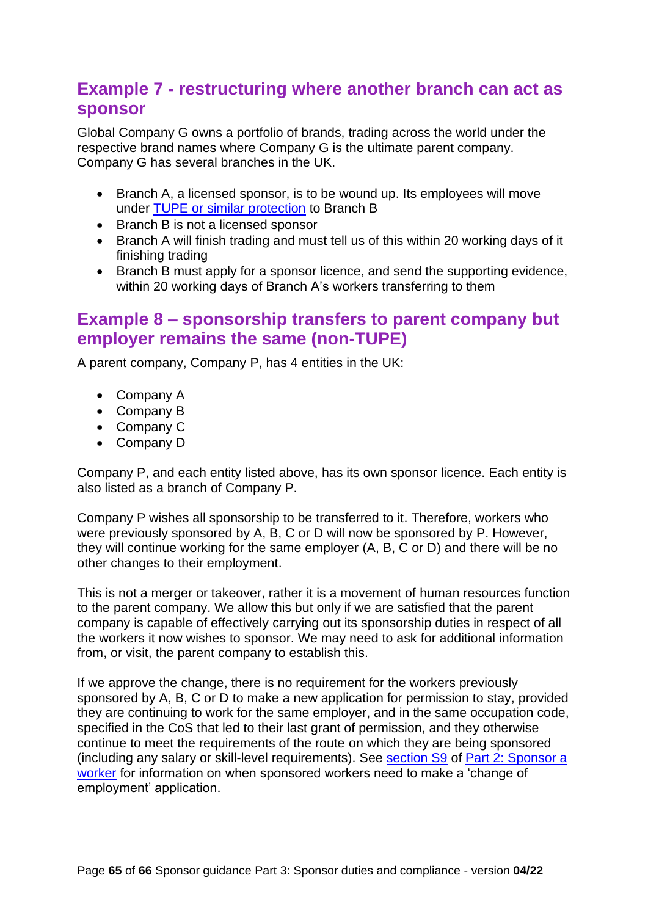## Example 7 - restructuring where another branch can act as sponsor

Global Company G owns a portfolio of brands, trading across the world under the respective brand names where Company G is the ultimate parent company. Company G has several branches in the UK.

- Branch A, a licensed sponsor, is to be wound up. Its employees will move under [TUPE or similar protection]() to Branch B
- Branch B is not a licensed sponsor
- Branch A will finish trading and must tell us of this within 20 working days of it finishing trading
- Branch B must apply for a sponsor licence, and send the supporting evidence, within 20 working days of Branch A's workers transferring to them

## Example 8 – sponsorship transfers to parent company but employer remains the same (non-TUPE)

A parent company, Company P, has 4 entities in the UK:

- Company A
- Company B
- Company C
- Company D

Company P, and each entity listed above, has its own sponsor licence. Each entity is also listed as a branch of Company P.

Company P wishes all sponsorship to be transferred to it. Therefore, workers who were previously sponsored by A, B, C or D will now be sponsored by P. However, they will continue working for the same employer (A, B, C or D) and there will be no other changes to their employment.

This is not a merger or takeover, rather it is a movement of human resources function to the parent company. We allow this but only if we are satisfied that the parent company is capable of effectively carrying out its sponsorship duties in respect of all the workers it now wishes to sponsor. We may need to ask for additional information from, or visit, the parent company to establish this.

If we approve the change, there is no requirement for the workers previously sponsored by A, B, C or D to make a new application for permission to stay, provided they are continuing to work for the same employer, and in the same occupation code, specified in the CoS that led to their last grant of permission, and they otherwise continue to meet the requirements of the route on which they are being sponsored (including any salary or skill-level requirements). See [section S9]() of [Part 2: Sponsor a worker]() for information on when sponsored workers need to make a 'change of employment' application.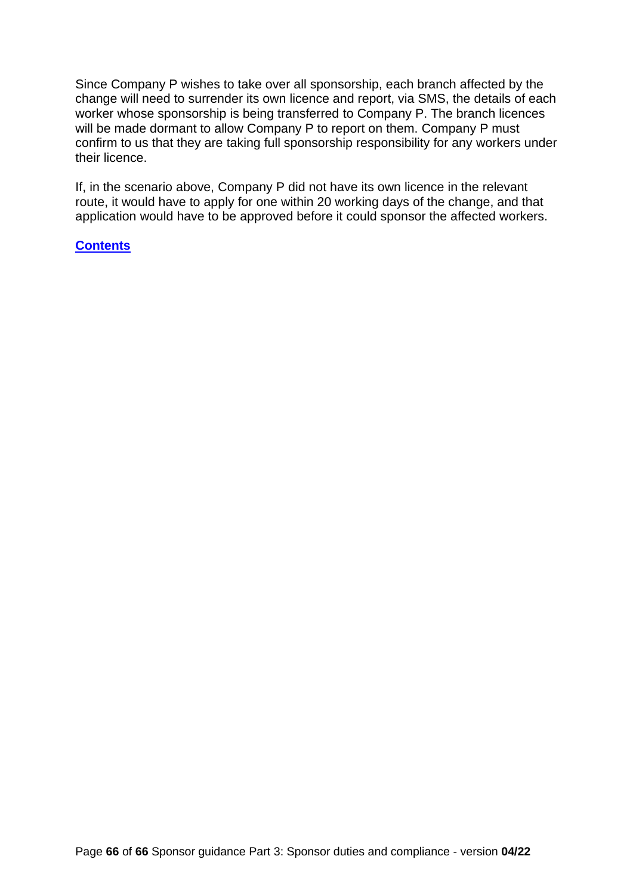Since Company P wishes to take over all sponsorship, each branch affected by the change will need to surrender its own licence and report, via SMS, the details of each worker whose sponsorship is being transferred to Company P. The branch licences will be made dormant to allow Company P to report on them. Company P must confirm to us that they are taking full sponsorship responsibility for any workers under their licence.

If, in the scenario above, Company P did not have its own licence in the relevant route, it would have to apply for one within 20 working days of the change, and that application would have to be approved before it could sponsor the affected workers.

**Contents**